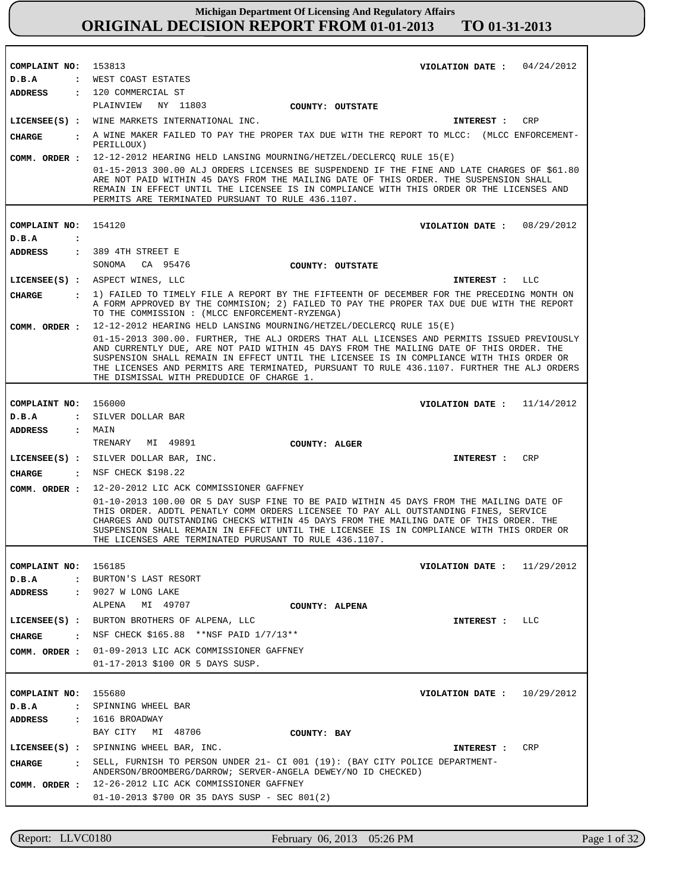# Michigan Department Of Licensing And Regulatory Affairs

## ORIGINAL DECISION REPORT FROM 01-01-2013 TO 01-31-2013

---

**COMPLAINT NO:** 153813 **VIOLATION DATE :** 04/24/2012

**D.B.A :** WEST COAST ESTATES

**ADDRESS :** 120 COMMERCIAL ST
PLAINVIEW NY 11803 **COUNTY: OUTSTATE**

**LICENSEE(S) :** WINE MARKETS INTERNATIONAL INC. **INTEREST :** CRP

**CHARGE :** A WINE MAKER FAILED TO PAY THE PROPER TAX DUE WITH THE REPORT TO MLCC: (MLCC ENFORCEMENT-PERILLOUX)

**COMM. ORDER :** 12-12-2012 HEARING HELD LANSING MOURNING/HETZEL/DECLERCQ RULE 15(E)

01-15-2013 300.00 ALJ ORDERS LICENSES BE SUSPENDEND IF THE FINE AND LATE CHARGES OF $61.80 ARE NOT PAID WITHIN 45 DAYS FROM THE MAILING DATE OF THIS ORDER. THE SUSPENSION SHALL REMAIN IN EFFECT UNTIL THE LICENSEE IS IN COMPLIANCE WITH THIS ORDER OR THE LICENSES AND PERMITS ARE TERMINATED PURSUANT TO RULE 436.1107.

---

**COMPLAINT NO:** 154120 **VIOLATION DATE :** 08/29/2012

**D.B.A :**

**ADDRESS :** 389 4TH STREET E
SONOMA CA 95476 **COUNTY: OUTSTATE**

**LICENSEE(S) :** ASPECT WINES, LLC **INTEREST :** LLC

**CHARGE :** 1) FAILED TO TIMELY FILE A REPORT BY THE FIFTEENTH OF DECEMBER FOR THE PRECEDING MONTH ON A FORM APPROVED BY THE COMMISION; 2) FAILED TO PAY THE PROPER TAX DUE DUE WITH THE REPORT TO THE COMMISSION : (MLCC ENFORCEMENT-RYZENGA)

**COMM. ORDER :** 12-12-2012 HEARING HELD LANSING MOURNING/HETZEL/DECLERCQ RULE 15(E)

01-15-2013 300.00. FURTHER, THE ALJ ORDERS THAT ALL LICENSES AND PERMITS ISSUED PREVIOUSLY AND CURRENTLY DUE, ARE NOT PAID WITHIN 45 DAYS FROM THE MAILING DATE OF THIS ORDER. THE SUSPENSION SHALL REMAIN IN EFFECT UNTIL THE LICENSEE IS IN COMPLIANCE WITH THIS ORDER OR THE LICENSES AND PERMITS ARE TERMINATED, PURSUANT TO RULE 436.1107. FURTHER THE ALJ ORDERS THE DISMISSAL WITH PREDUDICE OF CHARGE 1.

---

**COMPLAINT NO:** 156000 **VIOLATION DATE :** 11/14/2012

**D.B.A :** SILVER DOLLAR BAR

**ADDRESS :** MAIN
TRENARY MI 49891 **COUNTY: ALGER**

**LICENSEE(S) :** SILVER DOLLAR BAR, INC. **INTEREST :** CRP

**CHARGE :** NSF CHECK $198.22

**COMM. ORDER :** 12-20-2012 LIC ACK COMMISSIONER GAFFNEY

01-10-2013 100.00 OR 5 DAY SUSP FINE TO BE PAID WITHIN 45 DAYS FROM THE MAILING DATE OF THIS ORDER. ADDTL PENALTY COMM ORDERS LICENSEE TO PAY ALL OUTSTANDING FINES, SERVICE CHARGES AND OUTSTANDING CHECKS WITHIN 45 DAYS FROM THE MAILING DATE OF THIS ORDER. THE SUSPENSION SHALL REMAIN IN EFFECT UNTIL THE LICENSEE IS IN COMPLIANCE WITH THIS ORDER OR THE LICENSES ARE TERMINATED PURUSANT TO RULE 436.1107.

---

**COMPLAINT NO:** 156185 **VIOLATION DATE :** 11/29/2012

**D.B.A :** BURTON'S LAST RESORT

**ADDRESS :** 9027 W LONG LAKE
ALPENA MI 49707 **COUNTY: ALPENA**

**LICENSEE(S) :** BURTON BROTHERS OF ALPENA, LLC **INTEREST :** LLC

**CHARGE :** NSF CHECK $165.88 **NSF PAID 1/7/13**

**COMM. ORDER :** 01-09-2013 LIC ACK COMMISSIONER GAFFNEY

01-17-2013 $100 OR 5 DAYS SUSP.

---

**COMPLAINT NO:** 155680 **VIOLATION DATE :** 10/29/2012

**D.B.A :** SPINNING WHEEL BAR

**ADDRESS :** 1616 BROADWAY
BAY CITY MI 48706 **COUNTY: BAY**

**LICENSEE(S) :** SPINNING WHEEL BAR, INC. **INTEREST :** CRP

**CHARGE :** SELL, FURNISH TO PERSON UNDER 21- CI 001 (19): (BAY CITY POLICE DEPARTMENT-ANDERSON/BROOMBERG/DARROW; SERVER-ANGELA DEWEY/NO ID CHECKED)

**COMM. ORDER :** 12-26-2012 LIC ACK COMMISSIONER GAFFNEY

01-10-2013 $700 OR 35 DAYS SUSP - SEC 801(2)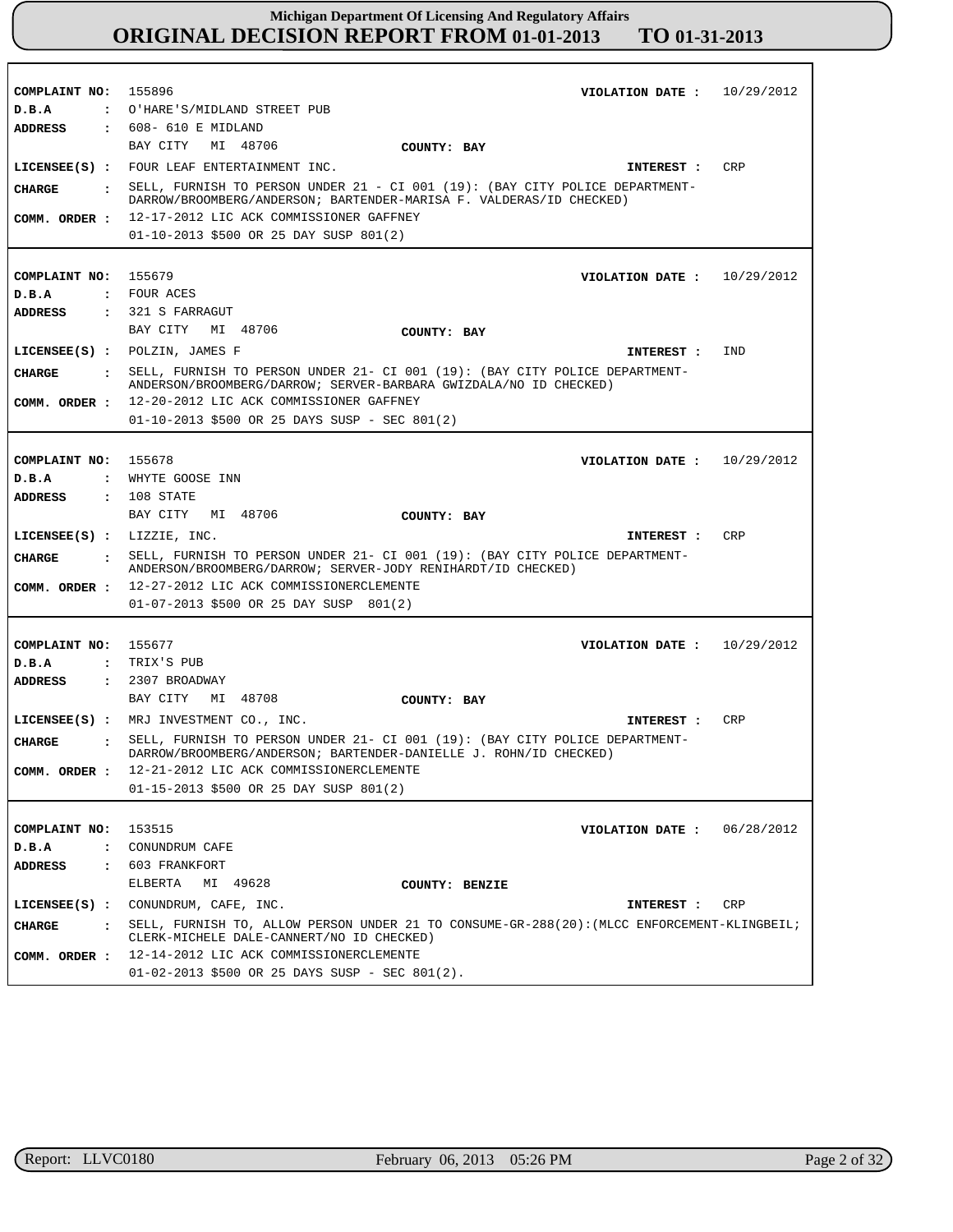**Michigan Department Of Licensing And Regulatory Affairs**

# ORIGINAL DECISION REPORT FROM 01-01-2013 TO 01-31-2013

**COMPLAINT NO:** 155896 **VIOLATION DATE :** 10/29/2012
**D.B.A :** O'HARE'S/MIDLAND STREET PUB
**ADDRESS :** 608- 610 E MIDLAND
BAY CITY MI 48706 **COUNTY: BAY**
**LICENSEE(S) :** FOUR LEAF ENTERTAINMENT INC. **INTEREST :** CRP
**CHARGE :** SELL, FURNISH TO PERSON UNDER 21 - CI 001 (19): (BAY CITY POLICE DEPARTMENT-DARROW/BROOMBERG/ANDERSON; BARTENDER-MARISA F. VALDERAS/ID CHECKED)
**COMM. ORDER :** 12-17-2012 LIC ACK COMMISSIONER GAFFNEY
01-10-2013 $500 OR 25 DAY SUSP 801(2)

---

**COMPLAINT NO:** 155679 **VIOLATION DATE :** 10/29/2012
**D.B.A :** FOUR ACES
**ADDRESS :** 321 S FARRAGUT
BAY CITY MI 48706 **COUNTY: BAY**
**LICENSEE(S) :** POLZIN, JAMES F **INTEREST :** IND
**CHARGE :** SELL, FURNISH TO PERSON UNDER 21- CI 001 (19): (BAY CITY POLICE DEPARTMENT-ANDERSON/BROOMBERG/DARROW; SERVER-BARBARA GWIZDALA/NO ID CHECKED)
**COMM. ORDER :** 12-20-2012 LIC ACK COMMISSIONER GAFFNEY
01-10-2013 $500 OR 25 DAYS SUSP - SEC 801(2)

---

**COMPLAINT NO:** 155678 **VIOLATION DATE :** 10/29/2012
**D.B.A :** WHYTE GOOSE INN
**ADDRESS :** 108 STATE
BAY CITY MI 48706 **COUNTY: BAY**
**LICENSEE(S) :** LIZZIE, INC. **INTEREST :** CRP
**CHARGE :** SELL, FURNISH TO PERSON UNDER 21- CI 001 (19): (BAY CITY POLICE DEPARTMENT-ANDERSON/BROOMBERG/DARROW; SERVER-JODY RENIHARDT/ID CHECKED)
**COMM. ORDER :** 12-27-2012 LIC ACK COMMISSIONERCLEMENTE
01-07-2013 $500 OR 25 DAY SUSP 801(2)

---

**COMPLAINT NO:** 155677 **VIOLATION DATE :** 10/29/2012
**D.B.A :** TRIX'S PUB
**ADDRESS :** 2307 BROADWAY
BAY CITY MI 48708 **COUNTY: BAY**
**LICENSEE(S) :** MRJ INVESTMENT CO., INC. **INTEREST :** CRP
**CHARGE :** SELL, FURNISH TO PERSON UNDER 21- CI 001 (19): (BAY CITY POLICE DEPARTMENT-DARROW/BROOMBERG/ANDERSON; BARTENDER-DANIELLE J. ROHN/ID CHECKED)
**COMM. ORDER :** 12-21-2012 LIC ACK COMMISSIONERCLEMENTE
01-15-2013 $500 OR 25 DAY SUSP 801(2)

---

**COMPLAINT NO:** 153515 **VIOLATION DATE :** 06/28/2012
**D.B.A :** CONUNDRUM CAFE
**ADDRESS :** 603 FRANKFORT
ELBERTA MI 49628 **COUNTY: BENZIE**
**LICENSEE(S) :** CONUNDRUM, CAFE, INC. **INTEREST :** CRP
**CHARGE :** SELL, FURNISH TO, ALLOW PERSON UNDER 21 TO CONSUME-GR-288(20):(MLCC ENFORCEMENT-KLINGBEIL; CLERK-MICHELE DALE-CANNERT/NO ID CHECKED)
**COMM. ORDER :** 12-14-2012 LIC ACK COMMISSIONERCLEMENTE
01-02-2013 $500 OR 25 DAYS SUSP - SEC 801(2).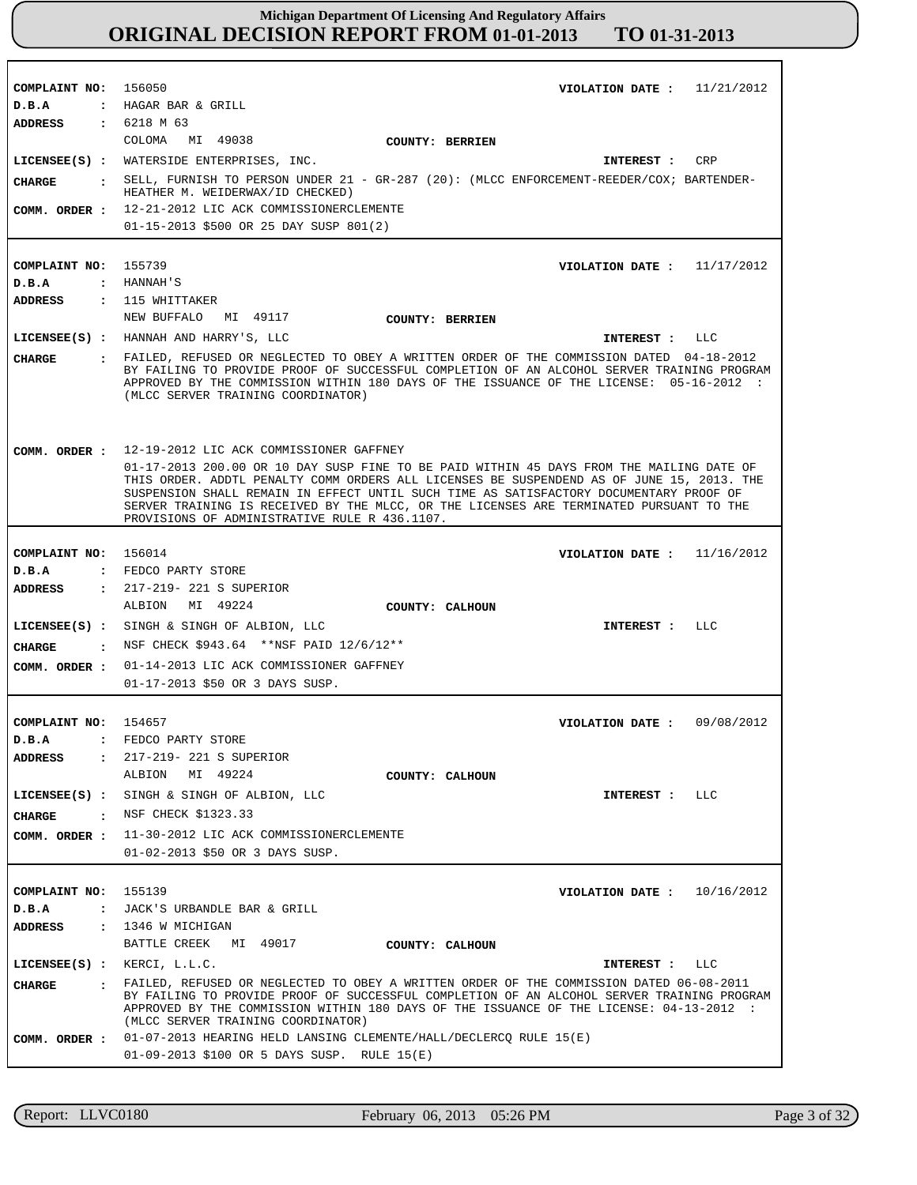**Michigan Department Of Licensing And Regulatory Affairs**
**ORIGINAL DECISION REPORT FROM 01-01-2013 TO 01-31-2013**

---

**COMPLAINT NO:** 156050 **VIOLATION DATE :** 11/21/2012
**D.B.A :** HAGAR BAR & GRILL
**ADDRESS :** 6218 M 63
COLOMA MI 49038 **COUNTY: BERRIEN**
**LICENSEE(S) :** WATERSIDE ENTERPRISES, INC. **INTEREST :** CRP
**CHARGE :** SELL, FURNISH TO PERSON UNDER 21 - GR-287 (20): (MLCC ENFORCEMENT-REEDER/COX; BARTENDER-HEATHER M. WEIDERWAX/ID CHECKED)
**COMM. ORDER :** 12-21-2012 LIC ACK COMMISSIONERCLEMENTE
01-15-2013 $500 OR 25 DAY SUSP 801(2)

---

**COMPLAINT NO:** 155739 **VIOLATION DATE :** 11/17/2012
**D.B.A :** HANNAH'S
**ADDRESS :** 115 WHITTAKER
NEW BUFFALO MI 49117 **COUNTY: BERRIEN**
**LICENSEE(S) :** HANNAH AND HARRY'S, LLC **INTEREST :** LLC
**CHARGE :** FAILED, REFUSED OR NEGLECTED TO OBEY A WRITTEN ORDER OF THE COMMISSION DATED 04-18-2012 BY FAILING TO PROVIDE PROOF OF SUCCESSFUL COMPLETION OF AN ALCOHOL SERVER TRAINING PROGRAM APPROVED BY THE COMMISSION WITHIN 180 DAYS OF THE ISSUANCE OF THE LICENSE: 05-16-2012 : (MLCC SERVER TRAINING COORDINATOR)
**COMM. ORDER :** 12-19-2012 LIC ACK COMMISSIONER GAFFNEY
01-17-2013 200.00 OR 10 DAY SUSP FINE TO BE PAID WITHIN 45 DAYS FROM THE MAILING DATE OF THIS ORDER. ADDTL PENALTY COMM ORDERS ALL LICENSES BE SUSPENDEND AS OF JUNE 15, 2013. THE SUSPENSION SHALL REMAIN IN EFFECT UNTIL SUCH TIME AS SATISFACTORY DOCUMENTARY PROOF OF SERVER TRAINING IS RECEIVED BY THE MLCC, OR THE LICENSES ARE TERMINATED PURSUANT TO THE PROVISIONS OF ADMINISTRATIVE RULE R 436.1107.

---

**COMPLAINT NO:** 156014 **VIOLATION DATE :** 11/16/2012
**D.B.A :** FEDCO PARTY STORE
**ADDRESS :** 217-219- 221 S SUPERIOR
ALBION MI 49224 **COUNTY: CALHOUN**
**LICENSEE(S) :** SINGH & SINGH OF ALBION, LLC **INTEREST :** LLC
**CHARGE :** NSF CHECK $943.64 **NSF PAID 12/6/12**
**COMM. ORDER :** 01-14-2013 LIC ACK COMMISSIONER GAFFNEY
01-17-2013 $50 OR 3 DAYS SUSP.

---

**COMPLAINT NO:** 154657 **VIOLATION DATE :** 09/08/2012
**D.B.A :** FEDCO PARTY STORE
**ADDRESS :** 217-219- 221 S SUPERIOR
ALBION MI 49224 **COUNTY: CALHOUN**
**LICENSEE(S) :** SINGH & SINGH OF ALBION, LLC **INTEREST :** LLC
**CHARGE :** NSF CHECK $1323.33
**COMM. ORDER :** 11-30-2012 LIC ACK COMMISSIONERCLEMENTE
01-02-2013 $50 OR 3 DAYS SUSP.

---

**COMPLAINT NO:** 155139 **VIOLATION DATE :** 10/16/2012
**D.B.A :** JACK'S URBANDLE BAR & GRILL
**ADDRESS :** 1346 W MICHIGAN
BATTLE CREEK MI 49017 **COUNTY: CALHOUN**
**LICENSEE(S) :** KERCI, L.L.C. **INTEREST :** LLC
**CHARGE :** FAILED, REFUSED OR NEGLECTED TO OBEY A WRITTEN ORDER OF THE COMMISSION DATED 06-08-2011 BY FAILING TO PROVIDE PROOF OF SUCCESSFUL COMPLETION OF AN ALCOHOL SERVER TRAINING PROGRAM APPROVED BY THE COMMISSION WITHIN 180 DAYS OF THE ISSUANCE OF THE LICENSE: 04-13-2012 : (MLCC SERVER TRAINING COORDINATOR)
**COMM. ORDER :** 01-07-2013 HEARING HELD LANSING CLEMENTE/HALL/DECLERCQ RULE 15(E)
01-09-2013 $100 OR 5 DAYS SUSP. RULE 15(E)

---

Report: LLVC0180 February 06, 2013 05:26 PM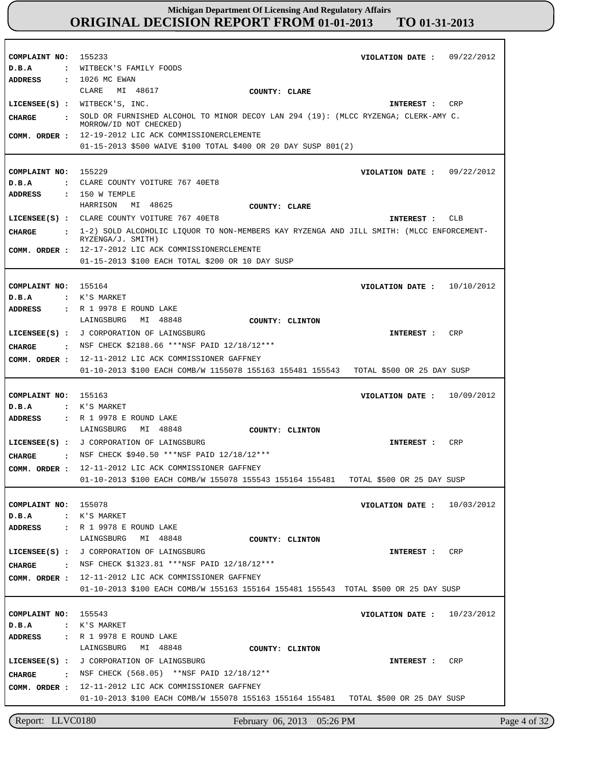# Michigan Department Of Licensing And Regulatory Affairs
## ORIGINAL DECISION REPORT FROM 01-01-2013 TO 01-31-2013

---

**COMPLAINT NO:** 155233 **VIOLATION DATE :** 09/22/2012
**D.B.A :** WITBECK'S FAMILY FOODS
**ADDRESS :** 1026 MC EWAN
CLARE MI 48617 **COUNTY: CLARE**
**LICENSEE(S) :** WITBECK'S, INC. **INTEREST :** CRP
**CHARGE :** SOLD OR FURNISHED ALCOHOL TO MINOR DECOY LAN 294 (19): (MLCC RYZENGA; CLERK-AMY C. MORROW/ID NOT CHECKED)
**COMM. ORDER :** 12-19-2012 LIC ACK COMMISSIONERCLEMENTE
01-15-2013 $500 WAIVE $100 TOTAL $400 OR 20 DAY SUSP 801(2)

---

**COMPLAINT NO:** 155229 **VIOLATION DATE :** 09/22/2012
**D.B.A :** CLARE COUNTY VOITURE 767 40ET8
**ADDRESS :** 150 W TEMPLE
HARRISON MI 48625 **COUNTY: CLARE**
**LICENSEE(S) :** CLARE COUNTY VOITURE 767 40ET8 **INTEREST :** CLB
**CHARGE :** 1-2) SOLD ALCOHOLIC LIQUOR TO NON-MEMBERS KAY RYZENGA AND JILL SMITH: (MLCC ENFORCEMENT-RYZENGA/J. SMITH)
**COMM. ORDER :** 12-17-2012 LIC ACK COMMISSIONERCLEMENTE
01-15-2013 $100 EACH TOTAL $200 OR 10 DAY SUSP

---

**COMPLAINT NO:** 155164 **VIOLATION DATE :** 10/10/2012
**D.B.A :** K'S MARKET
**ADDRESS :** R 1 9978 E ROUND LAKE
LAINGSBURG MI 48848 **COUNTY: CLINTON**
**LICENSEE(S) :** J CORPORATION OF LAINGSBURG **INTEREST :** CRP
**CHARGE :** NSF CHECK $2188.66 ***NSF PAID 12/18/12***
**COMM. ORDER :** 12-11-2012 LIC ACK COMMISSIONER GAFFNEY
01-10-2013 $100 EACH COMB/W 1155078 155163 155481 155543 TOTAL $500 OR 25 DAY SUSP

---

**COMPLAINT NO:** 155163 **VIOLATION DATE :** 10/09/2012
**D.B.A :** K'S MARKET
**ADDRESS :** R 1 9978 E ROUND LAKE
LAINGSBURG MI 48848 **COUNTY: CLINTON**
**LICENSEE(S) :** J CORPORATION OF LAINGSBURG **INTEREST :** CRP
**CHARGE :** NSF CHECK $940.50 ***NSF PAID 12/18/12***
**COMM. ORDER :** 12-11-2012 LIC ACK COMMISSIONER GAFFNEY
01-10-2013 $100 EACH COMB/W 155078 155543 155164 155481 TOTAL $500 OR 25 DAY SUSP

---

**COMPLAINT NO:** 155078 **VIOLATION DATE :** 10/03/2012
**D.B.A :** K'S MARKET
**ADDRESS :** R 1 9978 E ROUND LAKE
LAINGSBURG MI 48848 **COUNTY: CLINTON**
**LICENSEE(S) :** J CORPORATION OF LAINGSBURG **INTEREST :** CRP
**CHARGE :** NSF CHECK $1323.81 ***NSF PAID 12/18/12***
**COMM. ORDER :** 12-11-2012 LIC ACK COMMISSIONER GAFFNEY
01-10-2013 $100 EACH COMB/W 155163 155164 155481 155543 TOTAL $500 OR 25 DAY SUSP

---

**COMPLAINT NO:** 155543 **VIOLATION DATE :** 10/23/2012
**D.B.A :** K'S MARKET
**ADDRESS :** R 1 9978 E ROUND LAKE
LAINGSBURG MI 48848 **COUNTY: CLINTON**
**LICENSEE(S) :** J CORPORATION OF LAINGSBURG **INTEREST :** CRP
**CHARGE :** NSF CHECK (568.05) **NSF PAID 12/18/12**
**COMM. ORDER :** 12-11-2012 LIC ACK COMMISSIONER GAFFNEY
01-10-2013 $100 EACH COMB/W 155078 155163 155164 155481 TOTAL $500 OR 25 DAY SUSP

---

Report: LLVC0180 February 06, 2013 05:26 PM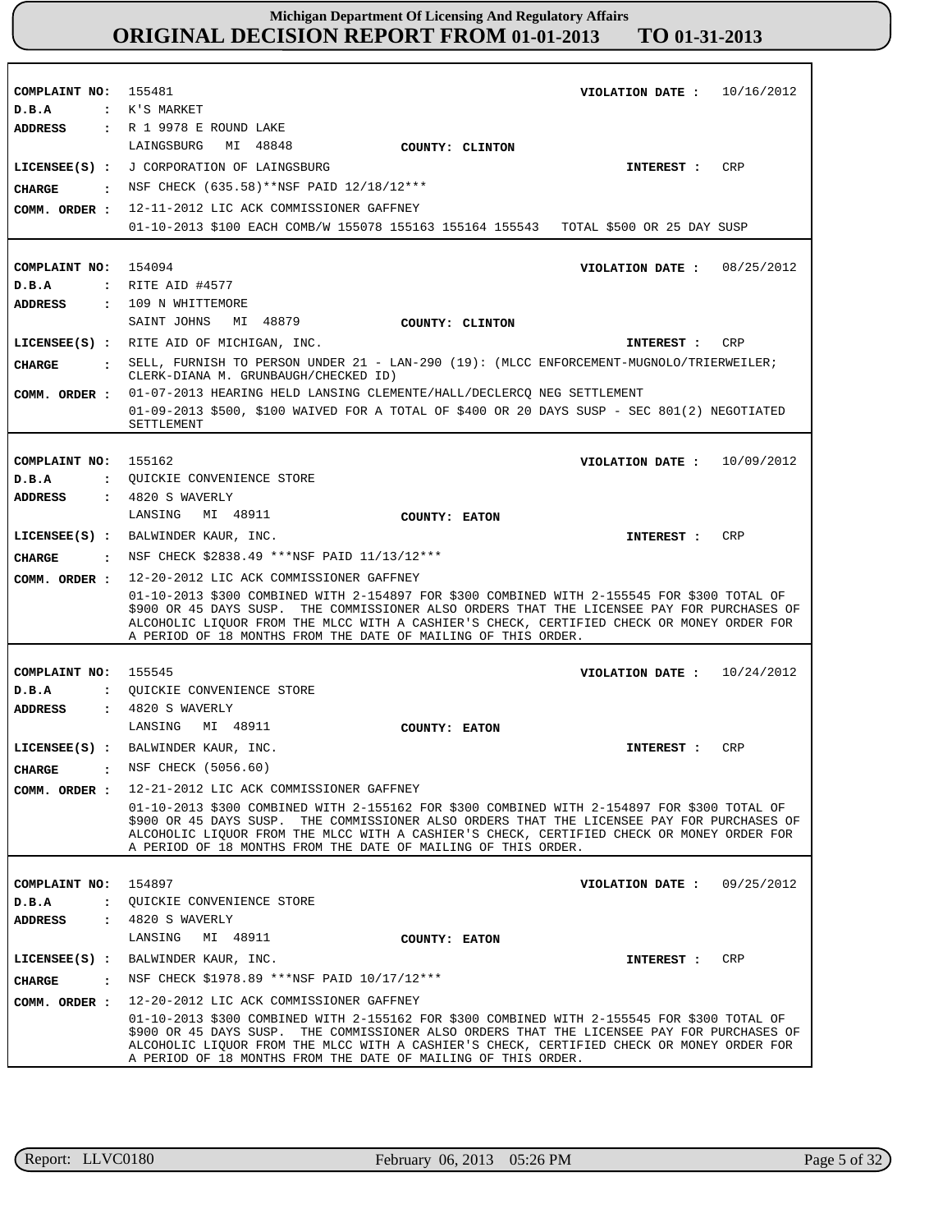# Michigan Department Of Licensing And Regulatory Affairs
## ORIGINAL DECISION REPORT FROM 01-01-2013 TO 01-31-2013

**COMPLAINT NO:** 155481 **VIOLATION DATE :** 10/16/2012
**D.B.A :** K'S MARKET
**ADDRESS :** R 1 9978 E ROUND LAKE
LAINGSBURG MI 48848 **COUNTY: CLINTON**
**LICENSEE(S) :** J CORPORATION OF LAINGSBURG **INTEREST :** CRP
**CHARGE :** NSF CHECK (635.58)**NSF PAID 12/18/12***
**COMM. ORDER :** 12-11-2012 LIC ACK COMMISSIONER GAFFNEY
01-10-2013 $100 EACH COMB/W 155078 155163 155164 155543 TOTAL $500 OR 25 DAY SUSP

---

**COMPLAINT NO:** 154094 **VIOLATION DATE :** 08/25/2012
**D.B.A :** RITE AID #4577
**ADDRESS :** 109 N WHITTEMORE
SAINT JOHNS MI 48879 **COUNTY: CLINTON**
**LICENSEE(S) :** RITE AID OF MICHIGAN, INC. **INTEREST :** CRP
**CHARGE :** SELL, FURNISH TO PERSON UNDER 21 - LAN-290 (19): (MLCC ENFORCEMENT-MUGNOLO/TRIERWEILER; CLERK-DIANA M. GRUNBAUGH/CHECKED ID)
**COMM. ORDER :** 01-07-2013 HEARING HELD LANSING CLEMENTE/HALL/DECLERCQ NEG SETTLEMENT
01-09-2013 $500, $100 WAIVED FOR A TOTAL OF $400 OR 20 DAYS SUSP - SEC 801(2) NEGOTIATED SETTLEMENT

---

**COMPLAINT NO:** 155162 **VIOLATION DATE :** 10/09/2012
**D.B.A :** QUICKIE CONVENIENCE STORE
**ADDRESS :** 4820 S WAVERLY
LANSING MI 48911 **COUNTY: EATON**
**LICENSEE(S) :** BALWINDER KAUR, INC. **INTEREST :** CRP
**CHARGE :** NSF CHECK $2838.49 ***NSF PAID 11/13/12***
**COMM. ORDER :** 12-20-2012 LIC ACK COMMISSIONER GAFFNEY
01-10-2013 $300 COMBINED WITH 2-154897 FOR $300 COMBINED WITH 2-155545 FOR $300 TOTAL OF $900 OR 45 DAYS SUSP. THE COMMISSIONER ALSO ORDERS THAT THE LICENSEE PAY FOR PURCHASES OF ALCOHOLIC LIQUOR FROM THE MLCC WITH A CASHIER'S CHECK, CERTIFIED CHECK OR MONEY ORDER FOR A PERIOD OF 18 MONTHS FROM THE DATE OF MAILING OF THIS ORDER.

---

**COMPLAINT NO:** 155545 **VIOLATION DATE :** 10/24/2012
**D.B.A :** QUICKIE CONVENIENCE STORE
**ADDRESS :** 4820 S WAVERLY
LANSING MI 48911 **COUNTY: EATON**
**LICENSEE(S) :** BALWINDER KAUR, INC. **INTEREST :** CRP
**CHARGE :** NSF CHECK (5056.60)
**COMM. ORDER :** 12-21-2012 LIC ACK COMMISSIONER GAFFNEY
01-10-2013 $300 COMBINED WITH 2-155162 FOR $300 COMBINED WITH 2-154897 FOR $300 TOTAL OF $900 OR 45 DAYS SUSP. THE COMMISSIONER ALSO ORDERS THAT THE LICENSEE PAY FOR PURCHASES OF ALCOHOLIC LIQUOR FROM THE MLCC WITH A CASHIER'S CHECK, CERTIFIED CHECK OR MONEY ORDER FOR A PERIOD OF 18 MONTHS FROM THE DATE OF MAILING OF THIS ORDER.

---

**COMPLAINT NO:** 154897 **VIOLATION DATE :** 09/25/2012
**D.B.A :** QUICKIE CONVENIENCE STORE
**ADDRESS :** 4820 S WAVERLY
LANSING MI 48911 **COUNTY: EATON**
**LICENSEE(S) :** BALWINDER KAUR, INC. **INTEREST :** CRP
**CHARGE :** NSF CHECK $1978.89 ***NSF PAID 10/17/12***
**COMM. ORDER :** 12-20-2012 LIC ACK COMMISSIONER GAFFNEY
01-10-2013 $300 COMBINED WITH 2-155162 FOR $300 COMBINED WITH 2-155545 FOR $300 TOTAL OF $900 OR 45 DAYS SUSP. THE COMMISSIONER ALSO ORDERS THAT THE LICENSEE PAY FOR PURCHASES OF ALCOHOLIC LIQUOR FROM THE MLCC WITH A CASHIER'S CHECK, CERTIFIED CHECK OR MONEY ORDER FOR A PERIOD OF 18 MONTHS FROM THE DATE OF MAILING OF THIS ORDER.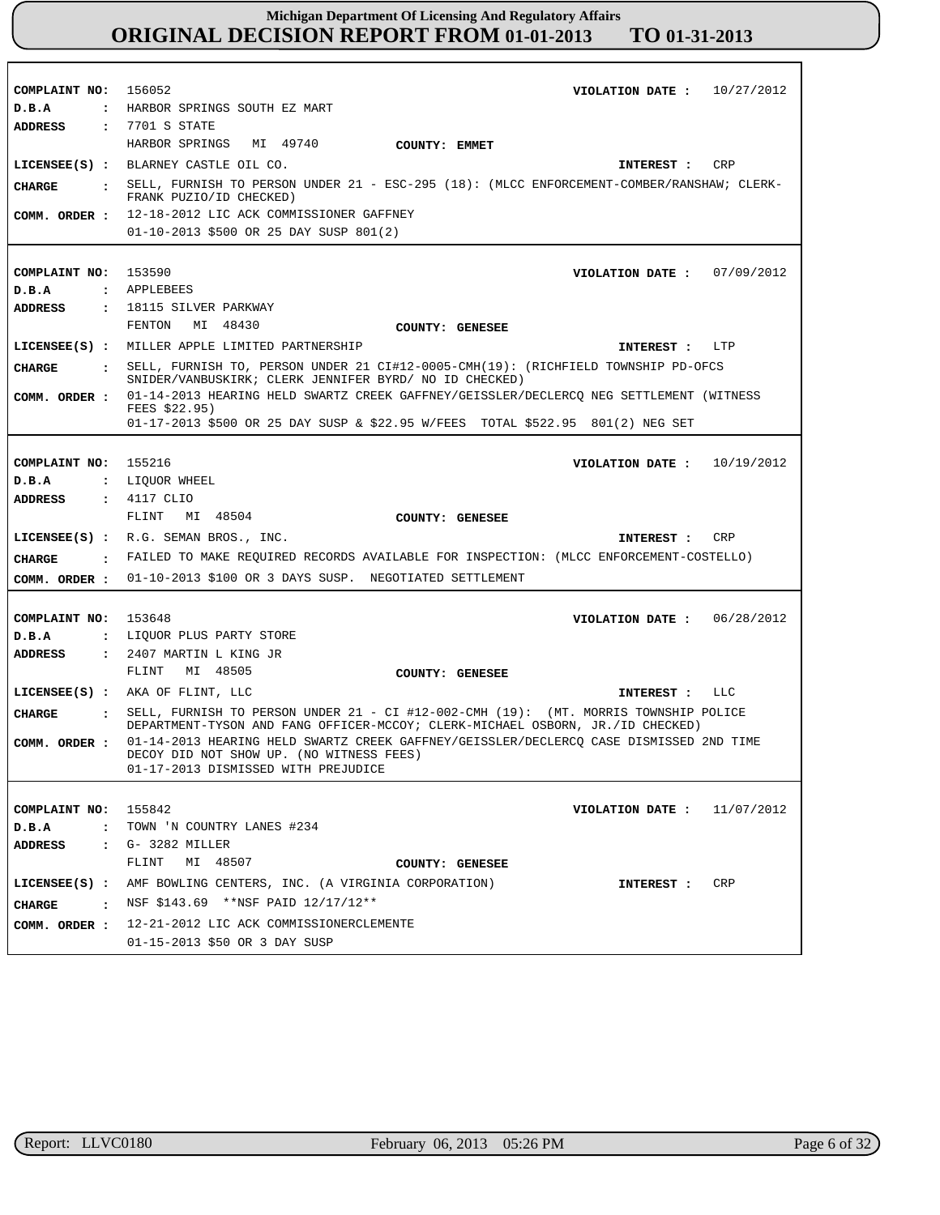# Michigan Department Of Licensing And Regulatory Affairs
## ORIGINAL DECISION REPORT FROM 01-01-2013 TO 01-31-2013

---

**COMPLAINT NO:** 156052
**VIOLATION DATE :** 10/27/2012
**D.B.A :** HARBOR SPRINGS SOUTH EZ MART
**ADDRESS :** 7701 S STATE
HARBOR SPRINGS MI 49740
**COUNTY:** EMMET
**LICENSEE(S) :** BLARNEY CASTLE OIL CO.
**INTEREST :** CRP
**CHARGE :** SELL, FURNISH TO PERSON UNDER 21 - ESC-295 (18): (MLCC ENFORCEMENT-COMBER/RANSHAW; CLERK-FRANK PUZIO/ID CHECKED)
**COMM. ORDER :** 12-18-2012 LIC ACK COMMISSIONER GAFFNEY
01-10-2013 $500 OR 25 DAY SUSP 801(2)

---

**COMPLAINT NO:** 153590
**VIOLATION DATE :** 07/09/2012
**D.B.A :** APPLEBEES
**ADDRESS :** 18115 SILVER PARKWAY
FENTON MI 48430
**COUNTY:** GENESEE
**LICENSEE(S) :** MILLER APPLE LIMITED PARTNERSHIP
**INTEREST :** LTP
**CHARGE :** SELL, FURNISH TO, PERSON UNDER 21 CI#12-0005-CMH(19): (RICHFIELD TOWNSHIP PD-OFCS SNIDER/VANBUSKIRK; CLERK JENNIFER BYRD/ NO ID CHECKED)
**COMM. ORDER :** 01-14-2013 HEARING HELD SWARTZ CREEK GAFFNEY/GEISSLER/DECLERCQ NEG SETTLEMENT (WITNESS FEES $22.95)
01-17-2013 $500 OR 25 DAY SUSP & $22.95 W/FEES TOTAL $522.95 801(2) NEG SET

---

**COMPLAINT NO:** 155216
**VIOLATION DATE :** 10/19/2012
**D.B.A :** LIQUOR WHEEL
**ADDRESS :** 4117 CLIO
FLINT MI 48504
**COUNTY:** GENESEE
**LICENSEE(S) :** R.G. SEMAN BROS., INC.
**INTEREST :** CRP
**CHARGE :** FAILED TO MAKE REQUIRED RECORDS AVAILABLE FOR INSPECTION: (MLCC ENFORCEMENT-COSTELLO)
**COMM. ORDER :** 01-10-2013 $100 OR 3 DAYS SUSP. NEGOTIATED SETTLEMENT

---

**COMPLAINT NO:** 153648
**VIOLATION DATE :** 06/28/2012
**D.B.A :** LIQUOR PLUS PARTY STORE
**ADDRESS :** 2407 MARTIN L KING JR
FLINT MI 48505
**COUNTY:** GENESEE
**LICENSEE(S) :** AKA OF FLINT, LLC
**INTEREST :** LLC
**CHARGE :** SELL, FURNISH TO PERSON UNDER 21 - CI #12-002-CMH (19): (MT. MORRIS TOWNSHIP POLICE DEPARTMENT-TYSON AND FANG OFFICER-MCCOY; CLERK-MICHAEL OSBORN, JR./ID CHECKED)
**COMM. ORDER :** 01-14-2013 HEARING HELD SWARTZ CREEK GAFFNEY/GEISSLER/DECLERCQ CASE DISMISSED 2ND TIME DECOY DID NOT SHOW UP. (NO WITNESS FEES)
01-17-2013 DISMISSED WITH PREJUDICE

---

**COMPLAINT NO:** 155842
**VIOLATION DATE :** 11/07/2012
**D.B.A :** TOWN 'N COUNTRY LANES #234
**ADDRESS :** G- 3282 MILLER
FLINT MI 48507
**COUNTY:** GENESEE
**LICENSEE(S) :** AMF BOWLING CENTERS, INC. (A VIRGINIA CORPORATION)
**INTEREST :** CRP
**CHARGE :** NSF $143.69 **NSF PAID 12/17/12**
**COMM. ORDER :** 12-21-2012 LIC ACK COMMISSIONERCLEMENTE
01-15-2013 $50 OR 3 DAY SUSP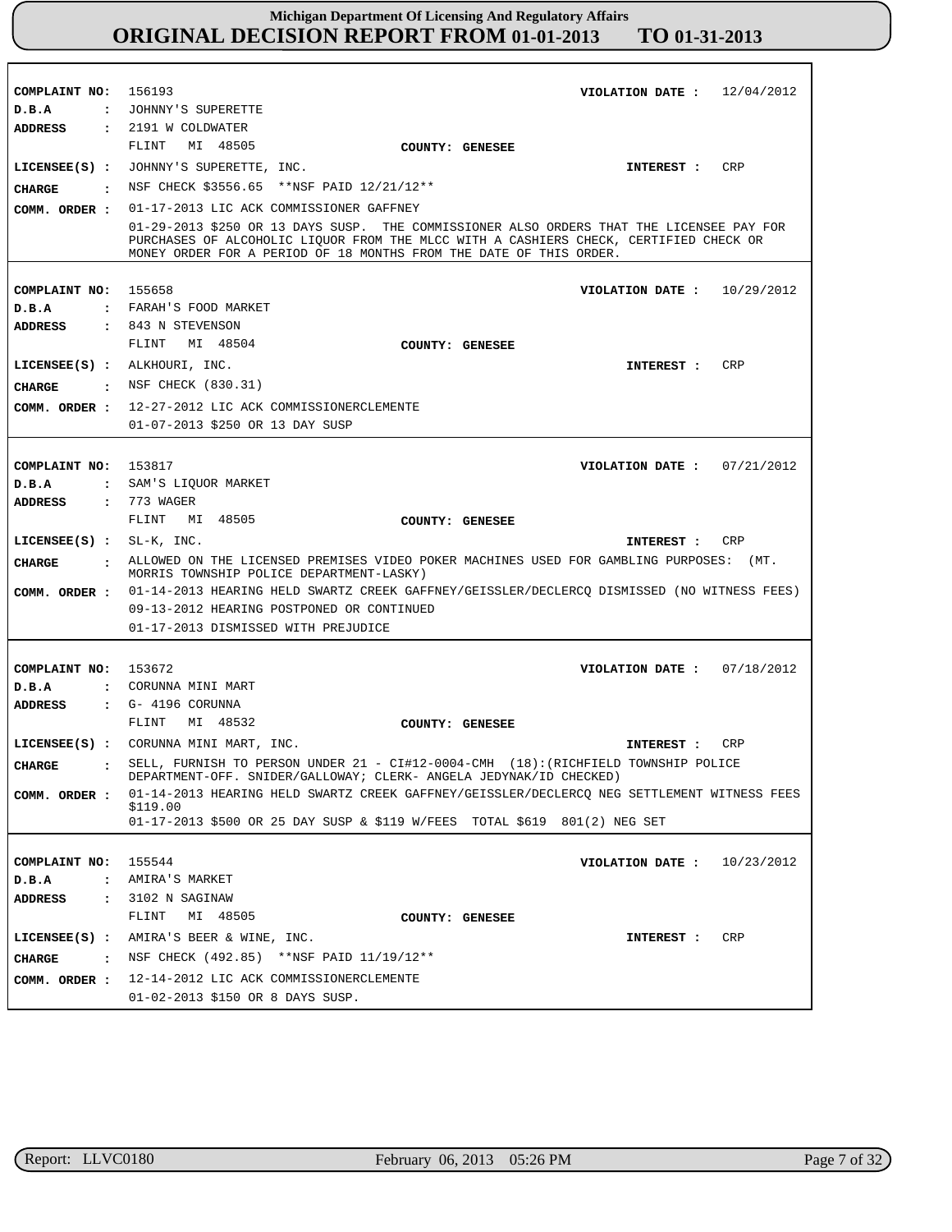**Michigan Department Of Licensing And Regulatory Affairs**

# ORIGINAL DECISION REPORT FROM 01-01-2013 TO 01-31-2013

---

**COMPLAINT NO:** 156193 **VIOLATION DATE :** 12/04/2012
**D.B.A :** JOHNNY'S SUPERETTE
**ADDRESS :** 2191 W COLDWATER
FLINT MI 48505 **COUNTY: GENESEE**
**LICENSEE(S) :** JOHNNY'S SUPERETTE, INC. **INTEREST :** CRP
**CHARGE :** NSF CHECK $3556.65 **NSF PAID 12/21/12**
**COMM. ORDER :** 01-17-2013 LIC ACK COMMISSIONER GAFFNEY
01-29-2013 $250 OR 13 DAYS SUSP. THE COMMISSIONER ALSO ORDERS THAT THE LICENSEE PAY FOR PURCHASES OF ALCOHOLIC LIQUOR FROM THE MLCC WITH A CASHIERS CHECK, CERTIFIED CHECK OR MONEY ORDER FOR A PERIOD OF 18 MONTHS FROM THE DATE OF THIS ORDER.

---

**COMPLAINT NO:** 155658 **VIOLATION DATE :** 10/29/2012
**D.B.A :** FARAH'S FOOD MARKET
**ADDRESS :** 843 N STEVENSON
FLINT MI 48504 **COUNTY: GENESEE**
**LICENSEE(S) :** ALKHOURI, INC. **INTEREST :** CRP
**CHARGE :** NSF CHECK (830.31)
**COMM. ORDER :** 12-27-2012 LIC ACK COMMISSIONERCLEMENTE
01-07-2013 $250 OR 13 DAY SUSP

---

**COMPLAINT NO:** 153817 **VIOLATION DATE :** 07/21/2012
**D.B.A :** SAM'S LIQUOR MARKET
**ADDRESS :** 773 WAGER
FLINT MI 48505 **COUNTY: GENESEE**
**LICENSEE(S) :** SL-K, INC. **INTEREST :** CRP
**CHARGE :** ALLOWED ON THE LICENSED PREMISES VIDEO POKER MACHINES USED FOR GAMBLING PURPOSES: (MT. MORRIS TOWNSHIP POLICE DEPARTMENT-LASKY)
**COMM. ORDER :** 01-14-2013 HEARING HELD SWARTZ CREEK GAFFNEY/GEISSLER/DECLERCQ DISMISSED (NO WITNESS FEES)
09-13-2012 HEARING POSTPONED OR CONTINUED
01-17-2013 DISMISSED WITH PREJUDICE

---

**COMPLAINT NO:** 153672 **VIOLATION DATE :** 07/18/2012
**D.B.A :** CORUNNA MINI MART
**ADDRESS :** G- 4196 CORUNNA
FLINT MI 48532 **COUNTY: GENESEE**
**LICENSEE(S) :** CORUNNA MINI MART, INC. **INTEREST :** CRP
**CHARGE :** SELL, FURNISH TO PERSON UNDER 21 - CI#12-0004-CMH (18):(RICHFIELD TOWNSHIP POLICE DEPARTMENT-OFF. SNIDER/GALLOWAY; CLERK- ANGELA JEDYNAK/ID CHECKED)
**COMM. ORDER :** 01-14-2013 HEARING HELD SWARTZ CREEK GAFFNEY/GEISSLER/DECLERCQ NEG SETTLEMENT WITNESS FEES $119.00
01-17-2013 $500 OR 25 DAY SUSP & $119 W/FEES TOTAL $619 801(2) NEG SET

---

**COMPLAINT NO:** 155544 **VIOLATION DATE :** 10/23/2012
**D.B.A :** AMIRA'S MARKET
**ADDRESS :** 3102 N SAGINAW
FLINT MI 48505 **COUNTY: GENESEE**
**LICENSEE(S) :** AMIRA'S BEER & WINE, INC. **INTEREST :** CRP
**CHARGE :** NSF CHECK (492.85) **NSF PAID 11/19/12**
**COMM. ORDER :** 12-14-2012 LIC ACK COMMISSIONERCLEMENTE
01-02-2013 $150 OR 8 DAYS SUSP.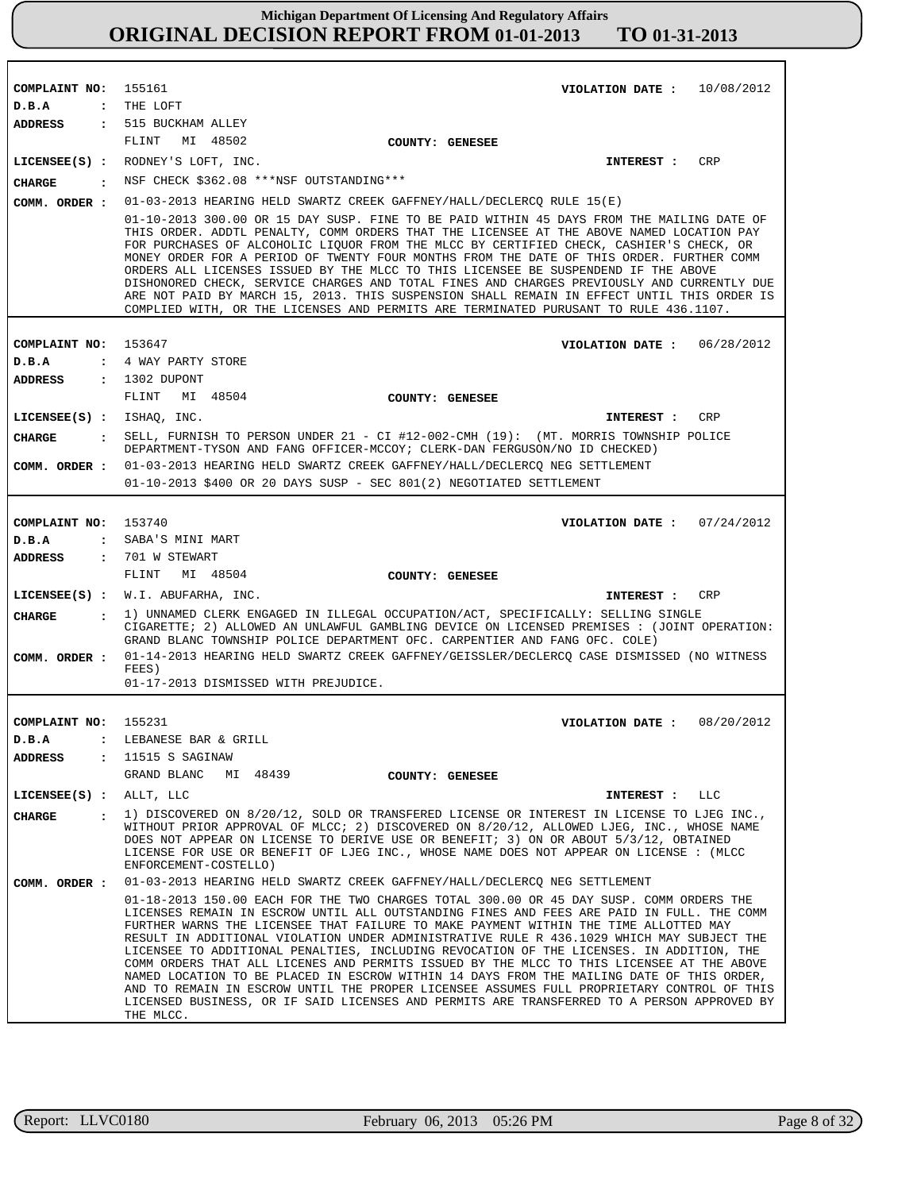**COMPLAINT NO:** 155161
**VIOLATION DATE :** 10/08/2012
**D.B.A :** THE LOFT
**ADDRESS :** 515 BUCKHAM ALLEY
FLINT MI 48502
**COUNTY: GENESEE**
**LICENSEE(S) :** RODNEY'S LOFT, INC.
**INTEREST :** CRP
**CHARGE :** NSF CHECK $362.08 ***NSF OUTSTANDING***
**COMM. ORDER :** 01-03-2013 HEARING HELD SWARTZ CREEK GAFFNEY/HALL/DECLERCQ RULE 15(E)

01-10-2013 300.00 OR 15 DAY SUSP. FINE TO BE PAID WITHIN 45 DAYS FROM THE MAILING DATE OF THIS ORDER. ADDTL PENALTY, COMM ORDERS THAT THE LICENSEE AT THE ABOVE NAMED LOCATION PAY FOR PURCHASES OF ALCOHOLIC LIQUOR FROM THE MLCC BY CERTIFIED CHECK, CASHIER'S CHECK, OR MONEY ORDER FOR A PERIOD OF TWENTY FOUR MONTHS FROM THE DATE OF THIS ORDER. FURTHER COMM ORDERS ALL LICENSES ISSUED BY THE MLCC TO THIS LICENSEE BE SUSPENDEND IF THE ABOVE DISHONORED CHECK, SERVICE CHARGES AND TOTAL FINES AND CHARGES PREVIOUSLY AND CURRENTLY DUE ARE NOT PAID BY MARCH 15, 2013. THIS SUSPENSION SHALL REMAIN IN EFFECT UNTIL THIS ORDER IS COMPLIED WITH, OR THE LICENSES AND PERMITS ARE TERMINATED PURUSANT TO RULE 436.1107.

---

**COMPLAINT NO:** 153647
**VIOLATION DATE :** 06/28/2012
**D.B.A :** 4 WAY PARTY STORE
**ADDRESS :** 1302 DUPONT
FLINT MI 48504
**COUNTY: GENESEE**
**LICENSEE(S) :** ISHAQ, INC.
**INTEREST :** CRP
**CHARGE :** SELL, FURNISH TO PERSON UNDER 21 - CI #12-002-CMH (19): (MT. MORRIS TOWNSHIP POLICE DEPARTMENT-TYSON AND FANG OFFICER-MCCOY; CLERK-DAN FERGUSON/NO ID CHECKED)
**COMM. ORDER :** 01-03-2013 HEARING HELD SWARTZ CREEK GAFFNEY/HALL/DECLERCQ NEG SETTLEMENT

01-10-2013 $400 OR 20 DAYS SUSP - SEC 801(2) NEGOTIATED SETTLEMENT

---

**COMPLAINT NO:** 153740
**VIOLATION DATE :** 07/24/2012
**D.B.A :** SABA'S MINI MART
**ADDRESS :** 701 W STEWART
FLINT MI 48504
**COUNTY: GENESEE**
**LICENSEE(S) :** W.I. ABUFARHA, INC.
**INTEREST :** CRP
**CHARGE :** 1) UNNAMED CLERK ENGAGED IN ILLEGAL OCCUPATION/ACT, SPECIFICALLY: SELLING SINGLE CIGARETTE; 2) ALLOWED AN UNLAWFUL GAMBLING DEVICE ON LICENSED PREMISES : (JOINT OPERATION: GRAND BLANC TOWNSHIP POLICE DEPARTMENT OFC. CARPENTIER AND FANG OFC. COLE)
**COMM. ORDER :** 01-14-2013 HEARING HELD SWARTZ CREEK GAFFNEY/GEISSLER/DECLERCQ CASE DISMISSED (NO WITNESS FEES)

01-17-2013 DISMISSED WITH PREJUDICE.

---

**COMPLAINT NO:** 155231
**VIOLATION DATE :** 08/20/2012
**D.B.A :** LEBANESE BAR & GRILL
**ADDRESS :** 11515 S SAGINAW
GRAND BLANC MI 48439
**COUNTY: GENESEE**
**LICENSEE(S) :** ALLT, LLC
**INTEREST :** LLC
**CHARGE :** 1) DISCOVERED ON 8/20/12, SOLD OR TRANSFERED LICENSE OR INTEREST IN LICENSE TO LJEG INC., WITHOUT PRIOR APPROVAL OF MLCC; 2) DISCOVERED ON 8/20/12, ALLOWED LJEG, INC., WHOSE NAME DOES NOT APPEAR ON LICENSE TO DERIVE USE OR BENEFIT; 3) ON OR ABOUT 5/3/12, OBTAINED LICENSE FOR USE OR BENEFIT OF LJEG INC., WHOSE NAME DOES NOT APPEAR ON LICENSE : (MLCC ENFORCEMENT-COSTELLO)
**COMM. ORDER :** 01-03-2013 HEARING HELD SWARTZ CREEK GAFFNEY/HALL/DECLERCQ NEG SETTLEMENT

01-18-2013 150.00 EACH FOR THE TWO CHARGES TOTAL 300.00 OR 45 DAY SUSP. COMM ORDERS THE LICENSES REMAIN IN ESCROW UNTIL ALL OUTSTANDING FINES AND FEES ARE PAID IN FULL. THE COMM FURTHER WARNS THE LICENSEE THAT FAILURE TO MAKE PAYMENT WITHIN THE TIME ALLOTTED MAY RESULT IN ADDITIONAL VIOLATION UNDER ADMINISTRATIVE RULE R 436.1029 WHICH MAY SUBJECT THE LICENSEE TO ADDITIONAL PENALTIES, INCLUDING REVOCATION OF THE LICENSES. IN ADDITION, THE COMM ORDERS THAT ALL LICENES AND PERMITS ISSUED BY THE MLCC TO THIS LICENSEE AT THE ABOVE NAMED LOCATION TO BE PLACED IN ESCROW WITHIN 14 DAYS FROM THE MAILING DATE OF THIS ORDER, AND TO REMAIN IN ESCROW UNTIL THE PROPER LICENSEE ASSUMES FULL PROPRIETARY CONTROL OF THIS LICENSED BUSINESS, OR IF SAID LICENSES AND PERMITS ARE TRANSFERRED TO A PERSON APPROVED BY THE MLCC.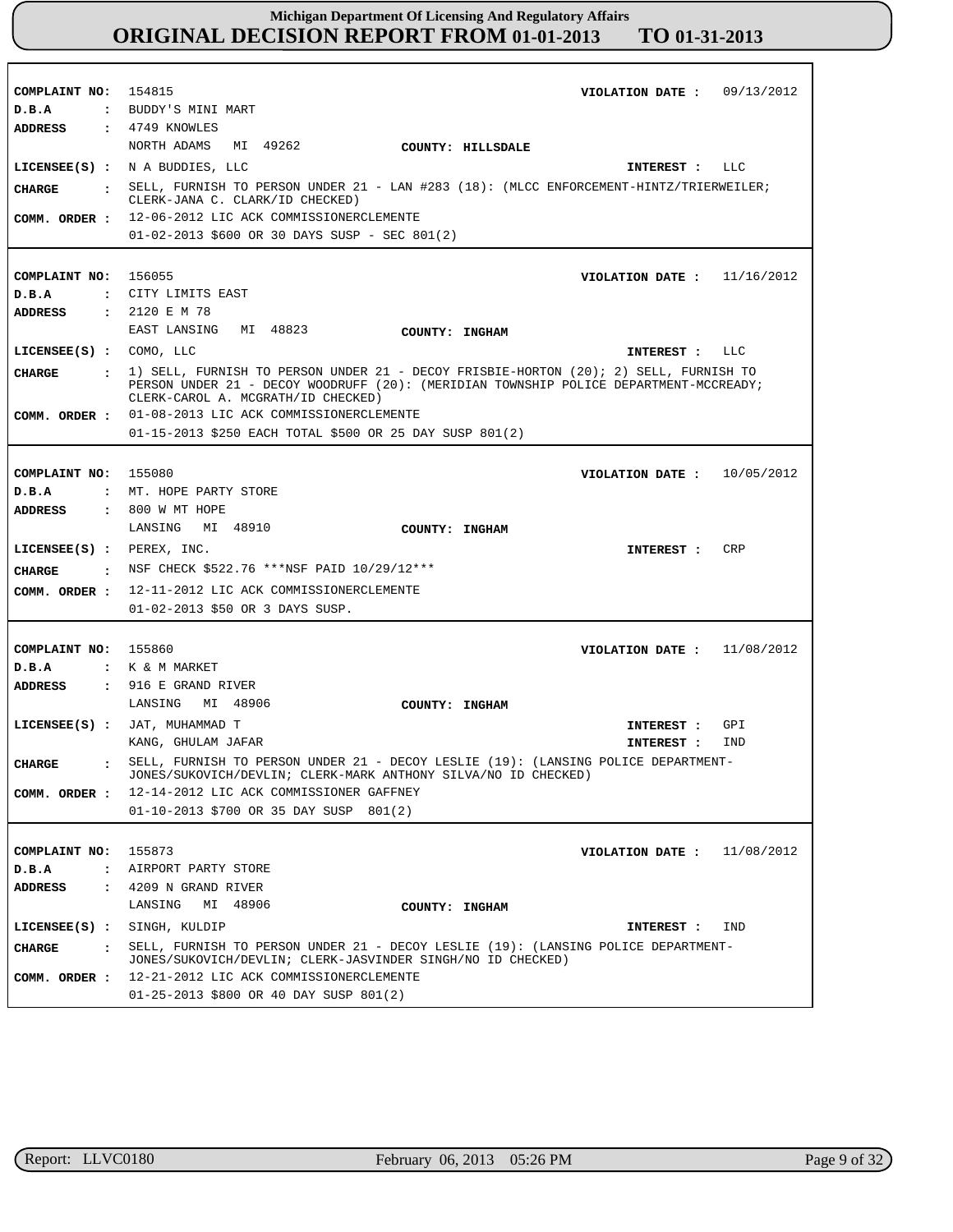# Michigan Department Of Licensing And Regulatory Affairs
## ORIGINAL DECISION REPORT FROM 01-01-2013 TO 01-31-2013

**COMPLAINT NO:** 154815 **VIOLATION DATE :** 09/13/2012
**D.B.A :** BUDDY'S MINI MART
**ADDRESS :** 4749 KNOWLES
NORTH ADAMS MI 49262 **COUNTY: HILLSDALE**
**LICENSEE(S) :** N A BUDDIES, LLC **INTEREST :** LLC
**CHARGE :** SELL, FURNISH TO PERSON UNDER 21 - LAN #283 (18): (MLCC ENFORCEMENT-HINTZ/TRIERWEILER; CLERK-JANA C. CLARK/ID CHECKED)
**COMM. ORDER :** 12-06-2012 LIC ACK COMMISSIONERCLEMENTE
01-02-2013 $600 OR 30 DAYS SUSP - SEC 801(2)

---

**COMPLAINT NO:** 156055 **VIOLATION DATE :** 11/16/2012
**D.B.A :** CITY LIMITS EAST
**ADDRESS :** 2120 E M 78
EAST LANSING MI 48823 **COUNTY: INGHAM**
**LICENSEE(S) :** COMO, LLC **INTEREST :** LLC
**CHARGE :** 1) SELL, FURNISH TO PERSON UNDER 21 - DECOY FRISBIE-HORTON (20); 2) SELL, FURNISH TO PERSON UNDER 21 - DECOY WOODRUFF (20): (MERIDIAN TOWNSHIP POLICE DEPARTMENT-MCCREADY; CLERK-CAROL A. MCGRATH/ID CHECKED)
**COMM. ORDER :** 01-08-2013 LIC ACK COMMISSIONERCLEMENTE
01-15-2013 $250 EACH TOTAL $500 OR 25 DAY SUSP 801(2)

---

**COMPLAINT NO:** 155080 **VIOLATION DATE :** 10/05/2012
**D.B.A :** MT. HOPE PARTY STORE
**ADDRESS :** 800 W MT HOPE
LANSING MI 48910 **COUNTY: INGHAM**
**LICENSEE(S) :** PEREX, INC. **INTEREST :** CRP
**CHARGE :** NSF CHECK $522.76 ***NSF PAID 10/29/12***
**COMM. ORDER :** 12-11-2012 LIC ACK COMMISSIONERCLEMENTE
01-02-2013 $50 OR 3 DAYS SUSP.

---

**COMPLAINT NO:** 155860 **VIOLATION DATE :** 11/08/2012
**D.B.A :** K & M MARKET
**ADDRESS :** 916 E GRAND RIVER
LANSING MI 48906 **COUNTY: INGHAM**
**LICENSEE(S) :** JAT, MUHAMMAD T **INTEREST :** GPI
KANG, GHULAM JAFAR **INTEREST :** IND
**CHARGE :** SELL, FURNISH TO PERSON UNDER 21 - DECOY LESLIE (19): (LANSING POLICE DEPARTMENT-JONES/SUKOVICH/DEVLIN; CLERK-MARK ANTHONY SILVA/NO ID CHECKED)
**COMM. ORDER :** 12-14-2012 LIC ACK COMMISSIONER GAFFNEY
01-10-2013 $700 OR 35 DAY SUSP 801(2)

---

**COMPLAINT NO:** 155873 **VIOLATION DATE :** 11/08/2012
**D.B.A :** AIRPORT PARTY STORE
**ADDRESS :** 4209 N GRAND RIVER
LANSING MI 48906 **COUNTY: INGHAM**
**LICENSEE(S) :** SINGH, KULDIP **INTEREST :** IND
**CHARGE :** SELL, FURNISH TO PERSON UNDER 21 - DECOY LESLIE (19): (LANSING POLICE DEPARTMENT-JONES/SUKOVICH/DEVLIN; CLERK-JASVINDER SINGH/NO ID CHECKED)
**COMM. ORDER :** 12-21-2012 LIC ACK COMMISSIONERCLEMENTE
01-25-2013 $800 OR 40 DAY SUSP 801(2)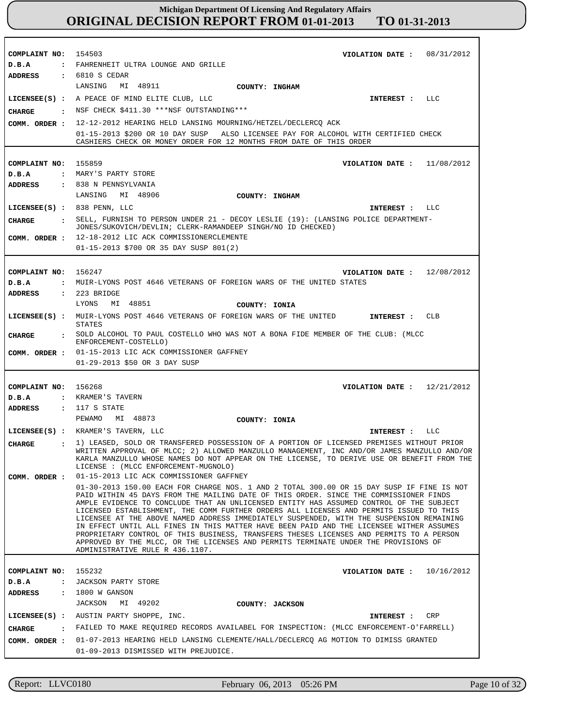# Michigan Department Of Licensing And Regulatory Affairs
## ORIGINAL DECISION REPORT FROM 01-01-2013 TO 01-31-2013

**COMPLAINT NO:** 154503 **VIOLATION DATE :** 08/31/2012
**D.B.A :** FAHRENHEIT ULTRA LOUNGE AND GRILLE
**ADDRESS :** 6810 S CEDAR
LANSING MI 48911 **COUNTY: INGHAM**
**LICENSEE(S) :** A PEACE OF MIND ELITE CLUB, LLC **INTEREST :** LLC
**CHARGE :** NSF CHECK $411.30 ***NSF OUTSTANDING***
**COMM. ORDER :** 12-12-2012 HEARING HELD LANSING MOURNING/HETZEL/DECLERCQ ACK
01-15-2013 $200 OR 10 DAY SUSP ALSO LICENSEE PAY FOR ALCOHOL WITH CERTIFIED CHECK CASHIERS CHECK OR MONEY ORDER FOR 12 MONTHS FROM DATE OF THIS ORDER

---

**COMPLAINT NO:** 155859 **VIOLATION DATE :** 11/08/2012
**D.B.A :** MARY'S PARTY STORE
**ADDRESS :** 838 N PENNSYLVANIA
LANSING MI 48906 **COUNTY: INGHAM**
**LICENSEE(S) :** 838 PENN, LLC **INTEREST :** LLC
**CHARGE :** SELL, FURNISH TO PERSON UNDER 21 - DECOY LESLIE (19): (LANSING POLICE DEPARTMENT-JONES/SUKOVICH/DEVLIN; CLERK-RAMANDEEP SINGH/NO ID CHECKED)
**COMM. ORDER :** 12-18-2012 LIC ACK COMMISSIONERCLEMENTE
01-15-2013 $700 OR 35 DAY SUSP 801(2)

---

**COMPLAINT NO:** 156247 **VIOLATION DATE :** 12/08/2012
**D.B.A :** MUIR-LYONS POST 4646 VETERANS OF FOREIGN WARS OF THE UNITED STATES
**ADDRESS :** 223 BRIDGE
LYONS MI 48851 **COUNTY: IONIA**
**LICENSEE(S) :** MUIR-LYONS POST 4646 VETERANS OF FOREIGN WARS OF THE UNITED STATES **INTEREST :** CLB
**CHARGE :** SOLD ALCOHOL TO PAUL COSTELLO WHO WAS NOT A BONA FIDE MEMBER OF THE CLUB: (MLCC ENFORCEMENT-COSTELLO)
**COMM. ORDER :** 01-15-2013 LIC ACK COMMISSIONER GAFFNEY
01-29-2013 $50 OR 3 DAY SUSP

---

**COMPLAINT NO:** 156268 **VIOLATION DATE :** 12/21/2012
**D.B.A :** KRAMER'S TAVERN
**ADDRESS :** 117 S STATE
PEWAMO MI 48873 **COUNTY: IONIA**
**LICENSEE(S) :** KRAMER'S TAVERN, LLC **INTEREST :** LLC
**CHARGE :** 1) LEASED, SOLD OR TRANSFERED POSSESSION OF A PORTION OF LICENSED PREMISES WITHOUT PRIOR WRITTEN APPROVAL OF MLCC; 2) ALLOWED MANZULLO MANAGEMENT, INC AND/OR JAMES MANZULLO AND/OR KARLA MANZULLO WHOSE NAMES DO NOT APPEAR ON THE LICENSE, TO DERIVE USE OR BENEFIT FROM THE LICENSE : (MLCC ENFORCEMENT-MUGNOLO)
**COMM. ORDER :** 01-15-2013 LIC ACK COMMISSIONER GAFFNEY
01-30-2013 150.00 EACH FOR CHARGE NOS. 1 AND 2 TOTAL 300.00 OR 15 DAY SUSP IF FINE IS NOT PAID WITHIN 45 DAYS FROM THE MAILING DATE OF THIS ORDER. SINCE THE COMMISSIONER FINDS AMPLE EVIDENCE TO CONCLUDE THAT AN UNLICENSED ENTITY HAS ASSUMED CONTROL OF THE SUBJECT LICENSED ESTABLISHMENT, THE COMM FURTHER ORDERS ALL LICENSES AND PERMITS ISSUED TO THIS LICENSEE AT THE ABOVE NAMED ADDRESS IMMEDIATELY SUSPENDED, WITH THE SUSPENSION REMAINING IN EFFECT UNTIL ALL FINES IN THIS MATTER HAVE BEEN PAID AND THE LICENSEE WITHER ASSUMES PROPRIETARY CONTROL OF THIS BUSINESS, TRANSFERS THESES LICENSES AND PERMITS TO A PERSON APPROVED BY THE MLCC, OR THE LICENSES AND PERMITS TERMINATE UNDER THE PROVISIONS OF ADMINISTRATIVE RULE R 436.1107.

---

**COMPLAINT NO:** 155232 **VIOLATION DATE :** 10/16/2012
**D.B.A :** JACKSON PARTY STORE
**ADDRESS :** 1800 W GANSON
JACKSON MI 49202 **COUNTY: JACKSON**
**LICENSEE(S) :** AUSTIN PARTY SHOPPE, INC. **INTEREST :** CRP
**CHARGE :** FAILED TO MAKE REQUIRED RECORDS AVAILABEL FOR INSPECTION: (MLCC ENFORCEMENT-O'FARRELL)
**COMM. ORDER :** 01-07-2013 HEARING HELD LANSING CLEMENTE/HALL/DECLERCQ AG MOTION TO DIMISS GRANTED
01-09-2013 DISMISSED WITH PREJUDICE.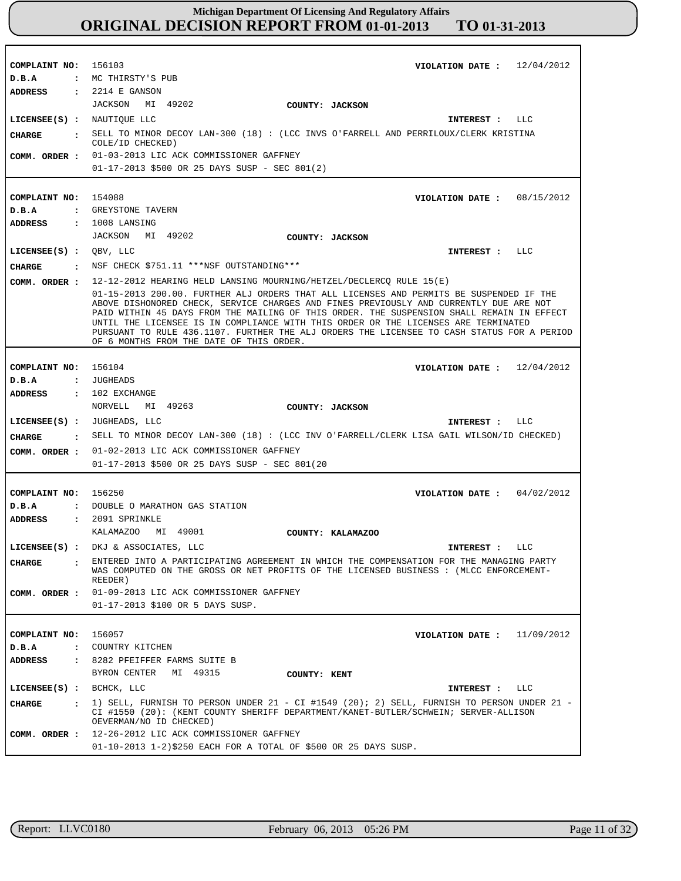# Michigan Department Of Licensing And Regulatory Affairs
## ORIGINAL DECISION REPORT FROM 01-01-2013 TO 01-31-2013

---

**COMPLAINT NO:** 156103  **VIOLATION DATE :** 12/04/2012
**D.B.A :** MC THIRSTY'S PUB
**ADDRESS :** 2214 E GANSON
JACKSON MI 49202  **COUNTY:** JACKSON
**LICENSEE(S) :** NAUTIQUE LLC  **INTEREST :** LLC
**CHARGE :** SELL TO MINOR DECOY LAN-300 (18) : (LCC INVS O'FARRELL AND PERRILOUX/CLERK KRISTINA COLE/ID CHECKED)
**COMM. ORDER :** 01-03-2013 LIC ACK COMMISSIONER GAFFNEY
01-17-2013 $500 OR 25 DAYS SUSP - SEC 801(2)

---

**COMPLAINT NO:** 154088  **VIOLATION DATE :** 08/15/2012
**D.B.A :** GREYSTONE TAVERN
**ADDRESS :** 1008 LANSING
JACKSON MI 49202  **COUNTY:** JACKSON
**LICENSEE(S) :** QBV, LLC  **INTEREST :** LLC
**CHARGE :** NSF CHECK $751.11 ***NSF OUTSTANDING***
**COMM. ORDER :** 12-12-2012 HEARING HELD LANSING MOURNING/HETZEL/DECLERCQ RULE 15(E)
01-15-2013 200.00. FURTHER ALJ ORDERS THAT ALL LICENSES AND PERMITS BE SUSPENDED IF THE ABOVE DISHONORED CHECK, SERVICE CHARGES AND FINES PREVIOUSLY AND CURRENTLY DUE ARE NOT PAID WITHIN 45 DAYS FROM THE MAILING OF THIS ORDER. THE SUSPENSION SHALL REMAIN IN EFFECT UNTIL THE LICENSEE IS IN COMPLIANCE WITH THIS ORDER OR THE LICENSES ARE TERMINATED PURSUANT TO RULE 436.1107. FURTHER THE ALJ ORDERS THE LICENSEE TO CASH STATUS FOR A PERIOD OF 6 MONTHS FROM THE DATE OF THIS ORDER.

---

**COMPLAINT NO:** 156104  **VIOLATION DATE :** 12/04/2012
**D.B.A :** JUGHEADS
**ADDRESS :** 102 EXCHANGE
NORVELL MI 49263  **COUNTY:** JACKSON
**LICENSEE(S) :** JUGHEADS, LLC  **INTEREST :** LLC
**CHARGE :** SELL TO MINOR DECOY LAN-300 (18) : (LCC INV O'FARRELL/CLERK LISA GAIL WILSON/ID CHECKED)
**COMM. ORDER :** 01-02-2013 LIC ACK COMMISSIONER GAFFNEY
01-17-2013 $500 OR 25 DAYS SUSP - SEC 801(20

---

**COMPLAINT NO:** 156250  **VIOLATION DATE :** 04/02/2012
**D.B.A :** DOUBLE O MARATHON GAS STATION
**ADDRESS :** 2091 SPRINKLE
KALAMAZOO MI 49001  **COUNTY:** KALAMAZOO
**LICENSEE(S) :** DKJ & ASSOCIATES, LLC  **INTEREST :** LLC
**CHARGE :** ENTERED INTO A PARTICIPATING AGREEMENT IN WHICH THE COMPENSATION FOR THE MANAGING PARTY WAS COMPUTED ON THE GROSS OR NET PROFITS OF THE LICENSED BUSINESS : (MLCC ENFORCEMENT-REEDER)
**COMM. ORDER :** 01-09-2013 LIC ACK COMMISSIONER GAFFNEY
01-17-2013 $100 OR 5 DAYS SUSP.

---

**COMPLAINT NO:** 156057  **VIOLATION DATE :** 11/09/2012
**D.B.A :** COUNTRY KITCHEN
**ADDRESS :** 8282 PFEIFFER FARMS SUITE B
BYRON CENTER MI 49315  **COUNTY:** KENT
**LICENSEE(S) :** BCHCK, LLC  **INTEREST :** LLC
**CHARGE :** 1) SELL, FURNISH TO PERSON UNDER 21 - CI #1549 (20); 2) SELL, FURNISH TO PERSON UNDER 21 - CI #1550 (20): (KENT COUNTY SHERIFF DEPARTMENT/KANET-BUTLER/SCHWEIN; SERVER-ALLISON OEVERMAN/NO ID CHECKED)
**COMM. ORDER :** 12-26-2012 LIC ACK COMMISSIONER GAFFNEY
01-10-2013 1-2)$250 EACH FOR A TOTAL OF $500 OR 25 DAYS SUSP.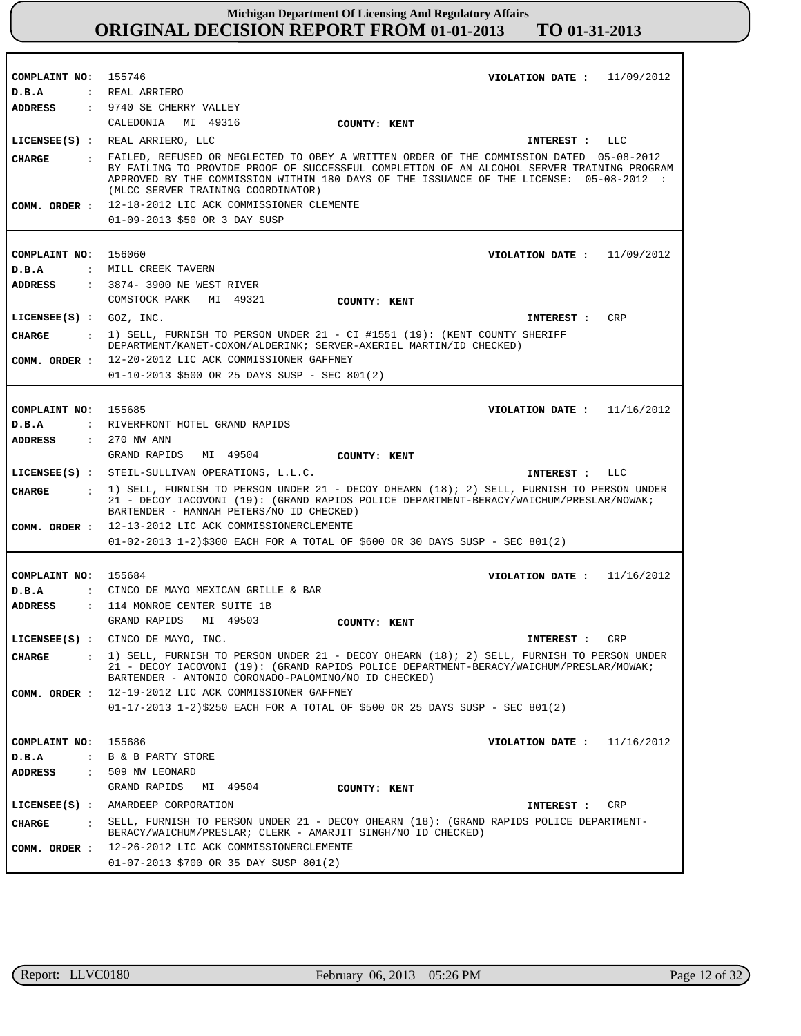# Michigan Department Of Licensing And Regulatory Affairs

## ORIGINAL DECISION REPORT FROM 01-01-2013 TO 01-31-2013

**COMPLAINT NO:** 155746 **VIOLATION DATE :** 11/09/2012
**D.B.A :** REAL ARRIERO
**ADDRESS :** 9740 SE CHERRY VALLEY
CALEDONIA MI 49316 **COUNTY: KENT**
**LICENSEE(S) :** REAL ARRIERO, LLC **INTEREST :** LLC
**CHARGE :** FAILED, REFUSED OR NEGLECTED TO OBEY A WRITTEN ORDER OF THE COMMISSION DATED 05-08-2012 BY FAILING TO PROVIDE PROOF OF SUCCESSFUL COMPLETION OF AN ALCOHOL SERVER TRAINING PROGRAM APPROVED BY THE COMMISSION WITHIN 180 DAYS OF THE ISSUANCE OF THE LICENSE: 05-08-2012 : (MLCC SERVER TRAINING COORDINATOR)
**COMM. ORDER :** 12-18-2012 LIC ACK COMMISSIONER CLEMENTE
01-09-2013 $50 OR 3 DAY SUSP

---

**COMPLAINT NO:** 156060 **VIOLATION DATE :** 11/09/2012
**D.B.A :** MILL CREEK TAVERN
**ADDRESS :** 3874- 3900 NE WEST RIVER
COMSTOCK PARK MI 49321 **COUNTY: KENT**
**LICENSEE(S) :** GOZ, INC. **INTEREST :** CRP
**CHARGE :** 1) SELL, FURNISH TO PERSON UNDER 21 - CI #1551 (19): (KENT COUNTY SHERIFF DEPARTMENT/KANET-COXON/ALDERINK; SERVER-AXERIEL MARTIN/ID CHECKED)
**COMM. ORDER :** 12-20-2012 LIC ACK COMMISSIONER GAFFNEY
01-10-2013 $500 OR 25 DAYS SUSP - SEC 801(2)

---

**COMPLAINT NO:** 155685 **VIOLATION DATE :** 11/16/2012
**D.B.A :** RIVERFRONT HOTEL GRAND RAPIDS
**ADDRESS :** 270 NW ANN
GRAND RAPIDS MI 49504 **COUNTY: KENT**
**LICENSEE(S) :** STEIL-SULLIVAN OPERATIONS, L.L.C. **INTEREST :** LLC
**CHARGE :** 1) SELL, FURNISH TO PERSON UNDER 21 - DECOY OHEARN (18); 2) SELL, FURNISH TO PERSON UNDER 21 - DECOY IACOVONI (19): (GRAND RAPIDS POLICE DEPARTMENT-BERACY/WAICHUM/PRESLAR/NOWAK; BARTENDER - HANNAH PETERS/NO ID CHECKED)
**COMM. ORDER :** 12-13-2012 LIC ACK COMMISSIONERCLEMENTE
01-02-2013 1-2)$300 EACH FOR A TOTAL OF $600 OR 30 DAYS SUSP - SEC 801(2)

---

**COMPLAINT NO:** 155684 **VIOLATION DATE :** 11/16/2012
**D.B.A :** CINCO DE MAYO MEXICAN GRILLE & BAR
**ADDRESS :** 114 MONROE CENTER SUITE 1B
GRAND RAPIDS MI 49503 **COUNTY: KENT**
**LICENSEE(S) :** CINCO DE MAYO, INC. **INTEREST :** CRP
**CHARGE :** 1) SELL, FURNISH TO PERSON UNDER 21 - DECOY OHEARN (18); 2) SELL, FURNISH TO PERSON UNDER 21 - DECOY IACOVONI (19): (GRAND RAPIDS POLICE DEPARTMENT-BERACY/WAICHUM/PRESLAR/MOWAK; BARTENDER - ANTONIO CORONADO-PALOMINO/NO ID CHECKED)
**COMM. ORDER :** 12-19-2012 LIC ACK COMMISSIONER GAFFNEY
01-17-2013 1-2)$250 EACH FOR A TOTAL OF $500 OR 25 DAYS SUSP - SEC 801(2)

---

**COMPLAINT NO:** 155686 **VIOLATION DATE :** 11/16/2012
**D.B.A :** B & B PARTY STORE
**ADDRESS :** 509 NW LEONARD
GRAND RAPIDS MI 49504 **COUNTY: KENT**
**LICENSEE(S) :** AMARDEEP CORPORATION **INTEREST :** CRP
**CHARGE :** SELL, FURNISH TO PERSON UNDER 21 - DECOY OHEARN (18): (GRAND RAPIDS POLICE DEPARTMENT-BERACY/WAICHUM/PRESLAR; CLERK - AMARJIT SINGH/NO ID CHECKED)
**COMM. ORDER :** 12-26-2012 LIC ACK COMMISSIONERCLEMENTE
01-07-2013 $700 OR 35 DAY SUSP 801(2)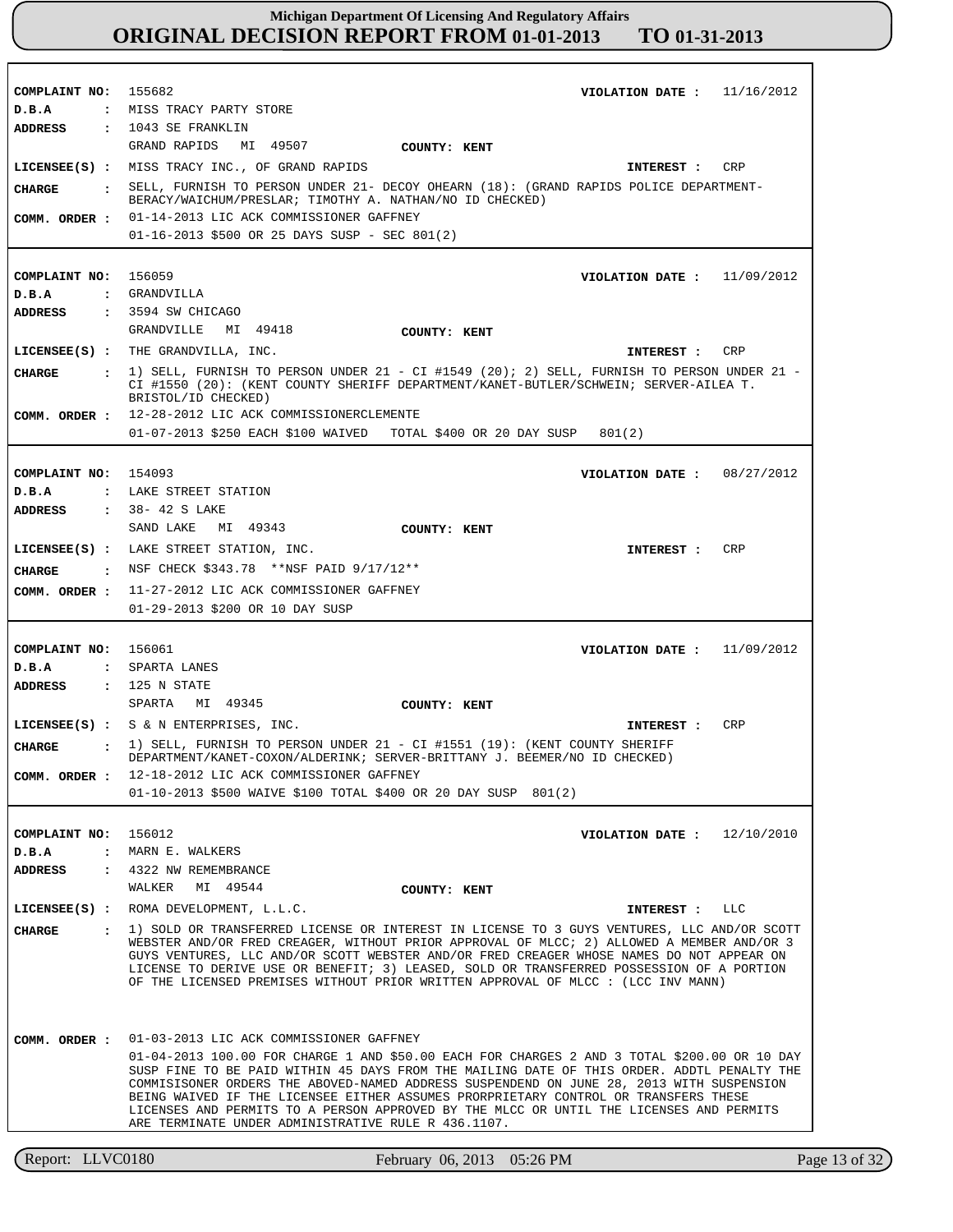# Michigan Department Of Licensing And Regulatory Affairs
## ORIGINAL DECISION REPORT FROM 01-01-2013 TO 01-31-2013

**COMPLAINT NO:** 155682 **VIOLATION DATE :** 11/16/2012
**D.B.A :** MISS TRACY PARTY STORE
**ADDRESS :** 1043 SE FRANKLIN
GRAND RAPIDS MI 49507 **COUNTY: KENT**
**LICENSEE(S) :** MISS TRACY INC., OF GRAND RAPIDS **INTEREST :** CRP
**CHARGE :** SELL, FURNISH TO PERSON UNDER 21- DECOY OHEARN (18): (GRAND RAPIDS POLICE DEPARTMENT-BERACY/WAICHUM/PRESLAR; TIMOTHY A. NATHAN/NO ID CHECKED)
**COMM. ORDER :** 01-14-2013 LIC ACK COMMISSIONER GAFFNEY
01-16-2013 $500 OR 25 DAYS SUSP - SEC 801(2)

---

**COMPLAINT NO:** 156059 **VIOLATION DATE :** 11/09/2012
**D.B.A :** GRANDVILLA
**ADDRESS :** 3594 SW CHICAGO
GRANDVILLE MI 49418 **COUNTY: KENT**
**LICENSEE(S) :** THE GRANDVILLA, INC. **INTEREST :** CRP
**CHARGE :** 1) SELL, FURNISH TO PERSON UNDER 21 - CI #1549 (20); 2) SELL, FURNISH TO PERSON UNDER 21 - CI #1550 (20): (KENT COUNTY SHERIFF DEPARTMENT/KANET-BUTLER/SCHWEIN; SERVER-AILEA T. BRISTOL/ID CHECKED)
**COMM. ORDER :** 12-28-2012 LIC ACK COMMISSIONERCLEMENTE
01-07-2013 $250 EACH $100 WAIVED TOTAL $400 OR 20 DAY SUSP 801(2)

---

**COMPLAINT NO:** 154093 **VIOLATION DATE :** 08/27/2012
**D.B.A :** LAKE STREET STATION
**ADDRESS :** 38- 42 S LAKE
SAND LAKE MI 49343 **COUNTY: KENT**
**LICENSEE(S) :** LAKE STREET STATION, INC. **INTEREST :** CRP
**CHARGE :** NSF CHECK $343.78 **NSF PAID 9/17/12**
**COMM. ORDER :** 11-27-2012 LIC ACK COMMISSIONER GAFFNEY
01-29-2013 $200 OR 10 DAY SUSP

---

**COMPLAINT NO:** 156061 **VIOLATION DATE :** 11/09/2012
**D.B.A :** SPARTA LANES
**ADDRESS :** 125 N STATE
SPARTA MI 49345 **COUNTY: KENT**
**LICENSEE(S) :** S & N ENTERPRISES, INC. **INTEREST :** CRP
**CHARGE :** 1) SELL, FURNISH TO PERSON UNDER 21 - CI #1551 (19): (KENT COUNTY SHERIFF DEPARTMENT/KANET-COXON/ALDERINK; SERVER-BRITTANY J. BEEMER/NO ID CHECKED)
**COMM. ORDER :** 12-18-2012 LIC ACK COMMISSIONER GAFFNEY
01-10-2013 $500 WAIVE $100 TOTAL $400 OR 20 DAY SUSP 801(2)

---

**COMPLAINT NO:** 156012 **VIOLATION DATE :** 12/10/2010
**D.B.A :** MARN E. WALKERS
**ADDRESS :** 4322 NW REMEMBRANCE
WALKER MI 49544 **COUNTY: KENT**
**LICENSEE(S) :** ROMA DEVELOPMENT, L.L.C. **INTEREST :** LLC
**CHARGE :** 1) SOLD OR TRANSFERRED LICENSE OR INTEREST IN LICENSE TO 3 GUYS VENTURES, LLC AND/OR SCOTT WEBSTER AND/OR FRED CREAGER, WITHOUT PRIOR APPROVAL OF MLCC; 2) ALLOWED A MEMBER AND/OR 3 GUYS VENTURES, LLC AND/OR SCOTT WEBSTER AND/OR FRED CREAGER WHOSE NAMES DO NOT APPEAR ON LICENSE TO DERIVE USE OR BENEFIT; 3) LEASED, SOLD OR TRANSFERRED POSSESSION OF A PORTION OF THE LICENSED PREMISES WITHOUT PRIOR WRITTEN APPROVAL OF MLCC : (LCC INV MANN)
**COMM. ORDER :** 01-03-2013 LIC ACK COMMISSIONER GAFFNEY
01-04-2013 100.00 FOR CHARGE 1 AND $50.00 EACH FOR CHARGES 2 AND 3 TOTAL $200.00 OR 10 DAY SUSP FINE TO BE PAID WITHIN 45 DAYS FROM THE MAILING DATE OF THIS ORDER. ADDTL PENALTY THE COMMISISONER ORDERS THE ABOVED-NAMED ADDRESS SUSPENDEND ON JUNE 28, 2013 WITH SUSPENSION BEING WAIVED IF THE LICENSEE EITHER ASSUMES PRORPRIETARY CONTROL OR TRANSFERS THESE LICENSES AND PERMITS TO A PERSON APPROVED BY THE MLCC OR UNTIL THE LICENSES AND PERMITS ARE TERMINATE UNDER ADMINISTRATIVE RULE R 436.1107.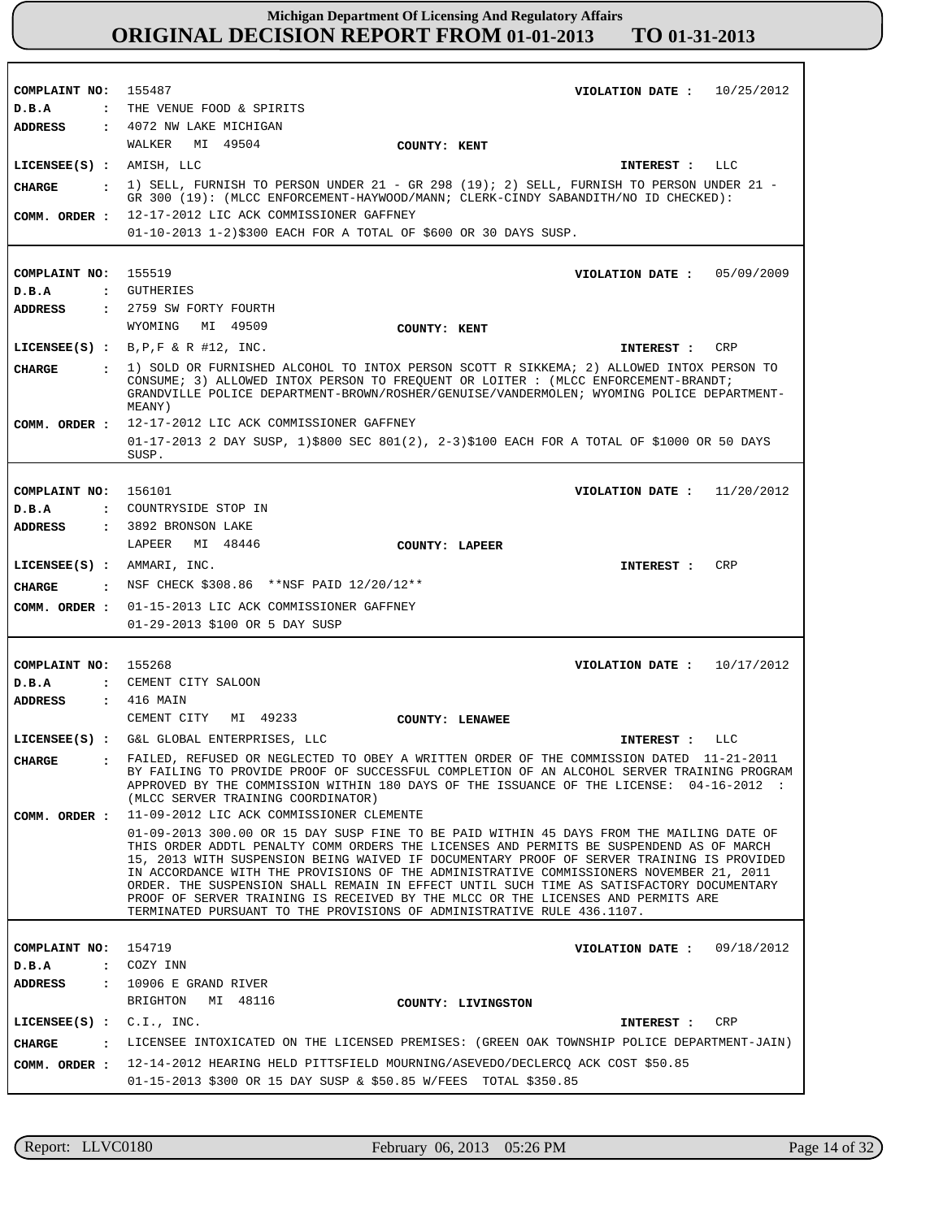# Michigan Department Of Licensing And Regulatory Affairs
## ORIGINAL DECISION REPORT FROM 01-01-2013 TO 01-31-2013

**COMPLAINT NO:** 155487 **VIOLATION DATE :** 10/25/2012
**D.B.A :** THE VENUE FOOD & SPIRITS
**ADDRESS :** 4072 NW LAKE MICHIGAN
WALKER MI 49504 **COUNTY: KENT**
**LICENSEE(S) :** AMISH, LLC **INTEREST :** LLC
**CHARGE :** 1) SELL, FURNISH TO PERSON UNDER 21 - GR 298 (19); 2) SELL, FURNISH TO PERSON UNDER 21 - GR 300 (19): (MLCC ENFORCEMENT-HAYWOOD/MANN; CLERK-CINDY SABANDITH/NO ID CHECKED):
**COMM. ORDER :** 12-17-2012 LIC ACK COMMISSIONER GAFFNEY
01-10-2013 1-2)$300 EACH FOR A TOTAL OF $600 OR 30 DAYS SUSP.

---

**COMPLAINT NO:** 155519 **VIOLATION DATE :** 05/09/2009
**D.B.A :** GUTHERIES
**ADDRESS :** 2759 SW FORTY FOURTH
WYOMING MI 49509 **COUNTY: KENT**
**LICENSEE(S) :** B,P,F & R #12, INC. **INTEREST :** CRP
**CHARGE :** 1) SOLD OR FURNISHED ALCOHOL TO INTOX PERSON SCOTT R SIKKEMA; 2) ALLOWED INTOX PERSON TO CONSUME; 3) ALLOWED INTOX PERSON TO FREQUENT OR LOITER : (MLCC ENFORCEMENT-BRANDT; GRANDVILLE POLICE DEPARTMENT-BROWN/ROSHER/GENUISE/VANDERMOLEN; WYOMING POLICE DEPARTMENT-MEANY)
**COMM. ORDER :** 12-17-2012 LIC ACK COMMISSIONER GAFFNEY
01-17-2013 2 DAY SUSP, 1)$800 SEC 801(2), 2-3)$100 EACH FOR A TOTAL OF $1000 OR 50 DAYS SUSP.

---

**COMPLAINT NO:** 156101 **VIOLATION DATE :** 11/20/2012
**D.B.A :** COUNTRYSIDE STOP IN
**ADDRESS :** 3892 BRONSON LAKE
LAPEER MI 48446 **COUNTY: LAPEER**
**LICENSEE(S) :** AMMARI, INC. **INTEREST :** CRP
**CHARGE :** NSF CHECK $308.86 **NSF PAID 12/20/12**
**COMM. ORDER :** 01-15-2013 LIC ACK COMMISSIONER GAFFNEY
01-29-2013 $100 OR 5 DAY SUSP

---

**COMPLAINT NO:** 155268 **VIOLATION DATE :** 10/17/2012
**D.B.A :** CEMENT CITY SALOON
**ADDRESS :** 416 MAIN
CEMENT CITY MI 49233 **COUNTY: LENAWEE**
**LICENSEE(S) :** G&L GLOBAL ENTERPRISES, LLC **INTEREST :** LLC
**CHARGE :** FAILED, REFUSED OR NEGLECTED TO OBEY A WRITTEN ORDER OF THE COMMISSION DATED 11-21-2011 BY FAILING TO PROVIDE PROOF OF SUCCESSFUL COMPLETION OF AN ALCOHOL SERVER TRAINING PROGRAM APPROVED BY THE COMMISSION WITHIN 180 DAYS OF THE ISSUANCE OF THE LICENSE: 04-16-2012 : (MLCC SERVER TRAINING COORDINATOR)
**COMM. ORDER :** 11-09-2012 LIC ACK COMMISSIONER CLEMENTE
01-09-2013 300.00 OR 15 DAY SUSP FINE TO BE PAID WITHIN 45 DAYS FROM THE MAILING DATE OF THIS ORDER ADDTL PENALTY COMM ORDERS THE LICENSES AND PERMITS BE SUSPENDEND AS OF MARCH 15, 2013 WITH SUSPENSION BEING WAIVED IF DOCUMENTARY PROOF OF SERVER TRAINING IS PROVIDED IN ACCORDANCE WITH THE PROVISIONS OF THE ADMINISTRATIVE COMMISSIONERS NOVEMBER 21, 2011 ORDER. THE SUSPENSION SHALL REMAIN IN EFFECT UNTIL SUCH TIME AS SATISFACTORY DOCUMENTARY PROOF OF SERVER TRAINING IS RECEIVED BY THE MLCC OR THE LICENSES AND PERMITS ARE TERMINATED PURSUANT TO THE PROVISIONS OF ADMINISTRATIVE RULE 436.1107.

---

**COMPLAINT NO:** 154719 **VIOLATION DATE :** 09/18/2012
**D.B.A :** COZY INN
**ADDRESS :** 10906 E GRAND RIVER
BRIGHTON MI 48116 **COUNTY: LIVINGSTON**
**LICENSEE(S) :** C.I., INC. **INTEREST :** CRP
**CHARGE :** LICENSEE INTOXICATED ON THE LICENSED PREMISES: (GREEN OAK TOWNSHIP POLICE DEPARTMENT-JAIN)
**COMM. ORDER :** 12-14-2012 HEARING HELD PITTSFIELD MOURNING/ASEVEDO/DECLERCQ ACK COST $50.85
01-15-2013 $300 OR 15 DAY SUSP & $50.85 W/FEES TOTAL $350.85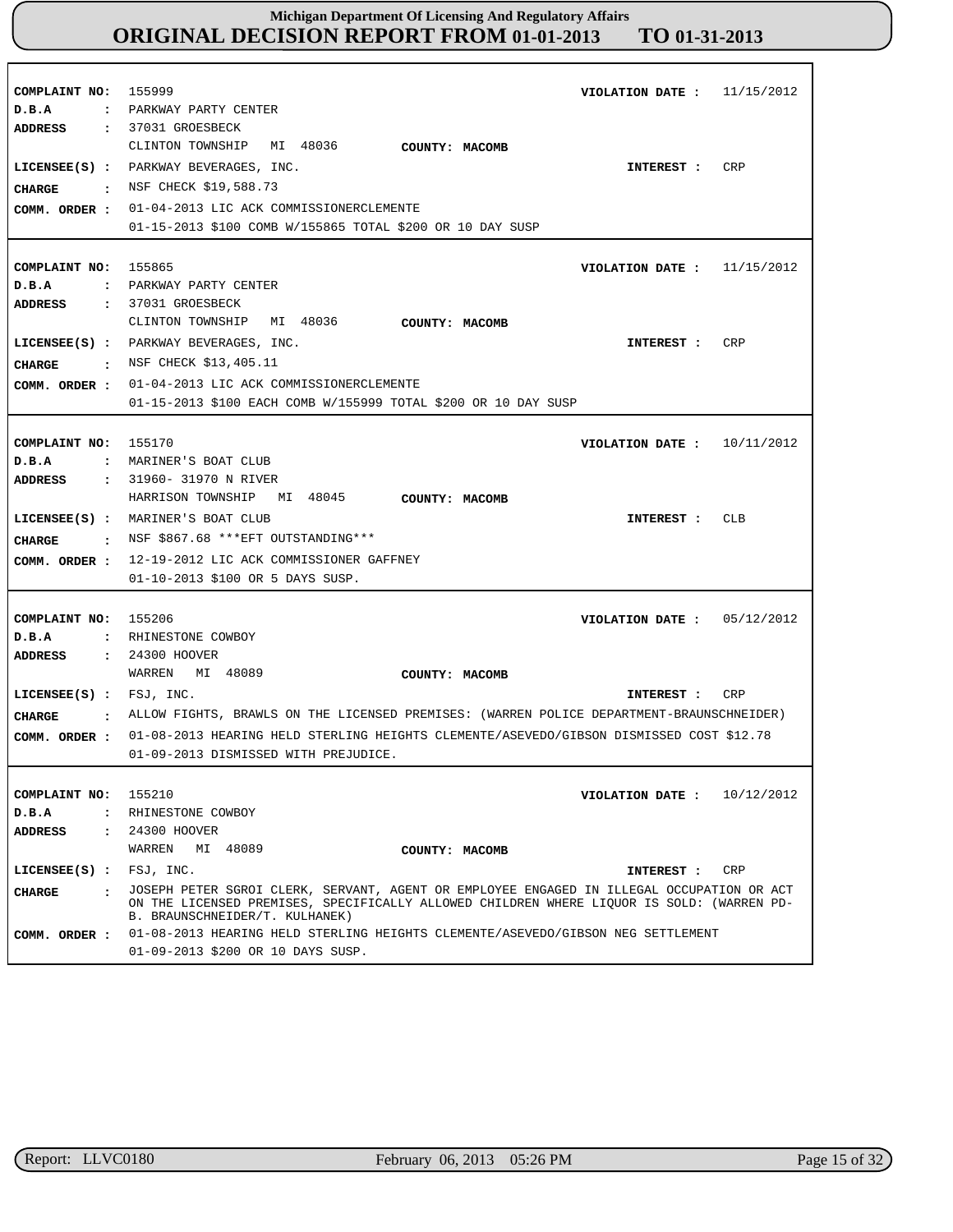# Michigan Department Of Licensing And Regulatory Affairs
## ORIGINAL DECISION REPORT FROM 01-01-2013 TO 01-31-2013

**COMPLAINT NO:** 155999 **VIOLATION DATE :** 11/15/2012
**D.B.A :** PARKWAY PARTY CENTER
**ADDRESS :** 37031 GROESBECK
CLINTON TOWNSHIP MI 48036 **COUNTY: MACOMB**
**LICENSEE(S) :** PARKWAY BEVERAGES, INC. **INTEREST :** CRP
**CHARGE :** NSF CHECK $19,588.73
**COMM. ORDER :** 01-04-2013 LIC ACK COMMISSIONERCLEMENTE
01-15-2013 $100 COMB W/155865 TOTAL $200 OR 10 DAY SUSP

---

**COMPLAINT NO:** 155865 **VIOLATION DATE :** 11/15/2012
**D.B.A :** PARKWAY PARTY CENTER
**ADDRESS :** 37031 GROESBECK
CLINTON TOWNSHIP MI 48036 **COUNTY: MACOMB**
**LICENSEE(S) :** PARKWAY BEVERAGES, INC. **INTEREST :** CRP
**CHARGE :** NSF CHECK $13,405.11
**COMM. ORDER :** 01-04-2013 LIC ACK COMMISSIONERCLEMENTE
01-15-2013 $100 EACH COMB W/155999 TOTAL $200 OR 10 DAY SUSP

---

**COMPLAINT NO:** 155170 **VIOLATION DATE :** 10/11/2012
**D.B.A :** MARINER'S BOAT CLUB
**ADDRESS :** 31960- 31970 N RIVER
HARRISON TOWNSHIP MI 48045 **COUNTY: MACOMB**
**LICENSEE(S) :** MARINER'S BOAT CLUB **INTEREST :** CLB
**CHARGE :** NSF $867.68 ***EFT OUTSTANDING***
**COMM. ORDER :** 12-19-2012 LIC ACK COMMISSIONER GAFFNEY
01-10-2013 $100 OR 5 DAYS SUSP.

---

**COMPLAINT NO:** 155206 **VIOLATION DATE :** 05/12/2012
**D.B.A :** RHINESTONE COWBOY
**ADDRESS :** 24300 HOOVER
WARREN MI 48089 **COUNTY: MACOMB**
**LICENSEE(S) :** FSJ, INC. **INTEREST :** CRP
**CHARGE :** ALLOW FIGHTS, BRAWLS ON THE LICENSED PREMISES: (WARREN POLICE DEPARTMENT-BRAUNSCHNEIDER)
**COMM. ORDER :** 01-08-2013 HEARING HELD STERLING HEIGHTS CLEMENTE/ASEVEDO/GIBSON DISMISSED COST $12.78
01-09-2013 DISMISSED WITH PREJUDICE.

---

**COMPLAINT NO:** 155210 **VIOLATION DATE :** 10/12/2012
**D.B.A :** RHINESTONE COWBOY
**ADDRESS :** 24300 HOOVER
WARREN MI 48089 **COUNTY: MACOMB**
**LICENSEE(S) :** FSJ, INC. **INTEREST :** CRP
**CHARGE :** JOSEPH PETER SGROI CLERK, SERVANT, AGENT OR EMPLOYEE ENGAGED IN ILLEGAL OCCUPATION OR ACT ON THE LICENSED PREMISES, SPECIFICALLY ALLOWED CHILDREN WHERE LIQUOR IS SOLD: (WARREN PD-B. BRAUNSCHNEIDER/T. KULHANEK)
**COMM. ORDER :** 01-08-2013 HEARING HELD STERLING HEIGHTS CLEMENTE/ASEVEDO/GIBSON NEG SETTLEMENT
01-09-2013 $200 OR 10 DAYS SUSP.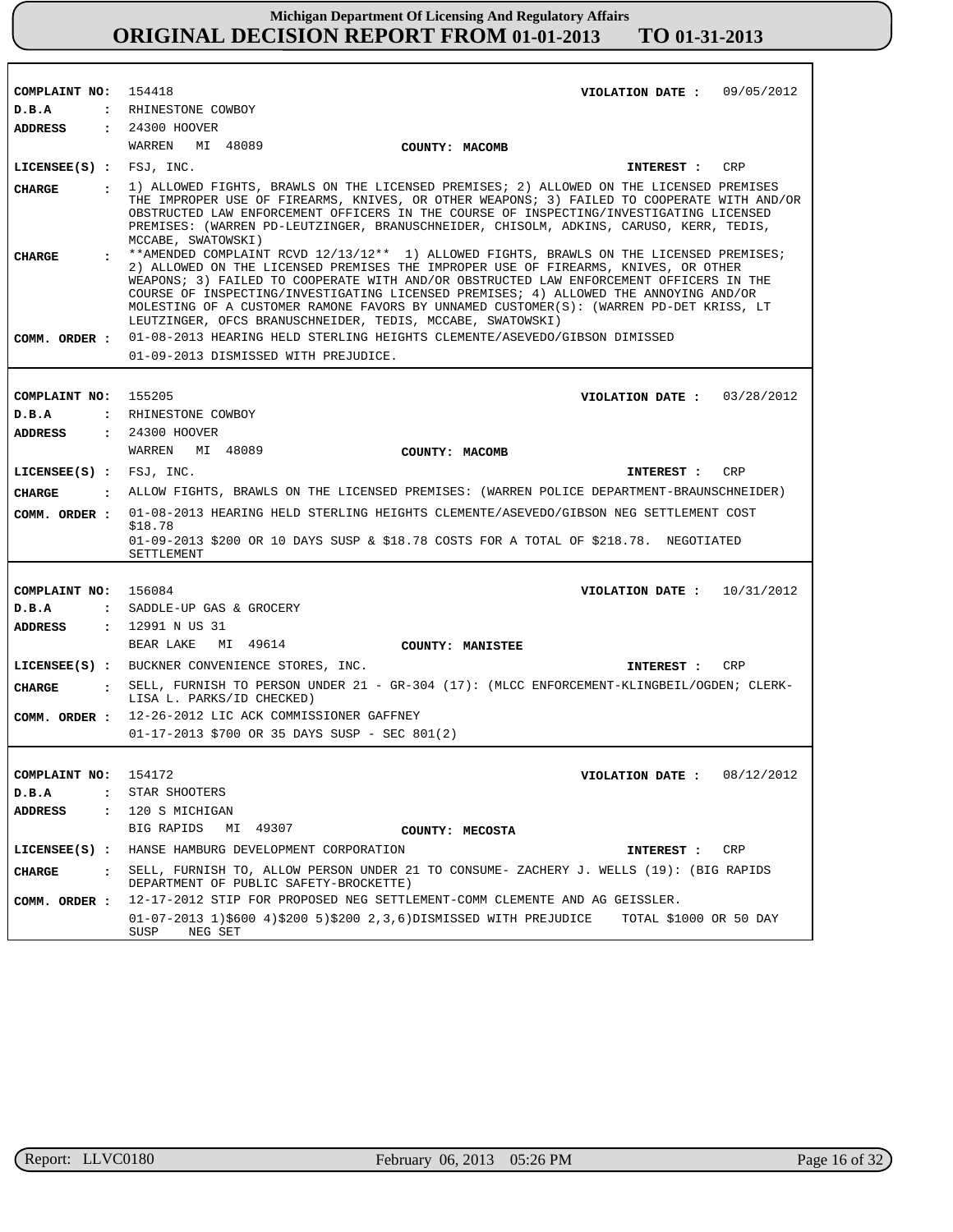**COMPLAINT NO:** 154418 **VIOLATION DATE :** 09/05/2012
**D.B.A :** RHINESTONE COWBOY
**ADDRESS :** 24300 HOOVER
WARREN MI 48089 **COUNTY: MACOMB**
**LICENSEE(S) :** FSJ, INC. **INTEREST :** CRP
**CHARGE :** 1) ALLOWED FIGHTS, BRAWLS ON THE LICENSED PREMISES; 2) ALLOWED ON THE LICENSED PREMISES THE IMPROPER USE OF FIREARMS, KNIVES, OR OTHER WEAPONS; 3) FAILED TO COOPERATE WITH AND/OR OBSTRUCTED LAW ENFORCEMENT OFFICERS IN THE COURSE OF INSPECTING/INVESTIGATING LICENSED PREMISES: (WARREN PD-LEUTZINGER, BRANUSCHNEIDER, CHISOLM, ADKINS, CARUSO, KERR, TEDIS, MCCABE, SWATOWSKI)
**CHARGE :** **AMENDED COMPLAINT RCVD 12/13/12** 1) ALLOWED FIGHTS, BRAWLS ON THE LICENSED PREMISES; 2) ALLOWED ON THE LICENSED PREMISES THE IMPROPER USE OF FIREARMS, KNIVES, OR OTHER WEAPONS; 3) FAILED TO COOPERATE WITH AND/OR OBSTRUCTED LAW ENFORCEMENT OFFICERS IN THE COURSE OF INSPECTING/INVESTIGATING LICENSED PREMISES; 4) ALLOWED THE ANNOYING AND/OR MOLESTING OF A CUSTOMER RAMONE FAVORS BY UNNAMED CUSTOMER(S): (WARREN PD-DET KRISS, LT LEUTZINGER, OFCS BRANUSCHNEIDER, TEDIS, MCCABE, SWATOWSKI)
**COMM. ORDER :** 01-08-2013 HEARING HELD STERLING HEIGHTS CLEMENTE/ASEVEDO/GIBSON DIMISSED
01-09-2013 DISMISSED WITH PREJUDICE.

---

**COMPLAINT NO:** 155205 **VIOLATION DATE :** 03/28/2012
**D.B.A :** RHINESTONE COWBOY
**ADDRESS :** 24300 HOOVER
WARREN MI 48089 **COUNTY: MACOMB**
**LICENSEE(S) :** FSJ, INC. **INTEREST :** CRP
**CHARGE :** ALLOW FIGHTS, BRAWLS ON THE LICENSED PREMISES: (WARREN POLICE DEPARTMENT-BRAUNSCHNEIDER)
**COMM. ORDER :** 01-08-2013 HEARING HELD STERLING HEIGHTS CLEMENTE/ASEVEDO/GIBSON NEG SETTLEMENT COST $18.78
01-09-2013 $200 OR 10 DAYS SUSP & $18.78 COSTS FOR A TOTAL OF $218.78. NEGOTIATED SETTLEMENT

---

**COMPLAINT NO:** 156084 **VIOLATION DATE :** 10/31/2012
**D.B.A :** SADDLE-UP GAS & GROCERY
**ADDRESS :** 12991 N US 31
BEAR LAKE MI 49614 **COUNTY: MANISTEE**
**LICENSEE(S) :** BUCKNER CONVENIENCE STORES, INC. **INTEREST :** CRP
**CHARGE :** SELL, FURNISH TO PERSON UNDER 21 - GR-304 (17): (MLCC ENFORCEMENT-KLINGBEIL/OGDEN; CLERK-LISA L. PARKS/ID CHECKED)
**COMM. ORDER :** 12-26-2012 LIC ACK COMMISSIONER GAFFNEY
01-17-2013 $700 OR 35 DAYS SUSP - SEC 801(2)

---

**COMPLAINT NO:** 154172 **VIOLATION DATE :** 08/12/2012
**D.B.A :** STAR SHOOTERS
**ADDRESS :** 120 S MICHIGAN
BIG RAPIDS MI 49307 **COUNTY: MECOSTA**
**LICENSEE(S) :** HANSE HAMBURG DEVELOPMENT CORPORATION **INTEREST :** CRP
**CHARGE :** SELL, FURNISH TO, ALLOW PERSON UNDER 21 TO CONSUME- ZACHERY J. WELLS (19): (BIG RAPIDS DEPARTMENT OF PUBLIC SAFETY-BROCKETTE)
**COMM. ORDER :** 12-17-2012 STIP FOR PROPOSED NEG SETTLEMENT-COMM CLEMENTE AND AG GEISSLER.
01-07-2013 1)$600 4)$200 5)$200 2,3,6)DISMISSED WITH PREJUDICE TOTAL $1000 OR 50 DAY SUSP NEG SET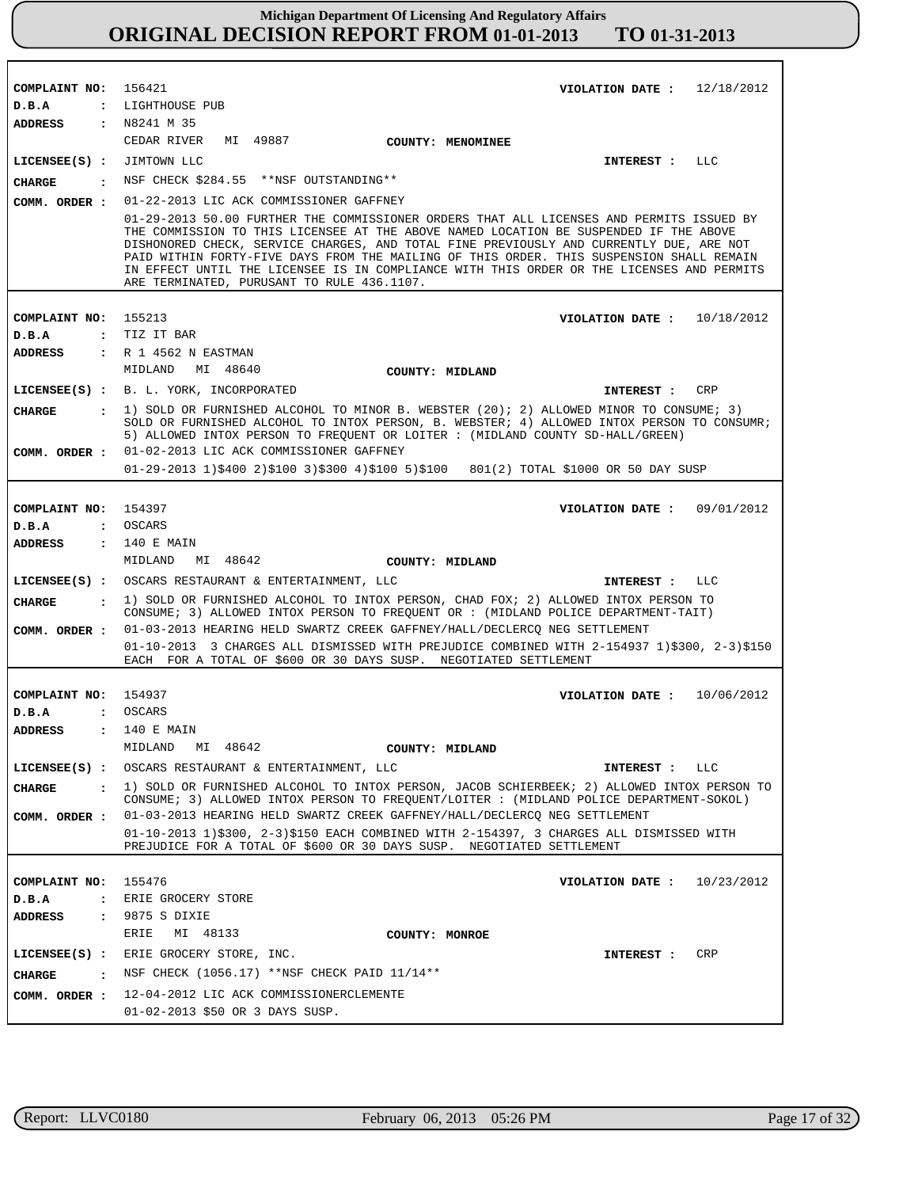# Michigan Department Of Licensing And Regulatory Affairs
## ORIGINAL DECISION REPORT FROM 01-01-2013 TO 01-31-2013

**COMPLAINT NO:** 156421 **VIOLATION DATE :** 12/18/2012
**D.B.A :** LIGHTHOUSE PUB
**ADDRESS :** N8241 M 35
CEDAR RIVER MI 49887 **COUNTY: MENOMINEE**
**LICENSEE(S) :** JIMTOWN LLC **INTEREST :** LLC
**CHARGE :** NSF CHECK $284.55 **NSF OUTSTANDING**
**COMM. ORDER :** 01-22-2013 LIC ACK COMMISSIONER GAFFNEY
01-29-2013 50.00 FURTHER THE COMMISSIONER ORDERS THAT ALL LICENSES AND PERMITS ISSUED BY THE COMMISSION TO THIS LICENSEE AT THE ABOVE NAMED LOCATION BE SUSPENDED IF THE ABOVE DISHONORED CHECK, SERVICE CHARGES, AND TOTAL FINE PREVIOUSLY AND CURRENTLY DUE, ARE NOT PAID WITHIN FORTY-FIVE DAYS FROM THE MAILING OF THIS ORDER. THIS SUSPENSION SHALL REMAIN IN EFFECT UNTIL THE LICENSEE IS IN COMPLIANCE WITH THIS ORDER OR THE LICENSES AND PERMITS ARE TERMINATED, PURUSANT TO RULE 436.1107.

---

**COMPLAINT NO:** 155213 **VIOLATION DATE :** 10/18/2012
**D.B.A :** TIZ IT BAR
**ADDRESS :** R 1 4562 N EASTMAN
MIDLAND MI 48640 **COUNTY: MIDLAND**
**LICENSEE(S) :** B. L. YORK, INCORPORATED **INTEREST :** CRP
**CHARGE :** 1) SOLD OR FURNISHED ALCOHOL TO MINOR B. WEBSTER (20); 2) ALLOWED MINOR TO CONSUME; 3) SOLD OR FURNISHED ALCOHOL TO INTOX PERSON, B. WEBSTER; 4) ALLOWED INTOX PERSON TO CONSUMR; 5) ALLOWED INTOX PERSON TO FREQUENT OR LOITER : (MIDLAND COUNTY SD-HALL/GREEN)
**COMM. ORDER :** 01-02-2013 LIC ACK COMMISSIONER GAFFNEY
01-29-2013 1)$400 2)$100 3)$300 4)$100 5)$100 801(2) TOTAL $1000 OR 50 DAY SUSP

---

**COMPLAINT NO:** 154397 **VIOLATION DATE :** 09/01/2012
**D.B.A :** OSCARS
**ADDRESS :** 140 E MAIN
MIDLAND MI 48642 **COUNTY: MIDLAND**
**LICENSEE(S) :** OSCARS RESTAURANT & ENTERTAINMENT, LLC **INTEREST :** LLC
**CHARGE :** 1) SOLD OR FURNISHED ALCOHOL TO INTOX PERSON, CHAD FOX; 2) ALLOWED INTOX PERSON TO CONSUME; 3) ALLOWED INTOX PERSON TO FREQUENT OR : (MIDLAND POLICE DEPARTMENT-TAIT)
**COMM. ORDER :** 01-03-2013 HEARING HELD SWARTZ CREEK GAFFNEY/HALL/DECLERCQ NEG SETTLEMENT
01-10-2013 3 CHARGES ALL DISMISSED WITH PREJUDICE COMBINED WITH 2-154937 1)$300, 2-3)$150 EACH FOR A TOTAL OF $600 OR 30 DAYS SUSP. NEGOTIATED SETTLEMENT

---

**COMPLAINT NO:** 154937 **VIOLATION DATE :** 10/06/2012
**D.B.A :** OSCARS
**ADDRESS :** 140 E MAIN
MIDLAND MI 48642 **COUNTY: MIDLAND**
**LICENSEE(S) :** OSCARS RESTAURANT & ENTERTAINMENT, LLC **INTEREST :** LLC
**CHARGE :** 1) SOLD OR FURNISHED ALCOHOL TO INTOX PERSON, JACOB SCHIERBEEK; 2) ALLOWED INTOX PERSON TO CONSUME; 3) ALLOWED INTOX PERSON TO FREQUENT/LOITER : (MIDLAND POLICE DEPARTMENT-SOKOL)
**COMM. ORDER :** 01-03-2013 HEARING HELD SWARTZ CREEK GAFFNEY/HALL/DECLERCQ NEG SETTLEMENT
01-10-2013 1)$300, 2-3)$150 EACH COMBINED WITH 2-154397, 3 CHARGES ALL DISMISSED WITH PREJUDICE FOR A TOTAL OF $600 OR 30 DAYS SUSP. NEGOTIATED SETTLEMENT

---

**COMPLAINT NO:** 155476 **VIOLATION DATE :** 10/23/2012
**D.B.A :** ERIE GROCERY STORE
**ADDRESS :** 9875 S DIXIE
ERIE MI 48133 **COUNTY: MONROE**
**LICENSEE(S) :** ERIE GROCERY STORE, INC. **INTEREST :** CRP
**CHARGE :** NSF CHECK (1056.17) **NSF CHECK PAID 11/14**
**COMM. ORDER :** 12-04-2012 LIC ACK COMMISSIONERCLEMENTE
01-02-2013 $50 OR 3 DAYS SUSP.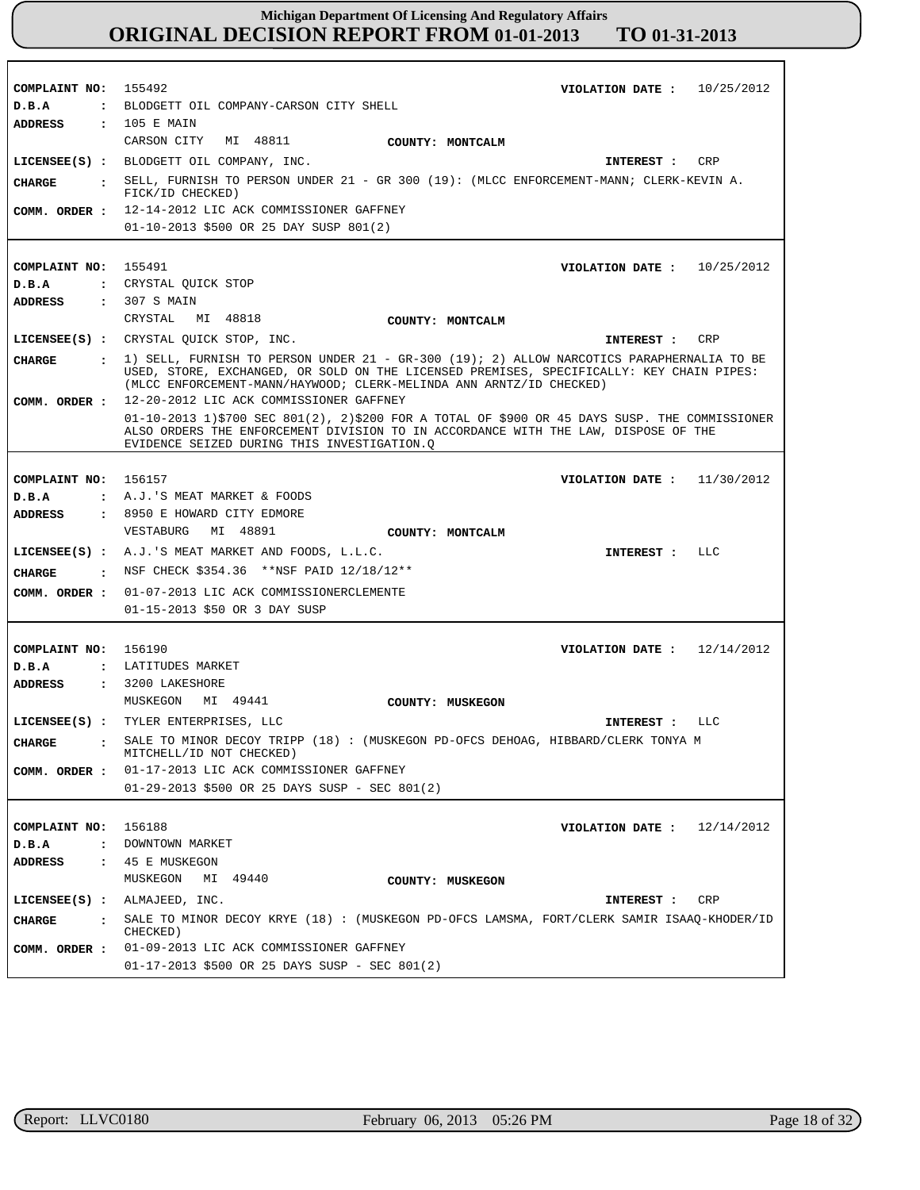# Michigan Department Of Licensing And Regulatory Affairs
## ORIGINAL DECISION REPORT FROM 01-01-2013 TO 01-31-2013

**COMPLAINT NO:** 155492 **VIOLATION DATE :** 10/25/2012
**D.B.A :** BLODGETT OIL COMPANY-CARSON CITY SHELL
**ADDRESS :** 105 E MAIN
CARSON CITY MI 48811 **COUNTY: MONTCALM**
**LICENSEE(S) :** BLODGETT OIL COMPANY, INC. **INTEREST :** CRP
**CHARGE :** SELL, FURNISH TO PERSON UNDER 21 - GR 300 (19): (MLCC ENFORCEMENT-MANN; CLERK-KEVIN A. FICK/ID CHECKED)
**COMM. ORDER :** 12-14-2012 LIC ACK COMMISSIONER GAFFNEY
01-10-2013 $500 OR 25 DAY SUSP 801(2)

---

**COMPLAINT NO:** 155491 **VIOLATION DATE :** 10/25/2012
**D.B.A :** CRYSTAL QUICK STOP
**ADDRESS :** 307 S MAIN
CRYSTAL MI 48818 **COUNTY: MONTCALM**
**LICENSEE(S) :** CRYSTAL QUICK STOP, INC. **INTEREST :** CRP
**CHARGE :** 1) SELL, FURNISH TO PERSON UNDER 21 - GR-300 (19); 2) ALLOW NARCOTICS PARAPHERNALIA TO BE USED, STORE, EXCHANGED, OR SOLD ON THE LICENSED PREMISES, SPECIFICALLY: KEY CHAIN PIPES: (MLCC ENFORCEMENT-MANN/HAYWOOD; CLERK-MELINDA ANN ARNTZ/ID CHECKED)
**COMM. ORDER :** 12-20-2012 LIC ACK COMMISSIONER GAFFNEY
01-10-2013 1)$700 SEC 801(2), 2)$200 FOR A TOTAL OF $900 OR 45 DAYS SUSP. THE COMMISSIONER ALSO ORDERS THE ENFORCEMENT DIVISION TO IN ACCORDANCE WITH THE LAW, DISPOSE OF THE EVIDENCE SEIZED DURING THIS INVESTIGATION.Q

---

**COMPLAINT NO:** 156157 **VIOLATION DATE :** 11/30/2012
**D.B.A :** A.J.'S MEAT MARKET & FOODS
**ADDRESS :** 8950 E HOWARD CITY EDMORE
VESTABURG MI 48891 **COUNTY: MONTCALM**
**LICENSEE(S) :** A.J.'S MEAT MARKET AND FOODS, L.L.C. **INTEREST :** LLC
**CHARGE :** NSF CHECK $354.36 **NSF PAID 12/18/12**
**COMM. ORDER :** 01-07-2013 LIC ACK COMMISSIONERCLEMENTE
01-15-2013 $50 OR 3 DAY SUSP

---

**COMPLAINT NO:** 156190 **VIOLATION DATE :** 12/14/2012
**D.B.A :** LATITUDES MARKET
**ADDRESS :** 3200 LAKESHORE
MUSKEGON MI 49441 **COUNTY: MUSKEGON**
**LICENSEE(S) :** TYLER ENTERPRISES, LLC **INTEREST :** LLC
**CHARGE :** SALE TO MINOR DECOY TRIPP (18) : (MUSKEGON PD-OFCS DEHOAG, HIBBARD/CLERK TONYA M MITCHELL/ID NOT CHECKED)
**COMM. ORDER :** 01-17-2013 LIC ACK COMMISSIONER GAFFNEY
01-29-2013 $500 OR 25 DAYS SUSP - SEC 801(2)

---

**COMPLAINT NO:** 156188 **VIOLATION DATE :** 12/14/2012
**D.B.A :** DOWNTOWN MARKET
**ADDRESS :** 45 E MUSKEGON
MUSKEGON MI 49440 **COUNTY: MUSKEGON**
**LICENSEE(S) :** ALMAJEED, INC. **INTEREST :** CRP
**CHARGE :** SALE TO MINOR DECOY KRYE (18) : (MUSKEGON PD-OFCS LAMSMA, FORT/CLERK SAMIR ISAAQ-KHODER/ID CHECKED)
**COMM. ORDER :** 01-09-2013 LIC ACK COMMISSIONER GAFFNEY
01-17-2013 $500 OR 25 DAYS SUSP - SEC 801(2)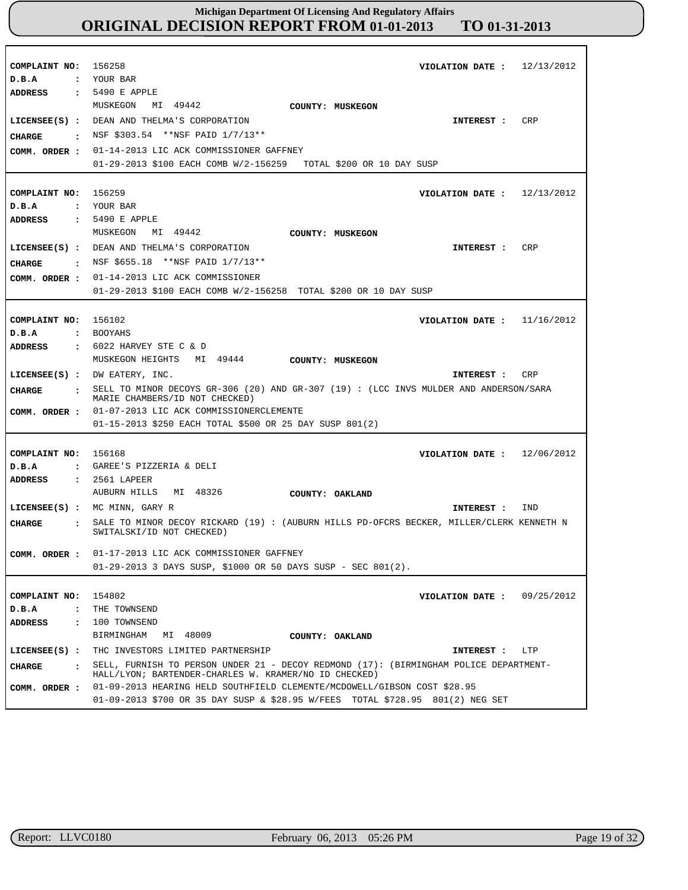**Michigan Department Of Licensing And Regulatory Affairs**
**ORIGINAL DECISION REPORT FROM 01-01-2013 TO 01-31-2013**

---

**COMPLAINT NO:** 156258 **VIOLATION DATE :** 12/13/2012
**D.B.A :** YOUR BAR
**ADDRESS :** 5490 E APPLE
MUSKEGON MI 49442 **COUNTY: MUSKEGON**
**LICENSEE(S) :** DEAN AND THELMA'S CORPORATION **INTEREST :** CRP
**CHARGE :** NSF $303.54 **NSF PAID 1/7/13**
**COMM. ORDER :** 01-14-2013 LIC ACK COMMISSIONER GAFFNEY
01-29-2013 $100 EACH COMB W/2-156259 TOTAL $200 OR 10 DAY SUSP

---

**COMPLAINT NO:** 156259 **VIOLATION DATE :** 12/13/2012
**D.B.A :** YOUR BAR
**ADDRESS :** 5490 E APPLE
MUSKEGON MI 49442 **COUNTY: MUSKEGON**
**LICENSEE(S) :** DEAN AND THELMA'S CORPORATION **INTEREST :** CRP
**CHARGE :** NSF $655.18 **NSF PAID 1/7/13**
**COMM. ORDER :** 01-14-2013 LIC ACK COMMISSIONER
01-29-2013 $100 EACH COMB W/2-156258 TOTAL $200 OR 10 DAY SUSP

---

**COMPLAINT NO:** 156102 **VIOLATION DATE :** 11/16/2012
**D.B.A :** BOOYAHS
**ADDRESS :** 6022 HARVEY STE C & D
MUSKEGON HEIGHTS MI 49444 **COUNTY: MUSKEGON**
**LICENSEE(S) :** DW EATERY, INC. **INTEREST :** CRP
**CHARGE :** SELL TO MINOR DECOYS GR-306 (20) AND GR-307 (19) : (LCC INVS MULDER AND ANDERSON/SARA MARIE CHAMBERS/ID NOT CHECKED)
**COMM. ORDER :** 01-07-2013 LIC ACK COMMISSIONERCLEMENTE
01-15-2013 $250 EACH TOTAL $500 OR 25 DAY SUSP 801(2)

---

**COMPLAINT NO:** 156168 **VIOLATION DATE :** 12/06/2012
**D.B.A :** GAREE'S PIZZERIA & DELI
**ADDRESS :** 2561 LAPEER
AUBURN HILLS MI 48326 **COUNTY: OAKLAND**
**LICENSEE(S) :** MC MINN, GARY R **INTEREST :** IND
**CHARGE :** SALE TO MINOR DECOY RICKARD (19) : (AUBURN HILLS PD-OFCRS BECKER, MILLER/CLERK KENNETH N SWITALSKI/ID NOT CHECKED)
**COMM. ORDER :** 01-17-2013 LIC ACK COMMISSIONER GAFFNEY
01-29-2013 3 DAYS SUSP, $1000 OR 50 DAYS SUSP - SEC 801(2).

---

**COMPLAINT NO:** 154802 **VIOLATION DATE :** 09/25/2012
**D.B.A :** THE TOWNSEND
**ADDRESS :** 100 TOWNSEND
BIRMINGHAM MI 48009 **COUNTY: OAKLAND**
**LICENSEE(S) :** THC INVESTORS LIMITED PARTNERSHIP **INTEREST :** LTP
**CHARGE :** SELL, FURNISH TO PERSON UNDER 21 - DECOY REDMOND (17): (BIRMINGHAM POLICE DEPARTMENT-HALL/LYON; BARTENDER-CHARLES W. KRAMER/NO ID CHECKED)
**COMM. ORDER :** 01-09-2013 HEARING HELD SOUTHFIELD CLEMENTE/MCDOWELL/GIBSON COST $28.95
01-09-2013 $700 OR 35 DAY SUSP & $28.95 W/FEES TOTAL $728.95 801(2) NEG SET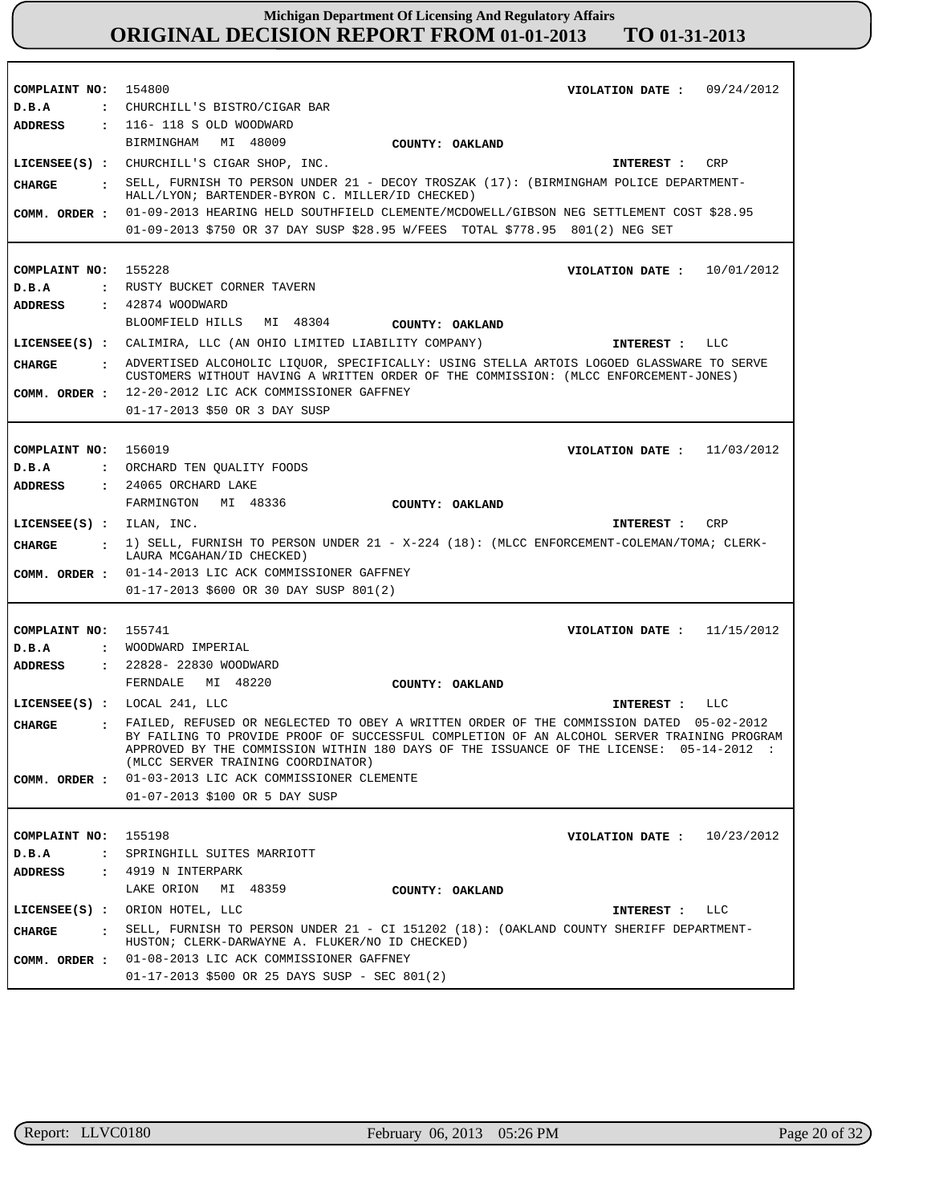# Michigan Department Of Licensing And Regulatory Affairs
## ORIGINAL DECISION REPORT FROM 01-01-2013 TO 01-31-2013

**COMPLAINT NO:** 154800 **VIOLATION DATE :** 09/24/2012
**D.B.A :** CHURCHILL'S BISTRO/CIGAR BAR
**ADDRESS :** 116- 118 S OLD WOODWARD
BIRMINGHAM MI 48009 **COUNTY: OAKLAND**
**LICENSEE(S) :** CHURCHILL'S CIGAR SHOP, INC. **INTEREST :** CRP
**CHARGE :** SELL, FURNISH TO PERSON UNDER 21 - DECOY TROSZAK (17): (BIRMINGHAM POLICE DEPARTMENT-HALL/LYON; BARTENDER-BYRON C. MILLER/ID CHECKED)
**COMM. ORDER :** 01-09-2013 HEARING HELD SOUTHFIELD CLEMENTE/MCDOWELL/GIBSON NEG SETTLEMENT COST $28.95
01-09-2013 $750 OR 37 DAY SUSP $28.95 W/FEES TOTAL $778.95 801(2) NEG SET

---

**COMPLAINT NO:** 155228 **VIOLATION DATE :** 10/01/2012
**D.B.A :** RUSTY BUCKET CORNER TAVERN
**ADDRESS :** 42874 WOODWARD
BLOOMFIELD HILLS MI 48304 **COUNTY: OAKLAND**
**LICENSEE(S) :** CALIMIRA, LLC (AN OHIO LIMITED LIABILITY COMPANY) **INTEREST :** LLC
**CHARGE :** ADVERTISED ALCOHOLIC LIQUOR, SPECIFICALLY: USING STELLA ARTOIS LOGOED GLASSWARE TO SERVE CUSTOMERS WITHOUT HAVING A WRITTEN ORDER OF THE COMMISSION: (MLCC ENFORCEMENT-JONES)
**COMM. ORDER :** 12-20-2012 LIC ACK COMMISSIONER GAFFNEY
01-17-2013 $50 OR 3 DAY SUSP

---

**COMPLAINT NO:** 156019 **VIOLATION DATE :** 11/03/2012
**D.B.A :** ORCHARD TEN QUALITY FOODS
**ADDRESS :** 24065 ORCHARD LAKE
FARMINGTON MI 48336 **COUNTY: OAKLAND**
**LICENSEE(S) :** ILAN, INC. **INTEREST :** CRP
**CHARGE :** 1) SELL, FURNISH TO PERSON UNDER 21 - X-224 (18): (MLCC ENFORCEMENT-COLEMAN/TOMA; CLERK-LAURA MCGAHAN/ID CHECKED)
**COMM. ORDER :** 01-14-2013 LIC ACK COMMISSIONER GAFFNEY
01-17-2013 $600 OR 30 DAY SUSP 801(2)

---

**COMPLAINT NO:** 155741 **VIOLATION DATE :** 11/15/2012
**D.B.A :** WOODWARD IMPERIAL
**ADDRESS :** 22828- 22830 WOODWARD
FERNDALE MI 48220 **COUNTY: OAKLAND**
**LICENSEE(S) :** LOCAL 241, LLC **INTEREST :** LLC
**CHARGE :** FAILED, REFUSED OR NEGLECTED TO OBEY A WRITTEN ORDER OF THE COMMISSION DATED 05-02-2012 BY FAILING TO PROVIDE PROOF OF SUCCESSFUL COMPLETION OF AN ALCOHOL SERVER TRAINING PROGRAM APPROVED BY THE COMMISSION WITHIN 180 DAYS OF THE ISSUANCE OF THE LICENSE: 05-14-2012 : (MLCC SERVER TRAINING COORDINATOR)
**COMM. ORDER :** 01-03-2013 LIC ACK COMMISSIONER CLEMENTE
01-07-2013 $100 OR 5 DAY SUSP

---

**COMPLAINT NO:** 155198 **VIOLATION DATE :** 10/23/2012
**D.B.A :** SPRINGHILL SUITES MARRIOTT
**ADDRESS :** 4919 N INTERPARK
LAKE ORION MI 48359 **COUNTY: OAKLAND**
**LICENSEE(S) :** ORION HOTEL, LLC **INTEREST :** LLC
**CHARGE :** SELL, FURNISH TO PERSON UNDER 21 - CI 151202 (18): (OAKLAND COUNTY SHERIFF DEPARTMENT-HUSTON; CLERK-DARWAYNE A. FLUKER/NO ID CHECKED)
**COMM. ORDER :** 01-08-2013 LIC ACK COMMISSIONER GAFFNEY
01-17-2013 $500 OR 25 DAYS SUSP - SEC 801(2)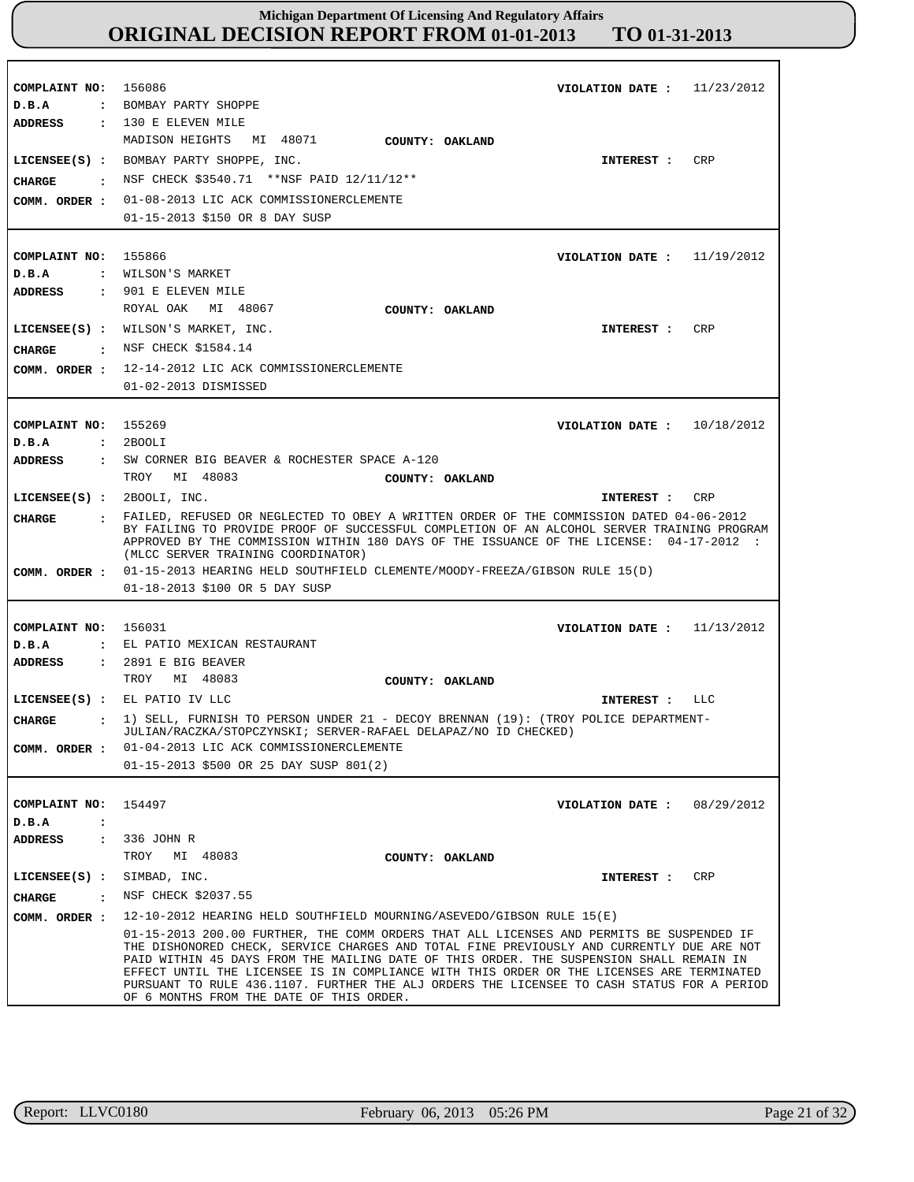# Michigan Department Of Licensing And Regulatory Affairs
## ORIGINAL DECISION REPORT FROM 01-01-2013 TO 01-31-2013

**COMPLAINT NO:** 156086 **VIOLATION DATE :** 11/23/2012
**D.B.A :** BOMBAY PARTY SHOPPE
**ADDRESS :** 130 E ELEVEN MILE
MADISON HEIGHTS MI 48071 **COUNTY: OAKLAND**
**LICENSEE(S) :** BOMBAY PARTY SHOPPE, INC. **INTEREST :** CRP
**CHARGE :** NSF CHECK $3540.71 **NSF PAID 12/11/12**
**COMM. ORDER :** 01-08-2013 LIC ACK COMMISSIONERCLEMENTE
01-15-2013 $150 OR 8 DAY SUSP

---

**COMPLAINT NO:** 155866 **VIOLATION DATE :** 11/19/2012
**D.B.A :** WILSON'S MARKET
**ADDRESS :** 901 E ELEVEN MILE
ROYAL OAK MI 48067 **COUNTY: OAKLAND**
**LICENSEE(S) :** WILSON'S MARKET, INC. **INTEREST :** CRP
**CHARGE :** NSF CHECK $1584.14
**COMM. ORDER :** 12-14-2012 LIC ACK COMMISSIONERCLEMENTE
01-02-2013 DISMISSED

---

**COMPLAINT NO:** 155269 **VIOLATION DATE :** 10/18/2012
**D.B.A :** 2BOOLI
**ADDRESS :** SW CORNER BIG BEAVER & ROCHESTER SPACE A-120
TROY MI 48083 **COUNTY: OAKLAND**
**LICENSEE(S) :** 2BOOLI, INC. **INTEREST :** CRP
**CHARGE :** FAILED, REFUSED OR NEGLECTED TO OBEY A WRITTEN ORDER OF THE COMMISSION DATED 04-06-2012 BY FAILING TO PROVIDE PROOF OF SUCCESSFUL COMPLETION OF AN ALCOHOL SERVER TRAINING PROGRAM APPROVED BY THE COMMISSION WITHIN 180 DAYS OF THE ISSUANCE OF THE LICENSE: 04-17-2012 : (MLCC SERVER TRAINING COORDINATOR)
**COMM. ORDER :** 01-15-2013 HEARING HELD SOUTHFIELD CLEMENTE/MOODY-FREEZA/GIBSON RULE 15(D)
01-18-2013 $100 OR 5 DAY SUSP

---

**COMPLAINT NO:** 156031 **VIOLATION DATE :** 11/13/2012
**D.B.A :** EL PATIO MEXICAN RESTAURANT
**ADDRESS :** 2891 E BIG BEAVER
TROY MI 48083 **COUNTY: OAKLAND**
**LICENSEE(S) :** EL PATIO IV LLC **INTEREST :** LLC
**CHARGE :** 1) SELL, FURNISH TO PERSON UNDER 21 - DECOY BRENNAN (19): (TROY POLICE DEPARTMENT-JULIAN/RACZKA/STOPCZYNSKI; SERVER-RAFAEL DELAPAZ/NO ID CHECKED)
**COMM. ORDER :** 01-04-2013 LIC ACK COMMISSIONERCLEMENTE
01-15-2013 $500 OR 25 DAY SUSP 801(2)

---

**COMPLAINT NO:** 154497 **VIOLATION DATE :** 08/29/2012
**D.B.A :**
**ADDRESS :** 336 JOHN R
TROY MI 48083 **COUNTY: OAKLAND**
**LICENSEE(S) :** SIMBAD, INC. **INTEREST :** CRP
**CHARGE :** NSF CHECK $2037.55
**COMM. ORDER :** 12-10-2012 HEARING HELD SOUTHFIELD MOURNING/ASEVEDO/GIBSON RULE 15(E)
01-15-2013 200.00 FURTHER, THE COMM ORDERS THAT ALL LICENSES AND PERMITS BE SUSPENDED IF THE DISHONORED CHECK, SERVICE CHARGES AND TOTAL FINE PREVIOUSLY AND CURRENTLY DUE ARE NOT PAID WITHIN 45 DAYS FROM THE MAILING DATE OF THIS ORDER. THE SUSPENSION SHALL REMAIN IN EFFECT UNTIL THE LICENSEE IS IN COMPLIANCE WITH THIS ORDER OR THE LICENSES ARE TERMINATED PURSUANT TO RULE 436.1107. FURTHER THE ALJ ORDERS THE LICENSEE TO CASH STATUS FOR A PERIOD OF 6 MONTHS FROM THE DATE OF THIS ORDER.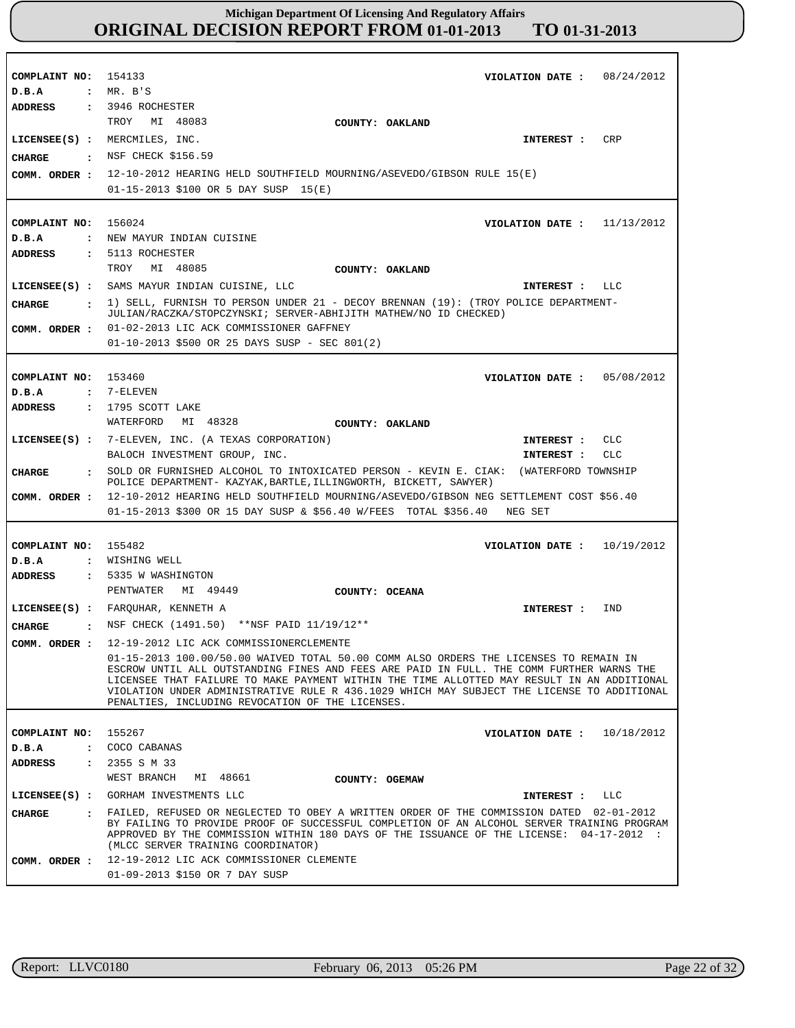# Michigan Department Of Licensing And Regulatory Affairs
## ORIGINAL DECISION REPORT FROM 01-01-2013 TO 01-31-2013

**COMPLAINT NO:** 154133 **VIOLATION DATE :** 08/24/2012
**D.B.A :** MR. B'S
**ADDRESS :** 3946 ROCHESTER
TROY MI 48083 **COUNTY: OAKLAND**
**LICENSEE(S) :** MERCMILES, INC. **INTEREST :** CRP
**CHARGE :** NSF CHECK $156.59
**COMM. ORDER :** 12-10-2012 HEARING HELD SOUTHFIELD MOURNING/ASEVEDO/GIBSON RULE 15(E)
01-15-2013 $100 OR 5 DAY SUSP 15(E)

---

**COMPLAINT NO:** 156024 **VIOLATION DATE :** 11/13/2012
**D.B.A :** NEW MAYUR INDIAN CUISINE
**ADDRESS :** 5113 ROCHESTER
TROY MI 48085 **COUNTY: OAKLAND**
**LICENSEE(S) :** SAMS MAYUR INDIAN CUISINE, LLC **INTEREST :** LLC
**CHARGE :** 1) SELL, FURNISH TO PERSON UNDER 21 - DECOY BRENNAN (19): (TROY POLICE DEPARTMENT- JULIAN/RACZKA/STOPCZYNSKI; SERVER-ABHIJITH MATHEW/NO ID CHECKED)
**COMM. ORDER :** 01-02-2013 LIC ACK COMMISSIONER GAFFNEY
01-10-2013 $500 OR 25 DAYS SUSP - SEC 801(2)

---

**COMPLAINT NO:** 153460 **VIOLATION DATE :** 05/08/2012
**D.B.A :** 7-ELEVEN
**ADDRESS :** 1795 SCOTT LAKE
WATERFORD MI 48328 **COUNTY: OAKLAND**
**LICENSEE(S) :** 7-ELEVEN, INC. (A TEXAS CORPORATION) **INTEREST :** CLC
BALOCH INVESTMENT GROUP, INC. **INTEREST :** CLC
**CHARGE :** SOLD OR FURNISHED ALCOHOL TO INTOXICATED PERSON - KEVIN E. CIAK: (WATERFORD TOWNSHIP POLICE DEPARTMENT- KAZYAK,BARTLE,ILLINGWORTH, BICKETT, SAWYER)
**COMM. ORDER :** 12-10-2012 HEARING HELD SOUTHFIELD MOURNING/ASEVEDO/GIBSON NEG SETTLEMENT COST $56.40
01-15-2013 $300 OR 15 DAY SUSP & $56.40 W/FEES TOTAL $356.40 NEG SET

---

**COMPLAINT NO:** 155482 **VIOLATION DATE :** 10/19/2012
**D.B.A :** WISHING WELL
**ADDRESS :** 5335 W WASHINGTON
PENTWATER MI 49449 **COUNTY: OCEANA**
**LICENSEE(S) :** FARQUHAR, KENNETH A **INTEREST :** IND
**CHARGE :** NSF CHECK (1491.50) **NSF PAID 11/19/12**
**COMM. ORDER :** 12-19-2012 LIC ACK COMMISSIONERCLEMENTE
01-15-2013 100.00/50.00 WAIVED TOTAL 50.00 COMM ALSO ORDERS THE LICENSES TO REMAIN IN ESCROW UNTIL ALL OUTSTANDING FINES AND FEES ARE PAID IN FULL. THE COMM FURTHER WARNS THE LICENSEE THAT FAILURE TO MAKE PAYMENT WITHIN THE TIME ALLOTTED MAY RESULT IN AN ADDITIONAL VIOLATION UNDER ADMINISTRATIVE RULE R 436.1029 WHICH MAY SUBJECT THE LICENSE TO ADDITIONAL PENALTIES, INCLUDING REVOCATION OF THE LICENSES.

---

**COMPLAINT NO:** 155267 **VIOLATION DATE :** 10/18/2012
**D.B.A :** COCO CABANAS
**ADDRESS :** 2355 S M 33
WEST BRANCH MI 48661 **COUNTY: OGEMAW**
**LICENSEE(S) :** GORHAM INVESTMENTS LLC **INTEREST :** LLC
**CHARGE :** FAILED, REFUSED OR NEGLECTED TO OBEY A WRITTEN ORDER OF THE COMMISSION DATED 02-01-2012 BY FAILING TO PROVIDE PROOF OF SUCCESSFUL COMPLETION OF AN ALCOHOL SERVER TRAINING PROGRAM APPROVED BY THE COMMISSION WITHIN 180 DAYS OF THE ISSUANCE OF THE LICENSE: 04-17-2012 : (MLCC SERVER TRAINING COORDINATOR)
**COMM. ORDER :** 12-19-2012 LIC ACK COMMISSIONER CLEMENTE
01-09-2013 $150 OR 7 DAY SUSP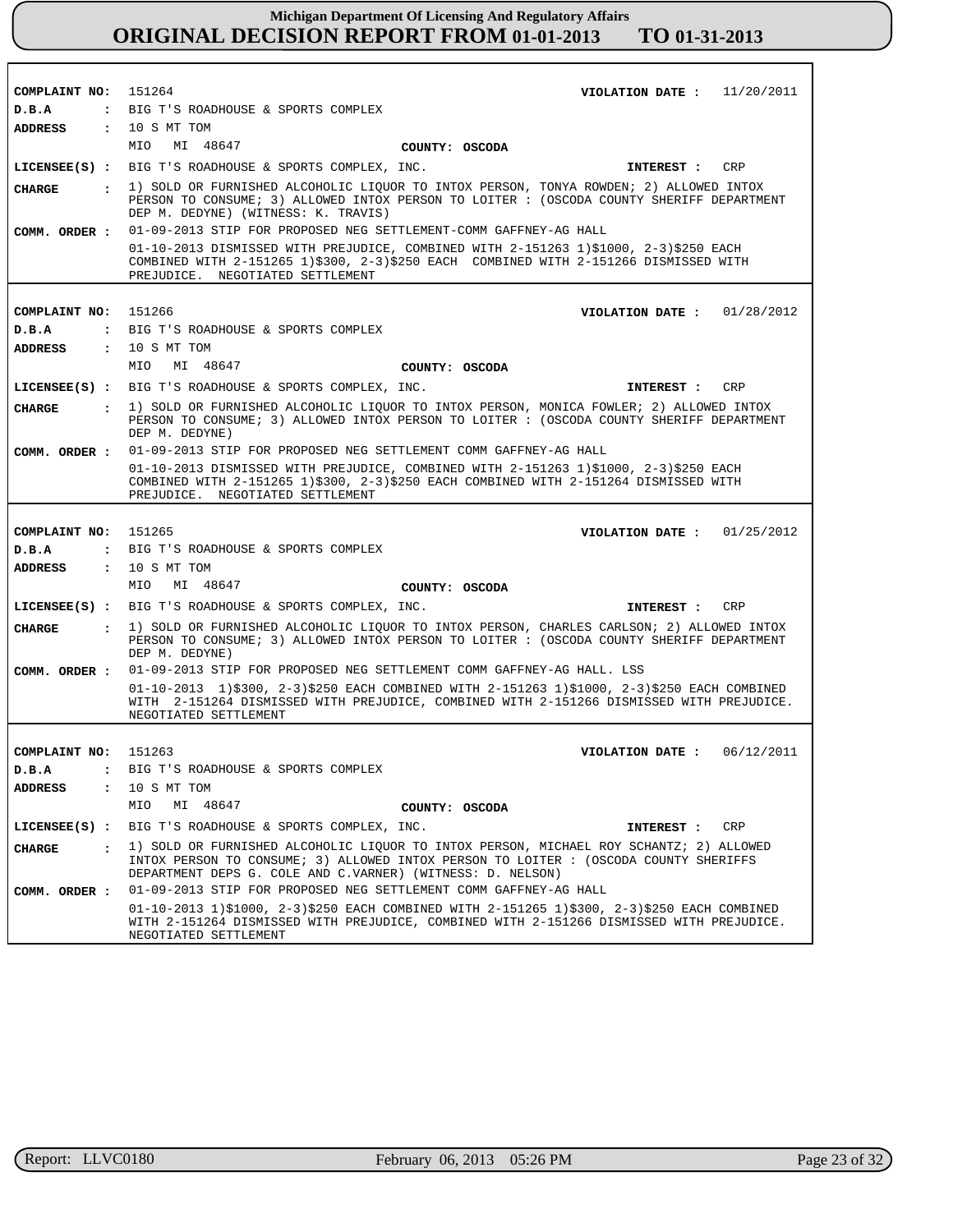**Michigan Department Of Licensing And Regulatory Affairs**
**ORIGINAL DECISION REPORT FROM 01-01-2013 TO 01-31-2013**

| | |
|---|---|
| **COMPLAINT NO:** | 151264 |
| **VIOLATION DATE :** | 11/20/2011 |
| **D.B.A** | BIG T'S ROADHOUSE & SPORTS COMPLEX |
| **ADDRESS** | 10 S MT TOM<br>MIO MI 48647 |
| **COUNTY:** | OSCODA |
| **LICENSEE(S) :** | BIG T'S ROADHOUSE & SPORTS COMPLEX, INC. |
| **INTEREST :** | CRP |
| **CHARGE** | 1) SOLD OR FURNISHED ALCOHOLIC LIQUOR TO INTOX PERSON, TONYA ROWDEN; 2) ALLOWED INTOX PERSON TO CONSUME; 3) ALLOWED INTOX PERSON TO LOITER : (OSCODA COUNTY SHERIFF DEPARTMENT DEP M. DEDYNE) (WITNESS: K. TRAVIS) |
| **COMM. ORDER :** | 01-09-2013 STIP FOR PROPOSED NEG SETTLEMENT-COMM GAFFNEY-AG HALL<br>01-10-2013 DISMISSED WITH PREJUDICE, COMBINED WITH 2-151263 1)$1000, 2-3)$250 EACH COMBINED WITH 2-151265 1)$300, 2-3)$250 EACH COMBINED WITH 2-151266 DISMISSED WITH PREJUDICE. NEGOTIATED SETTLEMENT |

| | |
|---|---|
| **COMPLAINT NO:** | 151266 |
| **VIOLATION DATE :** | 01/28/2012 |
| **D.B.A** | BIG T'S ROADHOUSE & SPORTS COMPLEX |
| **ADDRESS** | 10 S MT TOM<br>MIO MI 48647 |
| **COUNTY:** | OSCODA |
| **LICENSEE(S) :** | BIG T'S ROADHOUSE & SPORTS COMPLEX, INC. |
| **INTEREST :** | CRP |
| **CHARGE** | 1) SOLD OR FURNISHED ALCOHOLIC LIQUOR TO INTOX PERSON, MONICA FOWLER; 2) ALLOWED INTOX PERSON TO CONSUME; 3) ALLOWED INTOX PERSON TO LOITER : (OSCODA COUNTY SHERIFF DEPARTMENT DEP M. DEDYNE) |
| **COMM. ORDER :** | 01-09-2013 STIP FOR PROPOSED NEG SETTLEMENT COMM GAFFNEY-AG HALL<br>01-10-2013 DISMISSED WITH PREJUDICE, COMBINED WITH 2-151263 1)$1000, 2-3)$250 EACH COMBINED WITH 2-151265 1)$300, 2-3)$250 EACH COMBINED WITH 2-151264 DISMISSED WITH PREJUDICE. NEGOTIATED SETTLEMENT |

| | |
|---|---|
| **COMPLAINT NO:** | 151265 |
| **VIOLATION DATE :** | 01/25/2012 |
| **D.B.A** | BIG T'S ROADHOUSE & SPORTS COMPLEX |
| **ADDRESS** | 10 S MT TOM<br>MIO MI 48647 |
| **COUNTY:** | OSCODA |
| **LICENSEE(S) :** | BIG T'S ROADHOUSE & SPORTS COMPLEX, INC. |
| **INTEREST :** | CRP |
| **CHARGE** | 1) SOLD OR FURNISHED ALCOHOLIC LIQUOR TO INTOX PERSON, CHARLES CARLSON; 2) ALLOWED INTOX PERSON TO CONSUME; 3) ALLOWED INTOX PERSON TO LOITER : (OSCODA COUNTY SHERIFF DEPARTMENT DEP M. DEDYNE) |
| **COMM. ORDER :** | 01-09-2013 STIP FOR PROPOSED NEG SETTLEMENT COMM GAFFNEY-AG HALL. LSS<br>01-10-2013 1)$300, 2-3)$250 EACH COMBINED WITH 2-151263 1)$1000, 2-3)$250 EACH COMBINED WITH 2-151264 DISMISSED WITH PREJUDICE, COMBINED WITH 2-151266 DISMISSED WITH PREJUDICE. NEGOTIATED SETTLEMENT |

| | |
|---|---|
| **COMPLAINT NO:** | 151263 |
| **VIOLATION DATE :** | 06/12/2011 |
| **D.B.A** | BIG T'S ROADHOUSE & SPORTS COMPLEX |
| **ADDRESS** | 10 S MT TOM<br>MIO MI 48647 |
| **COUNTY:** | OSCODA |
| **LICENSEE(S) :** | BIG T'S ROADHOUSE & SPORTS COMPLEX, INC. |
| **INTEREST :** | CRP |
| **CHARGE** | 1) SOLD OR FURNISHED ALCOHOLIC LIQUOR TO INTOX PERSON, MICHAEL ROY SCHANTZ; 2) ALLOWED INTOX PERSON TO CONSUME; 3) ALLOWED INTOX PERSON TO LOITER : (OSCODA COUNTY SHERIFFS DEPARTMENT DEPS G. COLE AND C.VARNER) (WITNESS: D. NELSON) |
| **COMM. ORDER :** | 01-09-2013 STIP FOR PROPOSED NEG SETTLEMENT COMM GAFFNEY-AG HALL<br>01-10-2013 1)$1000, 2-3)$250 EACH COMBINED WITH 2-151265 1)$300, 2-3)$250 EACH COMBINED WITH 2-151264 DISMISSED WITH PREJUDICE, COMBINED WITH 2-151266 DISMISSED WITH PREJUDICE. NEGOTIATED SETTLEMENT |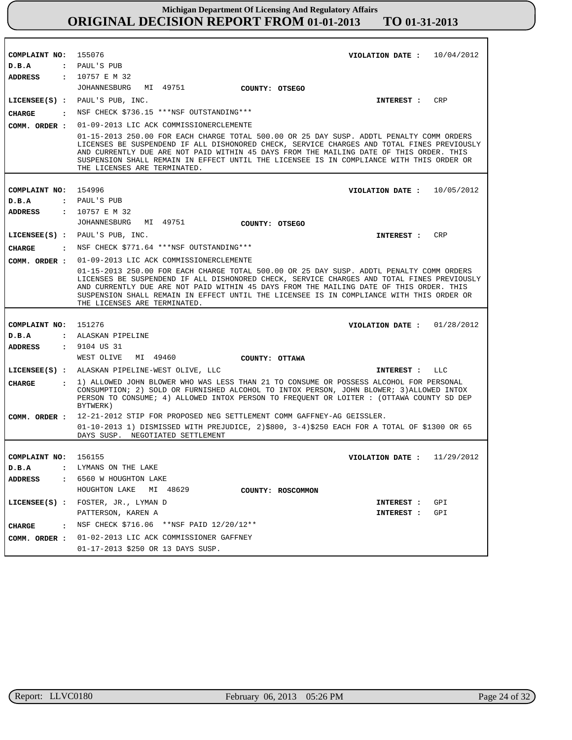**Michigan Department Of Licensing And Regulatory Affairs**

# ORIGINAL DECISION REPORT FROM 01-01-2013 TO 01-31-2013

---

**COMPLAINT NO:** 155076
**VIOLATION DATE :** 10/04/2012
**D.B.A :** PAUL'S PUB
**ADDRESS :** 10757 E M 32
JOHANNESBURG MI 49751
**COUNTY:** OTSEGO
**LICENSEE(S) :** PAUL'S PUB, INC.
**INTEREST :** CRP
**CHARGE :** NSF CHECK $736.15 ***NSF OUTSTANDING***
**COMM. ORDER :** 01-09-2013 LIC ACK COMMISSIONERCLEMENTE
01-15-2013 250.00 FOR EACH CHARGE TOTAL 500.00 OR 25 DAY SUSP. ADDTL PENALTY COMM ORDERS LICENSES BE SUSPENDEND IF ALL DISHONORED CHECK, SERVICE CHARGES AND TOTAL FINES PREVIOUSLY AND CURRENTLY DUE ARE NOT PAID WITHIN 45 DAYS FROM THE MAILING DATE OF THIS ORDER. THIS SUSPENSION SHALL REMAIN IN EFFECT UNTIL THE LICENSEE IS IN COMPLIANCE WITH THIS ORDER OR THE LICENSES ARE TERMINATED.

---

**COMPLAINT NO:** 154996
**VIOLATION DATE :** 10/05/2012
**D.B.A :** PAUL'S PUB
**ADDRESS :** 10757 E M 32
JOHANNESBURG MI 49751
**COUNTY:** OTSEGO
**LICENSEE(S) :** PAUL'S PUB, INC.
**INTEREST :** CRP
**CHARGE :** NSF CHECK $771.64 ***NSF OUTSTANDING***
**COMM. ORDER :** 01-09-2013 LIC ACK COMMISSIONERCLEMENTE
01-15-2013 250.00 FOR EACH CHARGE TOTAL 500.00 OR 25 DAY SUSP. ADDTL PENALTY COMM ORDERS LICENSES BE SUSPENDEND IF ALL DISHONORED CHECK, SERVICE CHARGES AND TOTAL FINES PREVIOUSLY AND CURRENTLY DUE ARE NOT PAID WITHIN 45 DAYS FROM THE MAILING DATE OF THIS ORDER. THIS SUSPENSION SHALL REMAIN IN EFFECT UNTIL THE LICENSEE IS IN COMPLIANCE WITH THIS ORDER OR THE LICENSES ARE TERMINATED.

---

**COMPLAINT NO:** 151276
**VIOLATION DATE :** 01/28/2012
**D.B.A :** ALASKAN PIPELINE
**ADDRESS :** 9104 US 31
WEST OLIVE MI 49460
**COUNTY:** OTTAWA
**LICENSEE(S) :** ALASKAN PIPELINE-WEST OLIVE, LLC
**INTEREST :** LLC
**CHARGE :** 1) ALLOWED JOHN BLOWER WHO WAS LESS THAN 21 TO CONSUME OR POSSESS ALCOHOL FOR PERSONAL CONSUMPTION; 2) SOLD OR FURNISHED ALCOHOL TO INTOX PERSON, JOHN BLOWER; 3)ALLOWED INTOX PERSON TO CONSUME; 4) ALLOWED INTOX PERSON TO FREQUENT OR LOITER : (OTTAWA COUNTY SD DEP BYTWERK)
**COMM. ORDER :** 12-21-2012 STIP FOR PROPOSED NEG SETTLEMENT COMM GAFFNEY-AG GEISSLER.
01-10-2013 1) DISMISSED WITH PREJUDICE, 2)$800, 3-4)$250 EACH FOR A TOTAL OF $1300 OR 65 DAYS SUSP. NEGOTIATED SETTLEMENT

---

**COMPLAINT NO:** 156155
**VIOLATION DATE :** 11/29/2012
**D.B.A :** LYMANS ON THE LAKE
**ADDRESS :** 6560 W HOUGHTON LAKE
HOUGHTON LAKE MI 48629
**COUNTY:** ROSCOMMON
**LICENSEE(S) :** FOSTER, JR., LYMAN D — **INTEREST :** GPI
PATTERSON, KAREN A — **INTEREST :** GPI
**CHARGE :** NSF CHECK $716.06 **NSF PAID 12/20/12**
**COMM. ORDER :** 01-02-2013 LIC ACK COMMISSIONER GAFFNEY
01-17-2013 $250 OR 13 DAYS SUSP.

---

Report: LLVC0180 February 06, 2013 05:26 PM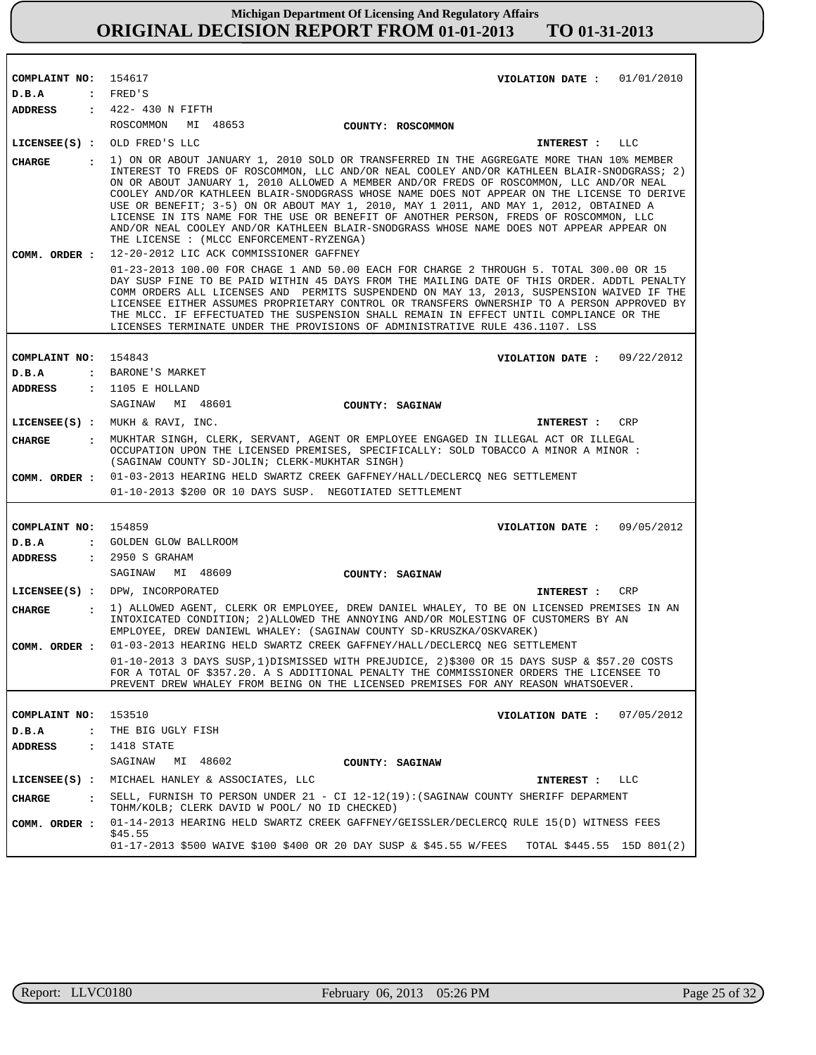# Michigan Department Of Licensing And Regulatory Affairs
## ORIGINAL DECISION REPORT FROM 01-01-2013 TO 01-31-2013

**COMPLAINT NO:** 154617 **VIOLATION DATE :** 01/01/2010
**D.B.A :** FRED'S
**ADDRESS :** 422- 430 N FIFTH
ROSCOMMON MI 48653 **COUNTY: ROSCOMMON**
**LICENSEE(S) :** OLD FRED'S LLC **INTEREST :** LLC
**CHARGE :** 1) ON OR ABOUT JANUARY 1, 2010 SOLD OR TRANSFERRED IN THE AGGREGATE MORE THAN 10% MEMBER INTEREST TO FREDS OF ROSCOMMON, LLC AND/OR NEAL COOLEY AND/OR KATHLEEN BLAIR-SNODGRASS; 2) ON OR ABOUT JANUARY 1, 2010 ALLOWED A MEMBER AND/OR FREDS OF ROSCOMMON, LLC AND/OR NEAL COOLEY AND/OR KATHLEEN BLAIR-SNODGRASS WHOSE NAME DOES NOT APPEAR ON THE LICENSE TO DERIVE USE OR BENEFIT; 3-5) ON OR ABOUT MAY 1, 2010, MAY 1 2011, AND MAY 1, 2012, OBTAINED A LICENSE IN ITS NAME FOR THE USE OR BENEFIT OF ANOTHER PERSON, FREDS OF ROSCOMMON, LLC AND/OR NEAL COOLEY AND/OR KATHLEEN BLAIR-SNODGRASS WHOSE NAME DOES NOT APPEAR APPEAR ON THE LICENSE : (MLCC ENFORCEMENT-RYZENGA)
**COMM. ORDER :** 12-20-2012 LIC ACK COMMISSIONER GAFFNEY
01-23-2013 100.00 FOR CHAGE 1 AND 50.00 EACH FOR CHARGE 2 THROUGH 5. TOTAL 300.00 OR 15 DAY SUSP FINE TO BE PAID WITHIN 45 DAYS FROM THE MAILING DATE OF THIS ORDER. ADDTL PENALTY COMM ORDERS ALL LICENSES AND PERMITS SUSPENDEND ON MAY 13, 2013, SUSPENSION WAIVED IF THE LICENSEE EITHER ASSUMES PROPRIETARY CONTROL OR TRANSFERS OWNERSHIP TO A PERSON APPROVED BY THE MLCC. IF EFFECTUATED THE SUSPENSION SHALL REMAIN IN EFFECT UNTIL COMPLIANCE OR THE LICENSES TERMINATE UNDER THE PROVISIONS OF ADMINISTRATIVE RULE 436.1107. LSS

---

**COMPLAINT NO:** 154843 **VIOLATION DATE :** 09/22/2012
**D.B.A :** BARONE'S MARKET
**ADDRESS :** 1105 E HOLLAND
SAGINAW MI 48601 **COUNTY: SAGINAW**
**LICENSEE(S) :** MUKH & RAVI, INC. **INTEREST :** CRP
**CHARGE :** MUKHTAR SINGH, CLERK, SERVANT, AGENT OR EMPLOYEE ENGAGED IN ILLEGAL ACT OR ILLEGAL OCCUPATION UPON THE LICENSED PREMISES, SPECIFICALLY: SOLD TOBACCO A MINOR A MINOR : (SAGINAW COUNTY SD-JOLIN; CLERK-MUKHTAR SINGH)
**COMM. ORDER :** 01-03-2013 HEARING HELD SWARTZ CREEK GAFFNEY/HALL/DECLERCQ NEG SETTLEMENT
01-10-2013 $200 OR 10 DAYS SUSP. NEGOTIATED SETTLEMENT

---

**COMPLAINT NO:** 154859 **VIOLATION DATE :** 09/05/2012
**D.B.A :** GOLDEN GLOW BALLROOM
**ADDRESS :** 2950 S GRAHAM
SAGINAW MI 48609 **COUNTY: SAGINAW**
**LICENSEE(S) :** DPW, INCORPORATED **INTEREST :** CRP
**CHARGE :** 1) ALLOWED AGENT, CLERK OR EMPLOYEE, DREW DANIEL WHALEY, TO BE ON LICENSED PREMISES IN AN INTOXICATED CONDITION; 2)ALLOWED THE ANNOYING AND/OR MOLESTING OF CUSTOMERS BY AN EMPLOYEE, DREW DANIEWL WHALEY: (SAGINAW COUNTY SD-KRUSZKA/OSKVAREK)
**COMM. ORDER :** 01-03-2013 HEARING HELD SWARTZ CREEK GAFFNEY/HALL/DECLERCQ NEG SETTLEMENT
01-10-2013 3 DAYS SUSP,1)DISMISSED WITH PREJUDICE, 2)$300 OR 15 DAYS SUSP & $57.20 COSTS FOR A TOTAL OF $357.20. A S ADDITIONAL PENALTY THE COMMISSIONER ORDERS THE LICENSEE TO PREVENT DREW WHALEY FROM BEING ON THE LICENSED PREMISES FOR ANY REASON WHATSOEVER.

---

**COMPLAINT NO:** 153510 **VIOLATION DATE :** 07/05/2012
**D.B.A :** THE BIG UGLY FISH
**ADDRESS :** 1418 STATE
SAGINAW MI 48602 **COUNTY: SAGINAW**
**LICENSEE(S) :** MICHAEL HANLEY & ASSOCIATES, LLC **INTEREST :** LLC
**CHARGE :** SELL, FURNISH TO PERSON UNDER 21 - CI 12-12(19):(SAGINAW COUNTY SHERIFF DEPARMENT TOHM/KOLB; CLERK DAVID W POOL/ NO ID CHECKED)
**COMM. ORDER :** 01-14-2013 HEARING HELD SWARTZ CREEK GAFFNEY/GEISSLER/DECLERCQ RULE 15(D) WITNESS FEES $45.55
01-17-2013 $500 WAIVE $100 $400 OR 20 DAY SUSP & $45.55 W/FEES TOTAL $445.55 15D 801(2)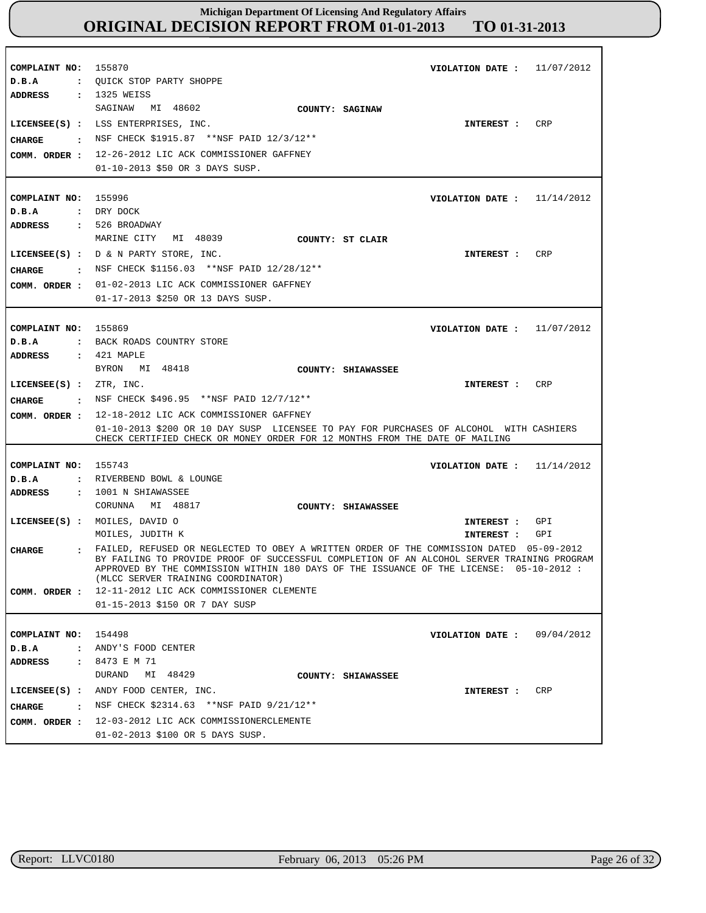# Michigan Department Of Licensing And Regulatory Affairs

## ORIGINAL DECISION REPORT FROM 01-01-2013 TO 01-31-2013

---

**COMPLAINT NO:** 155870 **VIOLATION DATE :** 11/07/2012
**D.B.A :** QUICK STOP PARTY SHOPPE
**ADDRESS :** 1325 WEISS
SAGINAW MI 48602 **COUNTY:** SAGINAW
**LICENSEE(S) :** LSS ENTERPRISES, INC. **INTEREST :** CRP
**CHARGE :** NSF CHECK $1915.87 **NSF PAID 12/3/12**
**COMM. ORDER :** 12-26-2012 LIC ACK COMMISSIONER GAFFNEY
01-10-2013 $50 OR 3 DAYS SUSP.

---

**COMPLAINT NO:** 155996 **VIOLATION DATE :** 11/14/2012
**D.B.A :** DRY DOCK
**ADDRESS :** 526 BROADWAY
MARINE CITY MI 48039 **COUNTY:** ST CLAIR
**LICENSEE(S) :** D & N PARTY STORE, INC. **INTEREST :** CRP
**CHARGE :** NSF CHECK $1156.03 **NSF PAID 12/28/12**
**COMM. ORDER :** 01-02-2013 LIC ACK COMMISSIONER GAFFNEY
01-17-2013 $250 OR 13 DAYS SUSP.

---

**COMPLAINT NO:** 155869 **VIOLATION DATE :** 11/07/2012
**D.B.A :** BACK ROADS COUNTRY STORE
**ADDRESS :** 421 MAPLE
BYRON MI 48418 **COUNTY:** SHIAWASSEE
**LICENSEE(S) :** ZTR, INC. **INTEREST :** CRP
**CHARGE :** NSF CHECK $496.95 **NSF PAID 12/7/12**
**COMM. ORDER :** 12-18-2012 LIC ACK COMMISSIONER GAFFNEY
01-10-2013 $200 OR 10 DAY SUSP LICENSEE TO PAY FOR PURCHASES OF ALCOHOL WITH CASHIERS CHECK CERTIFIED CHECK OR MONEY ORDER FOR 12 MONTHS FROM THE DATE OF MAILING

---

**COMPLAINT NO:** 155743 **VIOLATION DATE :** 11/14/2012
**D.B.A :** RIVERBEND BOWL & LOUNGE
**ADDRESS :** 1001 N SHIAWASSEE
CORUNNA MI 48817 **COUNTY:** SHIAWASSEE
**LICENSEE(S) :** MOILES, DAVID O **INTEREST :** GPI
MOILES, JUDITH K **INTEREST :** GPI
**CHARGE :** FAILED, REFUSED OR NEGLECTED TO OBEY A WRITTEN ORDER OF THE COMMISSION DATED 05-09-2012 BY FAILING TO PROVIDE PROOF OF SUCCESSFUL COMPLETION OF AN ALCOHOL SERVER TRAINING PROGRAM APPROVED BY THE COMMISSION WITHIN 180 DAYS OF THE ISSUANCE OF THE LICENSE: 05-10-2012 : (MLCC SERVER TRAINING COORDINATOR)
**COMM. ORDER :** 12-11-2012 LIC ACK COMMISSIONER CLEMENTE
01-15-2013 $150 OR 7 DAY SUSP

---

**COMPLAINT NO:** 154498 **VIOLATION DATE :** 09/04/2012
**D.B.A :** ANDY'S FOOD CENTER
**ADDRESS :** 8473 E M 71
DURAND MI 48429 **COUNTY:** SHIAWASSEE
**LICENSEE(S) :** ANDY FOOD CENTER, INC. **INTEREST :** CRP
**CHARGE :** NSF CHECK $2314.63 **NSF PAID 9/21/12**
**COMM. ORDER :** 12-03-2012 LIC ACK COMMISSIONERCLEMENTE
01-02-2013 $100 OR 5 DAYS SUSP.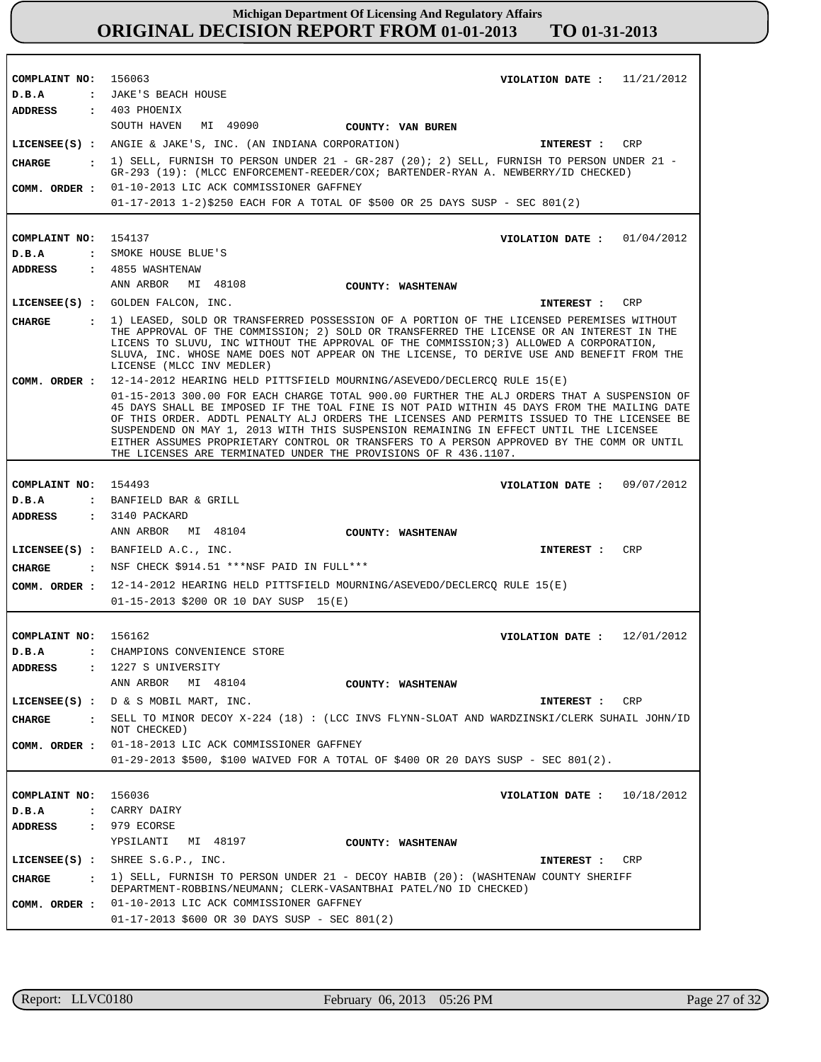# Michigan Department Of Licensing And Regulatory Affairs
## ORIGINAL DECISION REPORT FROM 01-01-2013 TO 01-31-2013

**COMPLAINT NO:** 156063 **VIOLATION DATE :** 11/21/2012
**D.B.A :** JAKE'S BEACH HOUSE
**ADDRESS :** 403 PHOENIX
SOUTH HAVEN MI 49090 **COUNTY: VAN BUREN**
**LICENSEE(S) :** ANGIE & JAKE'S, INC. (AN INDIANA CORPORATION) **INTEREST :** CRP
**CHARGE :** 1) SELL, FURNISH TO PERSON UNDER 21 - GR-287 (20); 2) SELL, FURNISH TO PERSON UNDER 21 - GR-293 (19): (MLCC ENFORCEMENT-REEDER/COX; BARTENDER-RYAN A. NEWBERRY/ID CHECKED)
**COMM. ORDER :** 01-10-2013 LIC ACK COMMISSIONER GAFFNEY
01-17-2013 1-2)$250 EACH FOR A TOTAL OF $500 OR 25 DAYS SUSP - SEC 801(2)

---

**COMPLAINT NO:** 154137 **VIOLATION DATE :** 01/04/2012
**D.B.A :** SMOKE HOUSE BLUE'S
**ADDRESS :** 4855 WASHTENAW
ANN ARBOR MI 48108 **COUNTY: WASHTENAW**
**LICENSEE(S) :** GOLDEN FALCON, INC. **INTEREST :** CRP
**CHARGE :** 1) LEASED, SOLD OR TRANSFERRED POSSESSION OF A PORTION OF THE LICENSED PEREMISES WITHOUT THE APPROVAL OF THE COMMISSION; 2) SOLD OR TRANSFERRED THE LICENSE OR AN INTEREST IN THE LICENS TO SLUVU, INC WITHOUT THE APPROVAL OF THE COMMISSION;3) ALLOWED A CORPORATION, SLUVA, INC. WHOSE NAME DOES NOT APPEAR ON THE LICENSE, TO DERIVE USE AND BENEFIT FROM THE LICENSE (MLCC INV MEDLER)
**COMM. ORDER :** 12-14-2012 HEARING HELD PITTSFIELD MOURNING/ASEVEDO/DECLERCQ RULE 15(E)
01-15-2013 300.00 FOR EACH CHARGE TOTAL 900.00 FURTHER THE ALJ ORDERS THAT A SUSPENSION OF 45 DAYS SHALL BE IMPOSED IF THE TOAL FINE IS NOT PAID WITHIN 45 DAYS FROM THE MAILING DATE OF THIS ORDER. ADDTL PENALTY ALJ ORDERS THE LICENSES AND PERMITS ISSUED TO THE LICENSEE BE SUSPENDEND ON MAY 1, 2013 WITH THIS SUSPENSION REMAINING IN EFFECT UNTIL THE LICENSEE EITHER ASSUMES PROPRIETARY CONTROL OR TRANSFERS TO A PERSON APPROVED BY THE COMM OR UNTIL THE LICENSES ARE TERMINATED UNDER THE PROVISIONS OF R 436.1107.

---

**COMPLAINT NO:** 154493 **VIOLATION DATE :** 09/07/2012
**D.B.A :** BANFIELD BAR & GRILL
**ADDRESS :** 3140 PACKARD
ANN ARBOR MI 48104 **COUNTY: WASHTENAW**
**LICENSEE(S) :** BANFIELD A.C., INC. **INTEREST :** CRP
**CHARGE :** NSF CHECK $914.51 ***NSF PAID IN FULL***
**COMM. ORDER :** 12-14-2012 HEARING HELD PITTSFIELD MOURNING/ASEVEDO/DECLERCQ RULE 15(E)
01-15-2013 $200 OR 10 DAY SUSP 15(E)

---

**COMPLAINT NO:** 156162 **VIOLATION DATE :** 12/01/2012
**D.B.A :** CHAMPIONS CONVENIENCE STORE
**ADDRESS :** 1227 S UNIVERSITY
ANN ARBOR MI 48104 **COUNTY: WASHTENAW**
**LICENSEE(S) :** D & S MOBIL MART, INC. **INTEREST :** CRP
**CHARGE :** SELL TO MINOR DECOY X-224 (18) : (LCC INVS FLYNN-SLOAT AND WARDZINSKI/CLERK SUHAIL JOHN/ID NOT CHECKED)
**COMM. ORDER :** 01-18-2013 LIC ACK COMMISSIONER GAFFNEY
01-29-2013 $500, $100 WAIVED FOR A TOTAL OF $400 OR 20 DAYS SUSP - SEC 801(2).

---

**COMPLAINT NO:** 156036 **VIOLATION DATE :** 10/18/2012
**D.B.A :** CARRY DAIRY
**ADDRESS :** 979 ECORSE
YPSILANTI MI 48197 **COUNTY: WASHTENAW**
**LICENSEE(S) :** SHREE S.G.P., INC. **INTEREST :** CRP
**CHARGE :** 1) SELL, FURNISH TO PERSON UNDER 21 - DECOY HABIB (20): (WASHTENAW COUNTY SHERIFF DEPARTMENT-ROBBINS/NEUMANN; CLERK-VASANTBHAI PATEL/NO ID CHECKED)
**COMM. ORDER :** 01-10-2013 LIC ACK COMMISSIONER GAFFNEY
01-17-2013 $600 OR 30 DAYS SUSP - SEC 801(2)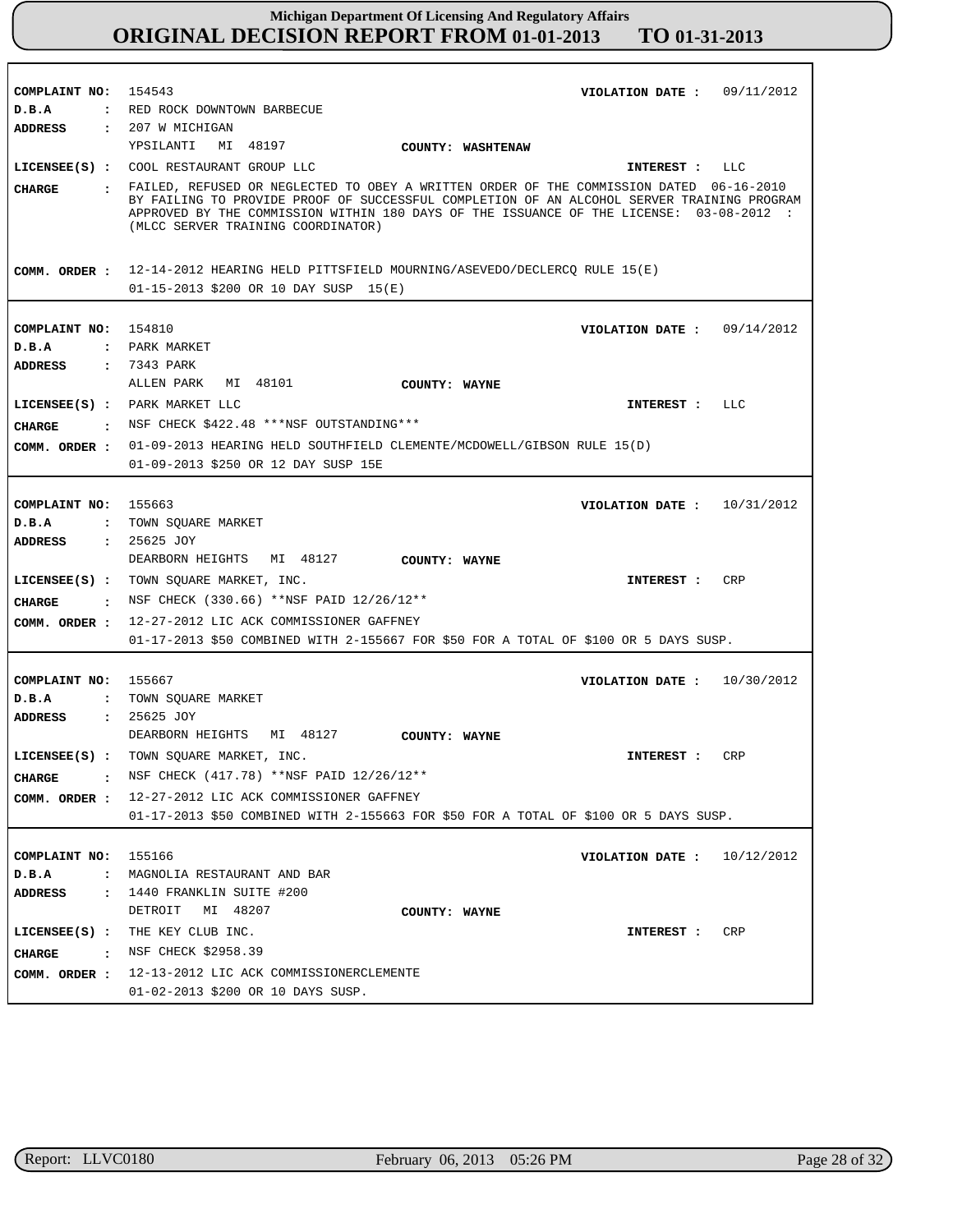# Michigan Department Of Licensing And Regulatory Affairs
## ORIGINAL DECISION REPORT FROM 01-01-2013 TO 01-31-2013

**COMPLAINT NO:** 154543 **VIOLATION DATE :** 09/11/2012
**D.B.A :** RED ROCK DOWNTOWN BARBECUE
**ADDRESS :** 207 W MICHIGAN
YPSILANTI MI 48197 **COUNTY: WASHTENAW**
**LICENSEE(S) :** COOL RESTAURANT GROUP LLC **INTEREST :** LLC
**CHARGE :** FAILED, REFUSED OR NEGLECTED TO OBEY A WRITTEN ORDER OF THE COMMISSION DATED 06-16-2010 BY FAILING TO PROVIDE PROOF OF SUCCESSFUL COMPLETION OF AN ALCOHOL SERVER TRAINING PROGRAM APPROVED BY THE COMMISSION WITHIN 180 DAYS OF THE ISSUANCE OF THE LICENSE: 03-08-2012 : (MLCC SERVER TRAINING COORDINATOR)
**COMM. ORDER :** 12-14-2012 HEARING HELD PITTSFIELD MOURNING/ASEVEDO/DECLERCQ RULE 15(E)
01-15-2013 $200 OR 10 DAY SUSP 15(E)

---

**COMPLAINT NO:** 154810 **VIOLATION DATE :** 09/14/2012
**D.B.A :** PARK MARKET
**ADDRESS :** 7343 PARK
ALLEN PARK MI 48101 **COUNTY: WAYNE**
**LICENSEE(S) :** PARK MARKET LLC **INTEREST :** LLC
**CHARGE :** NSF CHECK $422.48 ***NSF OUTSTANDING***
**COMM. ORDER :** 01-09-2013 HEARING HELD SOUTHFIELD CLEMENTE/MCDOWELL/GIBSON RULE 15(D)
01-09-2013 $250 OR 12 DAY SUSP 15E

---

**COMPLAINT NO:** 155663 **VIOLATION DATE :** 10/31/2012
**D.B.A :** TOWN SQUARE MARKET
**ADDRESS :** 25625 JOY
DEARBORN HEIGHTS MI 48127 **COUNTY: WAYNE**
**LICENSEE(S) :** TOWN SQUARE MARKET, INC. **INTEREST :** CRP
**CHARGE :** NSF CHECK (330.66) **NSF PAID 12/26/12**
**COMM. ORDER :** 12-27-2012 LIC ACK COMMISSIONER GAFFNEY
01-17-2013 $50 COMBINED WITH 2-155667 FOR $50 FOR A TOTAL OF $100 OR 5 DAYS SUSP.

---

**COMPLAINT NO:** 155667 **VIOLATION DATE :** 10/30/2012
**D.B.A :** TOWN SQUARE MARKET
**ADDRESS :** 25625 JOY
DEARBORN HEIGHTS MI 48127 **COUNTY: WAYNE**
**LICENSEE(S) :** TOWN SQUARE MARKET, INC. **INTEREST :** CRP
**CHARGE :** NSF CHECK (417.78) **NSF PAID 12/26/12**
**COMM. ORDER :** 12-27-2012 LIC ACK COMMISSIONER GAFFNEY
01-17-2013 $50 COMBINED WITH 2-155663 FOR $50 FOR A TOTAL OF $100 OR 5 DAYS SUSP.

---

**COMPLAINT NO:** 155166 **VIOLATION DATE :** 10/12/2012
**D.B.A :** MAGNOLIA RESTAURANT AND BAR
**ADDRESS :** 1440 FRANKLIN SUITE #200
DETROIT MI 48207 **COUNTY: WAYNE**
**LICENSEE(S) :** THE KEY CLUB INC. **INTEREST :** CRP
**CHARGE :** NSF CHECK $2958.39
**COMM. ORDER :** 12-13-2012 LIC ACK COMMISSIONERCLEMENTE
01-02-2013 $200 OR 10 DAYS SUSP.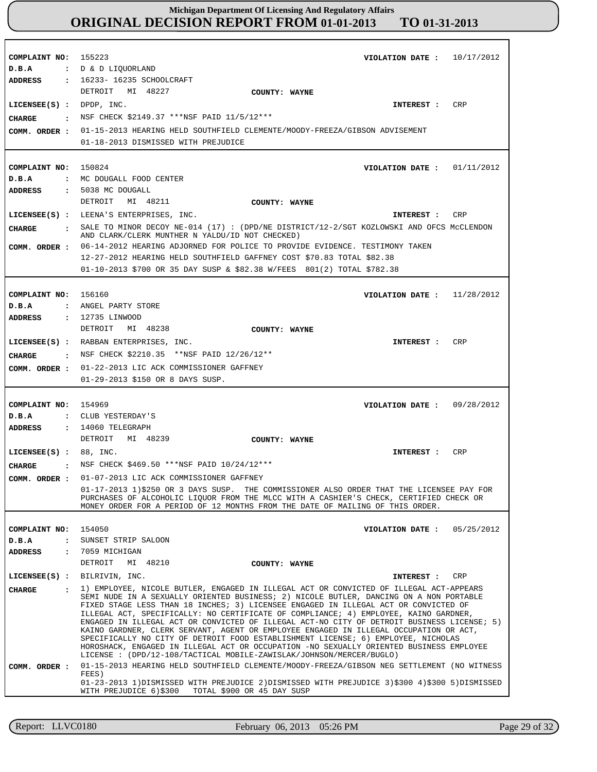# Michigan Department Of Licensing And Regulatory Affairs

## ORIGINAL DECISION REPORT FROM 01-01-2013 TO 01-31-2013

---

**COMPLAINT NO:** 155223  **VIOLATION DATE :** 10/17/2012
**D.B.A :** D & D LIQUORLAND
**ADDRESS :** 16233- 16235 SCHOOLCRAFT
DETROIT MI 48227  **COUNTY: WAYNE**
**LICENSEE(S) :** DPDP, INC.  **INTEREST :** CRP
**CHARGE :** NSF CHECK $2149.37 ***NSF PAID 11/5/12***
**COMM. ORDER :** 01-15-2013 HEARING HELD SOUTHFIELD CLEMENTE/MOODY-FREEZA/GIBSON ADVISEMENT
01-18-2013 DISMISSED WITH PREJUDICE

---

**COMPLAINT NO:** 150824  **VIOLATION DATE :** 01/11/2012
**D.B.A :** MC DOUGALL FOOD CENTER
**ADDRESS :** 5038 MC DOUGALL
DETROIT MI 48211  **COUNTY: WAYNE**
**LICENSEE(S) :** LEENA'S ENTERPRISES, INC.  **INTEREST :** CRP
**CHARGE :** SALE TO MINOR DECOY NE-014 (17) : (DPD/NE DISTRICT/12-2/SGT KOZLOWSKI AND OFCS McCLENDON AND CLARK/CLERK MUNTHER N YALDU/ID NOT CHECKED)
**COMM. ORDER :** 06-14-2012 HEARING ADJORNED FOR POLICE TO PROVIDE EVIDENCE. TESTIMONY TAKEN
12-27-2012 HEARING HELD SOUTHFIELD GAFFNEY COST $70.83 TOTAL $82.38
01-10-2013 $700 OR 35 DAY SUSP & $82.38 W/FEES 801(2) TOTAL $782.38

---

**COMPLAINT NO:** 156160  **VIOLATION DATE :** 11/28/2012
**D.B.A :** ANGEL PARTY STORE
**ADDRESS :** 12735 LINWOOD
DETROIT MI 48238  **COUNTY: WAYNE**
**LICENSEE(S) :** RABBAN ENTERPRISES, INC.  **INTEREST :** CRP
**CHARGE :** NSF CHECK $2210.35 **NSF PAID 12/26/12**
**COMM. ORDER :** 01-22-2013 LIC ACK COMMISSIONER GAFFNEY
01-29-2013 $150 OR 8 DAYS SUSP.

---

**COMPLAINT NO:** 154969  **VIOLATION DATE :** 09/28/2012
**D.B.A :** CLUB YESTERDAY'S
**ADDRESS :** 14060 TELEGRAPH
DETROIT MI 48239  **COUNTY: WAYNE**
**LICENSEE(S) :** 88, INC.  **INTEREST :** CRP
**CHARGE :** NSF CHECK $469.50 ***NSF PAID 10/24/12***
**COMM. ORDER :** 01-07-2013 LIC ACK COMMISSIONER GAFFNEY
01-17-2013 1)$250 OR 3 DAYS SUSP. THE COMMISSIONER ALSO ORDER THAT THE LICENSEE PAY FOR PURCHASES OF ALCOHOLIC LIQUOR FROM THE MLCC WITH A CASHIER'S CHECK, CERTIFIED CHECK OR MONEY ORDER FOR A PERIOD OF 12 MONTHS FROM THE DATE OF MAILING OF THIS ORDER.

---

**COMPLAINT NO:** 154050  **VIOLATION DATE :** 05/25/2012
**D.B.A :** SUNSET STRIP SALOON
**ADDRESS :** 7059 MICHIGAN
DETROIT MI 48210  **COUNTY: WAYNE**
**LICENSEE(S) :** BILRIVIN, INC.  **INTEREST :** CRP
**CHARGE :** 1) EMPLOYEE, NICOLE BUTLER, ENGAGED IN ILLEGAL ACT OR CONVICTED OF ILLEGAL ACT-APPEARS SEMI NUDE IN A SEXUALLY ORIENTED BUSINESS; 2) NICOLE BUTLER, DANCING ON A NON PORTABLE FIXED STAGE LESS THAN 18 INCHES; 3) LICENSEE ENGAGED IN ILLEGAL ACT OR CONVICTED OF ILLEGAL ACT, SPECIFICALLY: NO CERTIFICATE OF COMPLIANCE; 4) EMPLOYEE, KAINO GARDNER, ENGAGED IN ILLEGAL ACT OR CONVICTED OF ILLEGAL ACT-NO CITY OF DETROIT BUSINESS LICENSE; 5) KAINO GARDNER, CLERK SERVANT, AGENT OR EMPLOYEE ENGAGED IN ILLEGAL OCCUPATION OR ACT, SPECIFICALLY NO CITY OF DETROIT FOOD ESTABLISHMENT LICENSE; 6) EMPLOYEE, NICHOLAS HOROSHACK, ENGAGED IN ILLEGAL ACT OR OCCUPATION -NO SEXUALLY ORIENTED BUSINESS EMPLOYEE LICENSE : (DPD/12-108/TACTICAL MOBILE-ZAWISLAK/JOHNSON/MERCER/BUGLO)
**COMM. ORDER :** 01-15-2013 HEARING HELD SOUTHFIELD CLEMENTE/MOODY-FREEZA/GIBSON NEG SETTLEMENT (NO WITNESS FEES)
01-23-2013 1)DISMISSED WITH PREJUDICE 2)DISMISSED WITH PREJUDICE 3)$300 4)$300 5)DISMISSED WITH PREJUDICE 6)$300 TOTAL $900 OR 45 DAY SUSP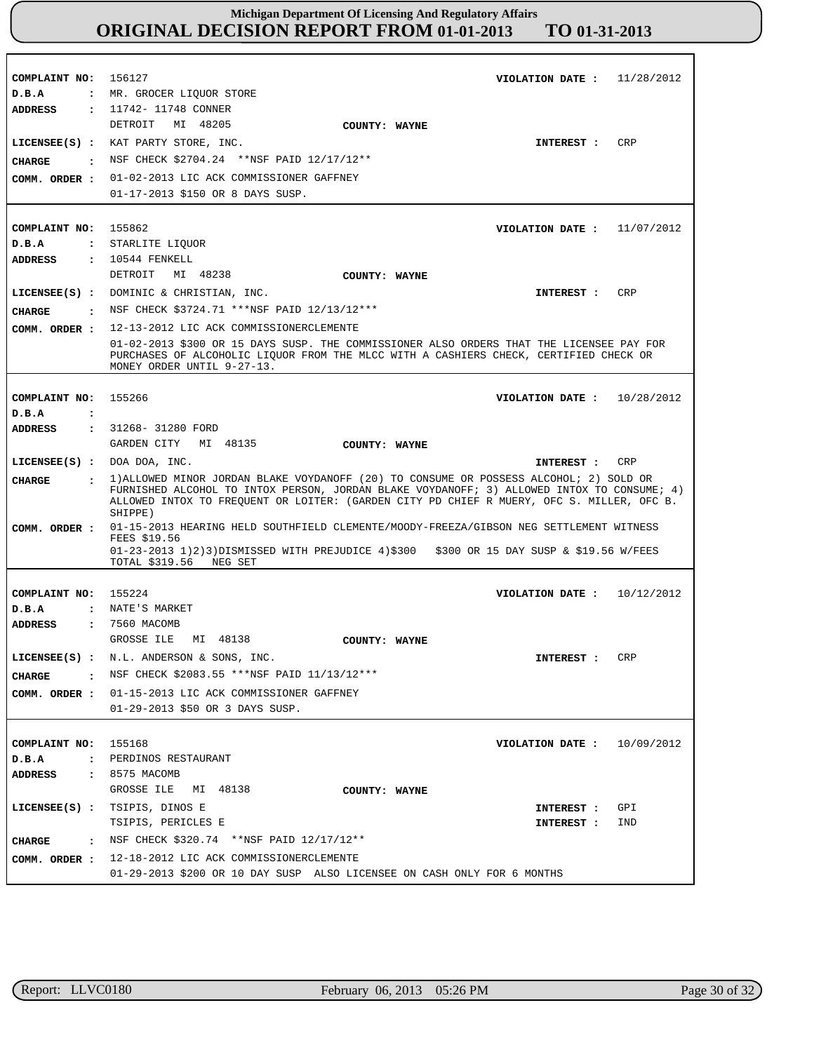**Michigan Department Of Licensing And Regulatory Affairs**

# ORIGINAL DECISION REPORT FROM 01-01-2013 TO 01-31-2013

---

**COMPLAINT NO:** 156127  **VIOLATION DATE :** 11/28/2012
**D.B.A :** MR. GROCER LIQUOR STORE
**ADDRESS :** 11742- 11748 CONNER
DETROIT MI 48205  **COUNTY:** WAYNE
**LICENSEE(S) :** KAT PARTY STORE, INC.  **INTEREST :** CRP
**CHARGE :** NSF CHECK $2704.24 **NSF PAID 12/17/12**
**COMM. ORDER :** 01-02-2013 LIC ACK COMMISSIONER GAFFNEY
01-17-2013 $150 OR 8 DAYS SUSP.

---

**COMPLAINT NO:** 155862  **VIOLATION DATE :** 11/07/2012
**D.B.A :** STARLITE LIQUOR
**ADDRESS :** 10544 FENKELL
DETROIT MI 48238  **COUNTY:** WAYNE
**LICENSEE(S) :** DOMINIC & CHRISTIAN, INC.  **INTEREST :** CRP
**CHARGE :** NSF CHECK $3724.71 ***NSF PAID 12/13/12***
**COMM. ORDER :** 12-13-2012 LIC ACK COMMISSIONERCLEMENTE
01-02-2013 $300 OR 15 DAYS SUSP. THE COMMISSIONER ALSO ORDERS THAT THE LICENSEE PAY FOR PURCHASES OF ALCOHOLIC LIQUOR FROM THE MLCC WITH A CASHIERS CHECK, CERTIFIED CHECK OR MONEY ORDER UNTIL 9-27-13.

---

**COMPLAINT NO:** 155266  **VIOLATION DATE :** 10/28/2012
**D.B.A :**
**ADDRESS :** 31268- 31280 FORD
GARDEN CITY MI 48135  **COUNTY:** WAYNE
**LICENSEE(S) :** DOA DOA, INC.  **INTEREST :** CRP
**CHARGE :** 1)ALLOWED MINOR JORDAN BLAKE VOYDANOFF (20) TO CONSUME OR POSSESS ALCOHOL; 2) SOLD OR FURNISHED ALCOHOL TO INTOX PERSON, JORDAN BLAKE VOYDANOFF; 3) ALLOWED INTOX TO CONSUME; 4) ALLOWED INTOX TO FREQUENT OR LOITER: (GARDEN CITY PD CHIEF R MUERY, OFC S. MILLER, OFC B. SHIPPE)
**COMM. ORDER :** 01-15-2013 HEARING HELD SOUTHFIELD CLEMENTE/MOODY-FREEZA/GIBSON NEG SETTLEMENT WITNESS FEES $19.56
01-23-2013 1)2)3)DISMISSED WITH PREJUDICE 4)$300 $300 OR 15 DAY SUSP & $19.56 W/FEES TOTAL $319.56 NEG SET

---

**COMPLAINT NO:** 155224  **VIOLATION DATE :** 10/12/2012
**D.B.A :** NATE'S MARKET
**ADDRESS :** 7560 MACOMB
GROSSE ILE MI 48138  **COUNTY:** WAYNE
**LICENSEE(S) :** N.L. ANDERSON & SONS, INC.  **INTEREST :** CRP
**CHARGE :** NSF CHECK $2083.55 ***NSF PAID 11/13/12***
**COMM. ORDER :** 01-15-2013 LIC ACK COMMISSIONER GAFFNEY
01-29-2013 $50 OR 3 DAYS SUSP.

---

**COMPLAINT NO:** 155168  **VIOLATION DATE :** 10/09/2012
**D.B.A :** PERDINOS RESTAURANT
**ADDRESS :** 8575 MACOMB
GROSSE ILE MI 48138  **COUNTY:** WAYNE
**LICENSEE(S) :** TSIPIS, DINOS E  **INTEREST :** GPI
TSIPIS, PERICLES E  **INTEREST :** IND
**CHARGE :** NSF CHECK $320.74 **NSF PAID 12/17/12**
**COMM. ORDER :** 12-18-2012 LIC ACK COMMISSIONERCLEMENTE
01-29-2013 $200 OR 10 DAY SUSP ALSO LICENSEE ON CASH ONLY FOR 6 MONTHS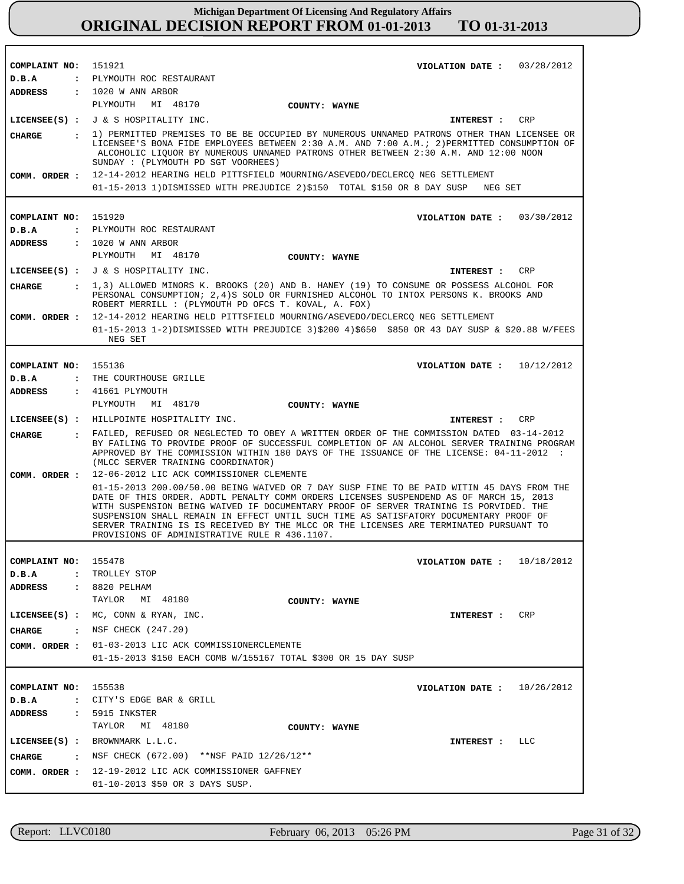**COMPLAINT NO:** 151921
**VIOLATION DATE :** 03/28/2012
**D.B.A :** PLYMOUTH ROC RESTAURANT
**ADDRESS :** 1020 W ANN ARBOR
PLYMOUTH MI 48170
**COUNTY:** WAYNE
**LICENSEE(S) :** J & S HOSPITALITY INC.
**INTEREST :** CRP
**CHARGE :** 1) PERMITTED PREMISES TO BE BE OCCUPIED BY NUMEROUS UNNAMED PATRONS OTHER THAN LICENSEE OR LICENSEE'S BONA FIDE EMPLOYEES BETWEEN 2:30 A.M. AND 7:00 A.M.; 2)PERMITTED CONSUMPTION OF ALCOHOLIC LIQUOR BY NUMEROUS UNNAMED PATRONS OTHER BETWEEN 2:30 A.M. AND 12:00 NOON SUNDAY : (PLYMOUTH PD SGT VOORHEES)
**COMM. ORDER :** 12-14-2012 HEARING HELD PITTSFIELD MOURNING/ASEVEDO/DECLERCQ NEG SETTLEMENT
01-15-2013 1)DISMISSED WITH PREJUDICE 2)$150 TOTAL $150 OR 8 DAY SUSP NEG SET

---

**COMPLAINT NO:** 151920
**VIOLATION DATE :** 03/30/2012
**D.B.A :** PLYMOUTH ROC RESTAURANT
**ADDRESS :** 1020 W ANN ARBOR
PLYMOUTH MI 48170
**COUNTY:** WAYNE
**LICENSEE(S) :** J & S HOSPITALITY INC.
**INTEREST :** CRP
**CHARGE :** 1,3) ALLOWED MINORS K. BROOKS (20) AND B. HANEY (19) TO CONSUME OR POSSESS ALCOHOL FOR PERSONAL CONSUMPTION; 2,4)S SOLD OR FURNISHED ALCOHOL TO INTOX PERSONS K. BROOKS AND ROBERT MERRILL : (PLYMOUTH PD OFCS T. KOVAL, A. FOX)
**COMM. ORDER :** 12-14-2012 HEARING HELD PITTSFIELD MOURNING/ASEVEDO/DECLERCQ NEG SETTLEMENT
01-15-2013 1-2)DISMISSED WITH PREJUDICE 3)$200 4)$650 $850 OR 43 DAY SUSP & $20.88 W/FEES NEG SET

---

**COMPLAINT NO:** 155136
**VIOLATION DATE :** 10/12/2012
**D.B.A :** THE COURTHOUSE GRILLE
**ADDRESS :** 41661 PLYMOUTH
PLYMOUTH MI 48170
**COUNTY:** WAYNE
**LICENSEE(S) :** HILLPOINTE HOSPITALITY INC.
**INTEREST :** CRP
**CHARGE :** FAILED, REFUSED OR NEGLECTED TO OBEY A WRITTEN ORDER OF THE COMMISSION DATED 03-14-2012 BY FAILING TO PROVIDE PROOF OF SUCCESSFUL COMPLETION OF AN ALCOHOL SERVER TRAINING PROGRAM APPROVED BY THE COMMISSION WITHIN 180 DAYS OF THE ISSUANCE OF THE LICENSE: 04-11-2012 : (MLCC SERVER TRAINING COORDINATOR)
**COMM. ORDER :** 12-06-2012 LIC ACK COMMISSIONER CLEMENTE
01-15-2013 200.00/50.00 BEING WAIVED OR 7 DAY SUSP FINE TO BE PAID WITIN 45 DAYS FROM THE DATE OF THIS ORDER. ADDTL PENALTY COMM ORDERS LICENSES SUSPENDEND AS OF MARCH 15, 2013 WITH SUSPENSION BEING WAIVED IF DOCUMENTARY PROOF OF SERVER TRAINING IS PORVIDED. THE SUSPENSION SHALL REMAIN IN EFFECT UNTIL SUCH TIME AS SATISFATORY DOCUMENTARY PROOF OF SERVER TRAINING IS IS RECEIVED BY THE MLCC OR THE LICENSES ARE TERMINATED PURSUANT TO PROVISIONS OF ADMINISTRATIVE RULE R 436.1107.

---

**COMPLAINT NO:** 155478
**VIOLATION DATE :** 10/18/2012
**D.B.A :** TROLLEY STOP
**ADDRESS :** 8820 PELHAM
TAYLOR MI 48180
**COUNTY:** WAYNE
**LICENSEE(S) :** MC, CONN & RYAN, INC.
**INTEREST :** CRP
**CHARGE :** NSF CHECK (247.20)
**COMM. ORDER :** 01-03-2013 LIC ACK COMMISSIONERCLEMENTE
01-15-2013 $150 EACH COMB W/155167 TOTAL $300 OR 15 DAY SUSP

---

**COMPLAINT NO:** 155538
**VIOLATION DATE :** 10/26/2012
**D.B.A :** CITY'S EDGE BAR & GRILL
**ADDRESS :** 5915 INKSTER
TAYLOR MI 48180
**COUNTY:** WAYNE
**LICENSEE(S) :** BROWNMARK L.L.C.
**INTEREST :** LLC
**CHARGE :** NSF CHECK (672.00) **NSF PAID 12/26/12**
**COMM. ORDER :** 12-19-2012 LIC ACK COMMISSIONER GAFFNEY
01-10-2013 $50 OR 3 DAYS SUSP.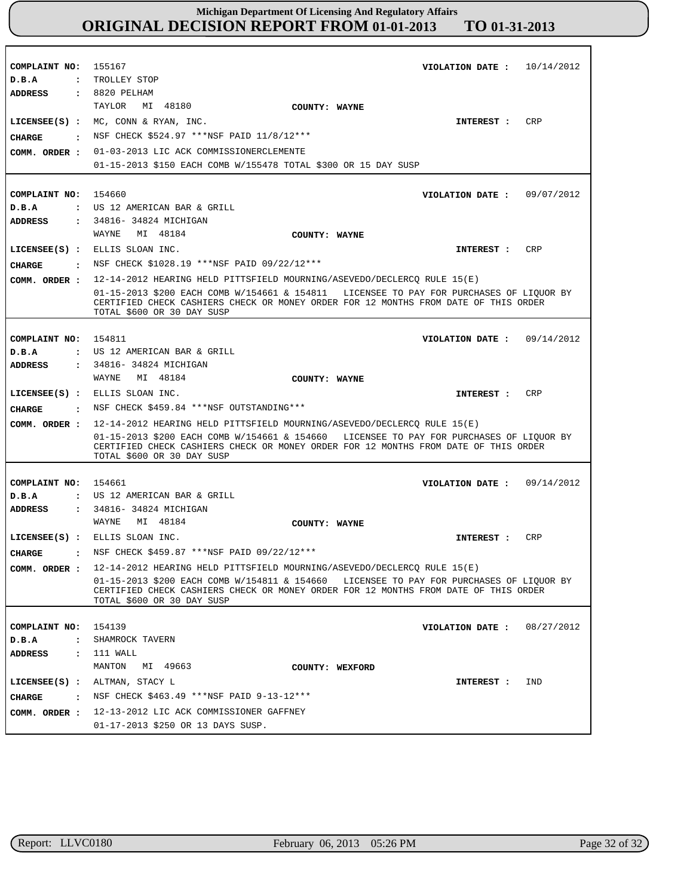| | |
|---|---|
| **COMPLAINT NO:** | 155167 |
| **VIOLATION DATE :** | 10/14/2012 |
| **D.B.A :** | TROLLEY STOP |
| **ADDRESS :** | 8820 PELHAM<br>TAYLOR MI 48180 |
| **COUNTY:** | WAYNE |
| **LICENSEE(S) :** | MC, CONN & RYAN, INC. |
| **INTEREST :** | CRP |
| **CHARGE :** | NSF CHECK $524.97 ***NSF PAID 11/8/12*** |
| **COMM. ORDER :** | 01-03-2013 LIC ACK COMMISSIONERCLEMENTE<br>01-15-2013 $150 EACH COMB W/155478 TOTAL $300 OR 15 DAY SUSP |

| | |
|---|---|
| **COMPLAINT NO:** | 154660 |
| **VIOLATION DATE :** | 09/07/2012 |
| **D.B.A :** | US 12 AMERICAN BAR & GRILL |
| **ADDRESS :** | 34816- 34824 MICHIGAN<br>WAYNE MI 48184 |
| **COUNTY:** | WAYNE |
| **LICENSEE(S) :** | ELLIS SLOAN INC. |
| **INTEREST :** | CRP |
| **CHARGE :** | NSF CHECK $1028.19 ***NSF PAID 09/22/12*** |
| **COMM. ORDER :** | 12-14-2012 HEARING HELD PITTSFIELD MOURNING/ASEVEDO/DECLERCQ RULE 15(E)<br>01-15-2013 $200 EACH COMB W/154661 & 154811 LICENSEE TO PAY FOR PURCHASES OF LIQUOR BY CERTIFIED CHECK CASHIERS CHECK OR MONEY ORDER FOR 12 MONTHS FROM DATE OF THIS ORDER TOTAL $600 OR 30 DAY SUSP |

| | |
|---|---|
| **COMPLAINT NO:** | 154811 |
| **VIOLATION DATE :** | 09/14/2012 |
| **D.B.A :** | US 12 AMERICAN BAR & GRILL |
| **ADDRESS :** | 34816- 34824 MICHIGAN<br>WAYNE MI 48184 |
| **COUNTY:** | WAYNE |
| **LICENSEE(S) :** | ELLIS SLOAN INC. |
| **INTEREST :** | CRP |
| **CHARGE :** | NSF CHECK $459.84 ***NSF OUTSTANDING*** |
| **COMM. ORDER :** | 12-14-2012 HEARING HELD PITTSFIELD MOURNING/ASEVEDO/DECLERCQ RULE 15(E)<br>01-15-2013 $200 EACH COMB W/154661 & 154660 LICENSEE TO PAY FOR PURCHASES OF LIQUOR BY CERTIFIED CHECK CASHIERS CHECK OR MONEY ORDER FOR 12 MONTHS FROM DATE OF THIS ORDER TOTAL $600 OR 30 DAY SUSP |

| | |
|---|---|
| **COMPLAINT NO:** | 154661 |
| **VIOLATION DATE :** | 09/14/2012 |
| **D.B.A :** | US 12 AMERICAN BAR & GRILL |
| **ADDRESS :** | 34816- 34824 MICHIGAN<br>WAYNE MI 48184 |
| **COUNTY:** | WAYNE |
| **LICENSEE(S) :** | ELLIS SLOAN INC. |
| **INTEREST :** | CRP |
| **CHARGE :** | NSF CHECK $459.87 ***NSF PAID 09/22/12*** |
| **COMM. ORDER :** | 12-14-2012 HEARING HELD PITTSFIELD MOURNING/ASEVEDO/DECLERCQ RULE 15(E)<br>01-15-2013 $200 EACH COMB W/154811 & 154660 LICENSEE TO PAY FOR PURCHASES OF LIQUOR BY CERTIFIED CHECK CASHIERS CHECK OR MONEY ORDER FOR 12 MONTHS FROM DATE OF THIS ORDER TOTAL $600 OR 30 DAY SUSP |

| | |
|---|---|
| **COMPLAINT NO:** | 154139 |
| **VIOLATION DATE :** | 08/27/2012 |
| **D.B.A :** | SHAMROCK TAVERN |
| **ADDRESS :** | 111 WALL<br>MANTON MI 49663 |
| **COUNTY:** | WEXFORD |
| **LICENSEE(S) :** | ALTMAN, STACY L |
| **INTEREST :** | IND |
| **CHARGE :** | NSF CHECK $463.49 ***NSF PAID 9-13-12*** |
| **COMM. ORDER :** | 12-13-2012 LIC ACK COMMISSIONER GAFFNEY<br>01-17-2013 $250 OR 13 DAYS SUSP. |